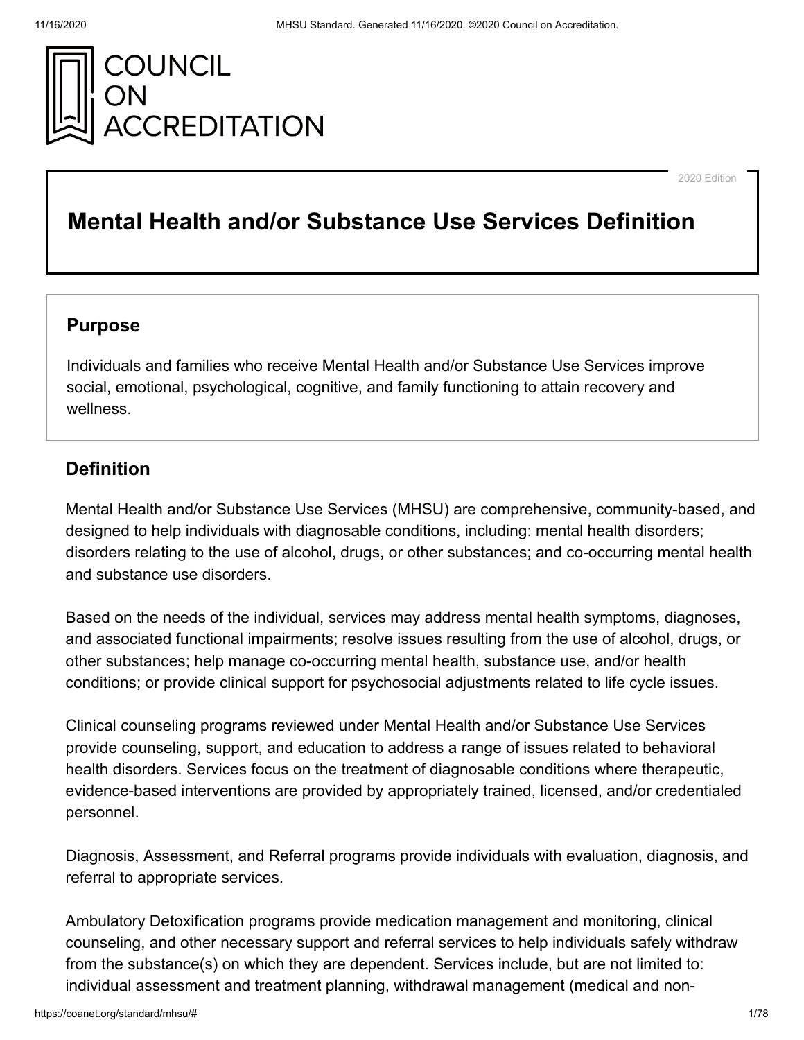COUNCIL ON ACCREDITATION

2020 Edition

# Mental Health and/or Substance Use Services Definition

## Purpose

Individuals and families who receive Mental Health and/or Substance Use Services improve social, emotional, psychological, cognitive, and family functioning to attain recovery and wellness.

## Definition

Mental Health and/or Substance Use Services (MHSU) are comprehensive, community-based, and designed to help individuals with diagnosable conditions, including: mental health disorders; disorders relating to the use of alcohol, drugs, or other substances; and co-occurring mental health and substance use disorders.

Based on the needs of the individual, services may address mental health symptoms, diagnoses, and associated functional impairments; resolve issues resulting from the use of alcohol, drugs, or other substances; help manage co-occurring mental health, substance use, and/or health conditions; or provide clinical support for psychosocial adjustments related to life cycle issues.

Clinical counseling programs reviewed under Mental Health and/or Substance Use Services provide counseling, support, and education to address a range of issues related to behavioral health disorders. Services focus on the treatment of diagnosable conditions where therapeutic, evidence-based interventions are provided by appropriately trained, licensed, and/or credentialed personnel.

Diagnosis, Assessment, and Referral programs provide individuals with evaluation, diagnosis, and referral to appropriate services.

Ambulatory Detoxification programs provide medication management and monitoring, clinical counseling, and other necessary support and referral services to help individuals safely withdraw from the substance(s) on which they are dependent. Services include, but are not limited to: individual assessment and treatment planning, withdrawal management (medical and non-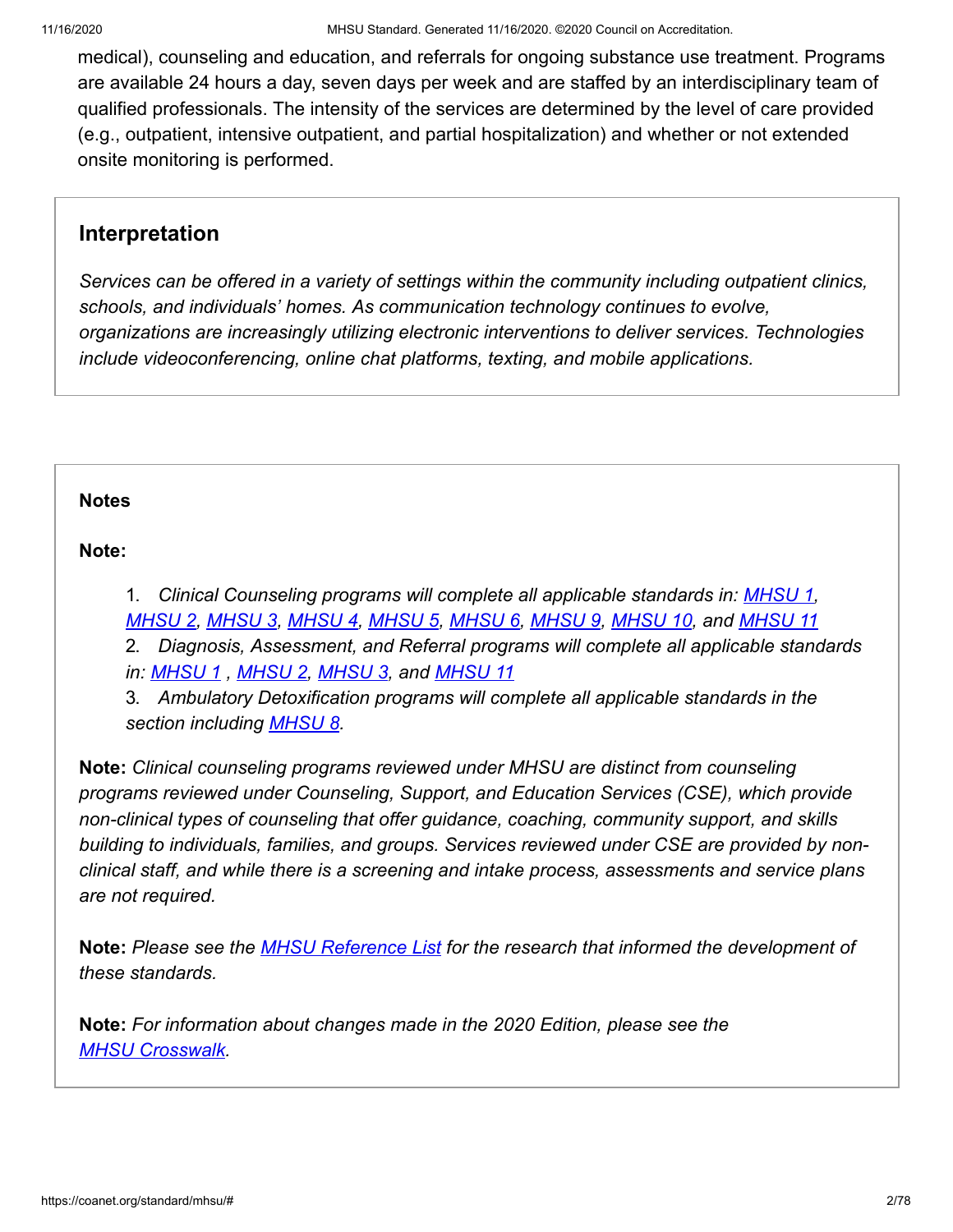medical), counseling and education, and referrals for ongoing substance use treatment. Programs are available 24 hours a day, seven days per week and are staffed by an interdisciplinary team of qualified professionals. The intensity of the services are determined by the level of care provided (e.g., outpatient, intensive outpatient, and partial hospitalization) and whether or not extended onsite monitoring is performed.

## Interpretation

*Services can be offered in a variety of settings within the community including outpatient clinics, schools, and individuals' homes. As communication technology continues to evolve, organizations are increasingly utilizing electronic interventions to deliver services. Technologies include videoconferencing, online chat platforms, texting, and mobile applications.*

**Notes**

**Note:**

1. *Clinical Counseling programs will complete all applicable standards in: MHSU 1, MHSU 2, MHSU 3, MHSU 4, MHSU 5, MHSU 6, MHSU 9, MHSU 10, and MHSU 11*
2. *Diagnosis, Assessment, and Referral programs will complete all applicable standards in: MHSU 1 , MHSU 2, MHSU 3, and MHSU 11*
3. *Ambulatory Detoxification programs will complete all applicable standards in the section including MHSU 8.*

**Note:** *Clinical counseling programs reviewed under MHSU are distinct from counseling programs reviewed under Counseling, Support, and Education Services (CSE), which provide non-clinical types of counseling that offer guidance, coaching, community support, and skills building to individuals, families, and groups. Services reviewed under CSE are provided by non-clinical staff, and while there is a screening and intake process, assessments and service plans are not required.*

**Note:** *Please see the MHSU Reference List for the research that informed the development of these standards.*

**Note:** *For information about changes made in the 2020 Edition, please see the MHSU Crosswalk.*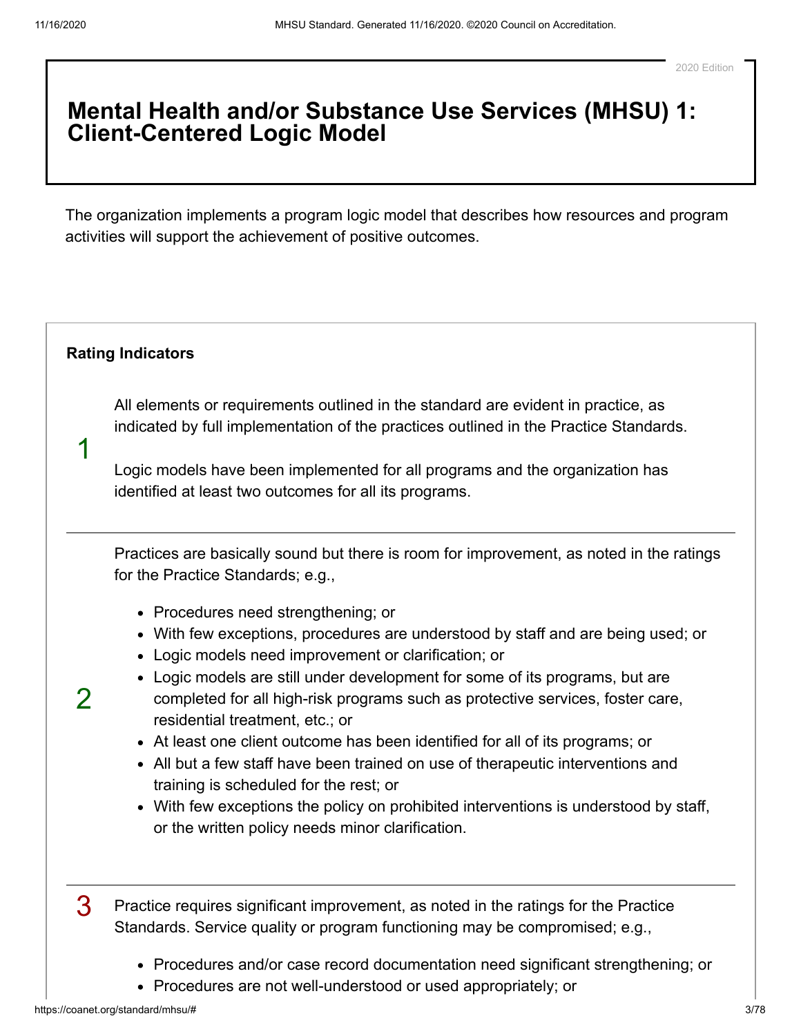2020 Edition

# Mental Health and/or Substance Use Services (MHSU) 1: Client-Centered Logic Model

The organization implements a program logic model that describes how resources and program activities will support the achievement of positive outcomes.

**Rating Indicators**

1

All elements or requirements outlined in the standard are evident in practice, as indicated by full implementation of the practices outlined in the Practice Standards.

Logic models have been implemented for all programs and the organization has identified at least two outcomes for all its programs.

---

2

Practices are basically sound but there is room for improvement, as noted in the ratings for the Practice Standards; e.g.,

- Procedures need strengthening; or
- With few exceptions, procedures are understood by staff and are being used; or
- Logic models need improvement or clarification; or
- Logic models are still under development for some of its programs, but are completed for all high-risk programs such as protective services, foster care, residential treatment, etc.; or
- At least one client outcome has been identified for all of its programs; or
- All but a few staff have been trained on use of therapeutic interventions and training is scheduled for the rest; or
- With few exceptions the policy on prohibited interventions is understood by staff, or the written policy needs minor clarification.

---

3

Practice requires significant improvement, as noted in the ratings for the Practice Standards. Service quality or program functioning may be compromised; e.g.,

- Procedures and/or case record documentation need significant strengthening; or
- Procedures are not well-understood or used appropriately; or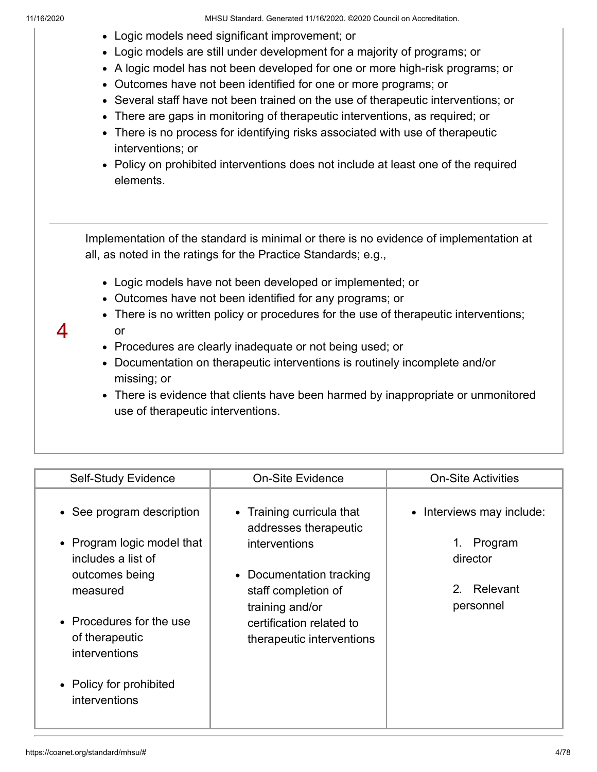- Logic models need significant improvement; or
- Logic models are still under development for a majority of programs; or
- A logic model has not been developed for one or more high-risk programs; or
- Outcomes have not been identified for one or more programs; or
- Several staff have not been trained on the use of therapeutic interventions; or
- There are gaps in monitoring of therapeutic interventions, as required; or
- There is no process for identifying risks associated with use of therapeutic interventions; or
- Policy on prohibited interventions does not include at least one of the required elements.

---

4

Implementation of the standard is minimal or there is no evidence of implementation at all, as noted in the ratings for the Practice Standards; e.g.,

- Logic models have not been developed or implemented; or
- Outcomes have not been identified for any programs; or
- There is no written policy or procedures for the use of therapeutic interventions; or
- Procedures are clearly inadequate or not being used; or
- Documentation on therapeutic interventions is routinely incomplete and/or missing; or
- There is evidence that clients have been harmed by inappropriate or unmonitored use of therapeutic interventions.

| Self-Study Evidence | On-Site Evidence | On-Site Activities |
| --- | --- | --- |
| • See program description<br>• Program logic model that includes a list of outcomes being measured<br>• Procedures for the use of therapeutic interventions<br>• Policy for prohibited interventions | • Training curricula that addresses therapeutic interventions<br>• Documentation tracking staff completion of training and/or certification related to therapeutic interventions | • Interviews may include:<br>1. Program director<br>2. Relevant personnel |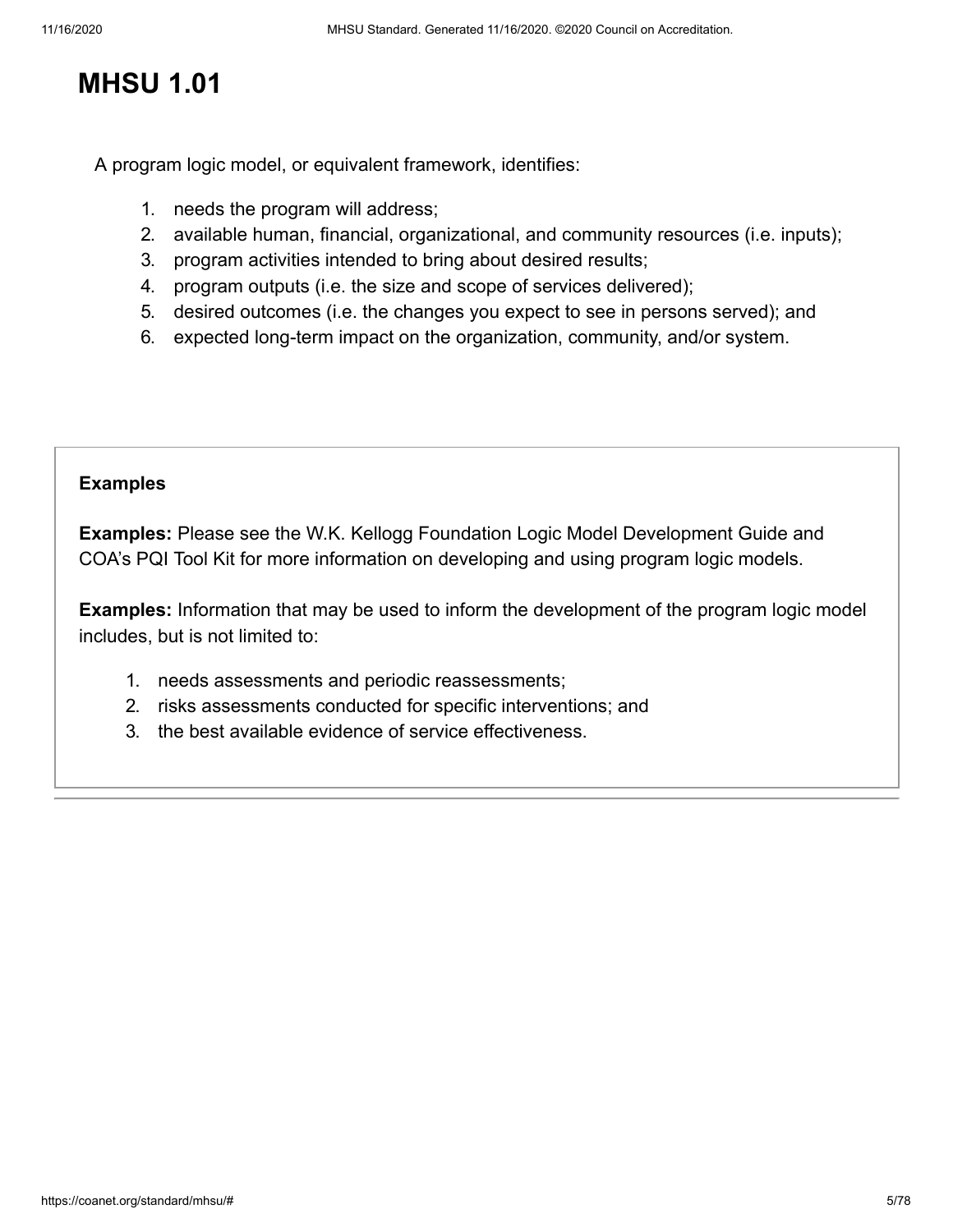# MHSU 1.01

A program logic model, or equivalent framework, identifies:

1. needs the program will address;
2. available human, financial, organizational, and community resources (i.e. inputs);
3. program activities intended to bring about desired results;
4. program outputs (i.e. the size and scope of services delivered);
5. desired outcomes (i.e. the changes you expect to see in persons served); and
6. expected long-term impact on the organization, community, and/or system.

**Examples**

**Examples:** Please see the W.K. Kellogg Foundation Logic Model Development Guide and COA's PQI Tool Kit for more information on developing and using program logic models.

**Examples:** Information that may be used to inform the development of the program logic model includes, but is not limited to:

1. needs assessments and periodic reassessments;
2. risks assessments conducted for specific interventions; and
3. the best available evidence of service effectiveness.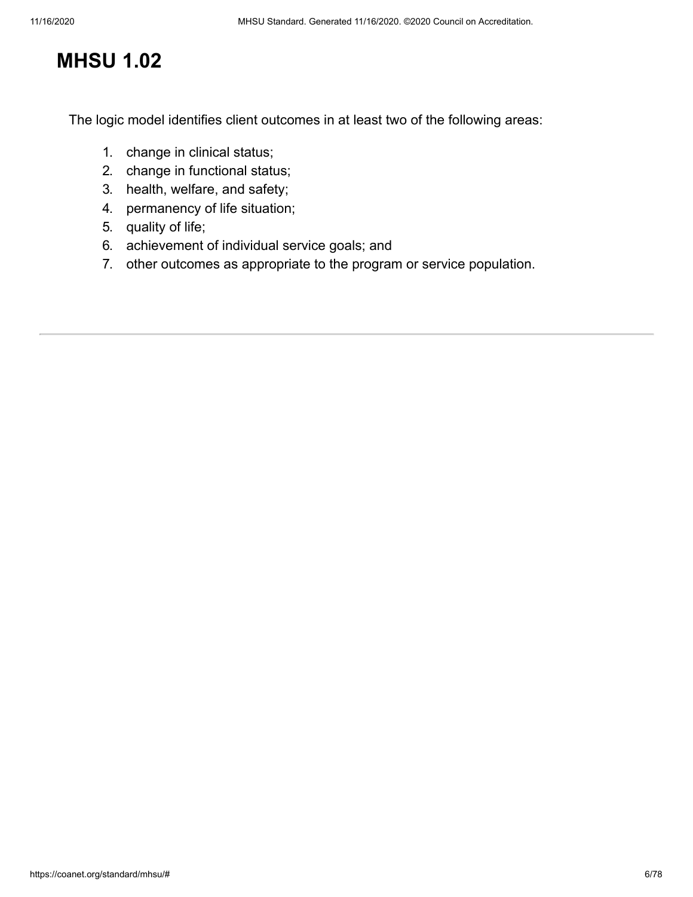# MHSU 1.02

The logic model identifies client outcomes in at least two of the following areas:

1. change in clinical status;
2. change in functional status;
3. health, welfare, and safety;
4. permanency of life situation;
5. quality of life;
6. achievement of individual service goals; and
7. other outcomes as appropriate to the program or service population.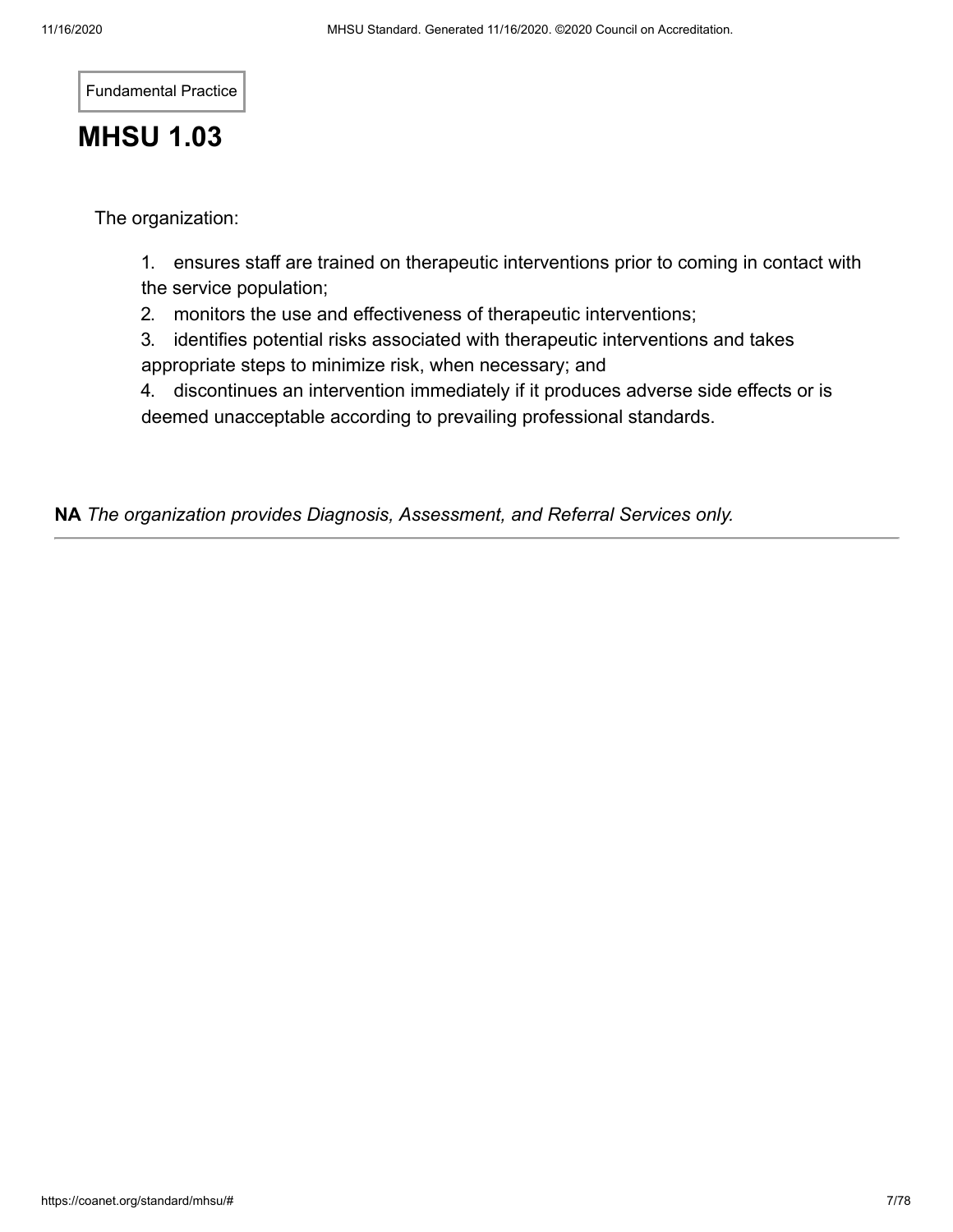Fundamental Practice

# MHSU 1.03

The organization:

1. ensures staff are trained on therapeutic interventions prior to coming in contact with the service population;
2. monitors the use and effectiveness of therapeutic interventions;
3. identifies potential risks associated with therapeutic interventions and takes appropriate steps to minimize risk, when necessary; and
4. discontinues an intervention immediately if it produces adverse side effects or is deemed unacceptable according to prevailing professional standards.

**NA** *The organization provides Diagnosis, Assessment, and Referral Services only.*

---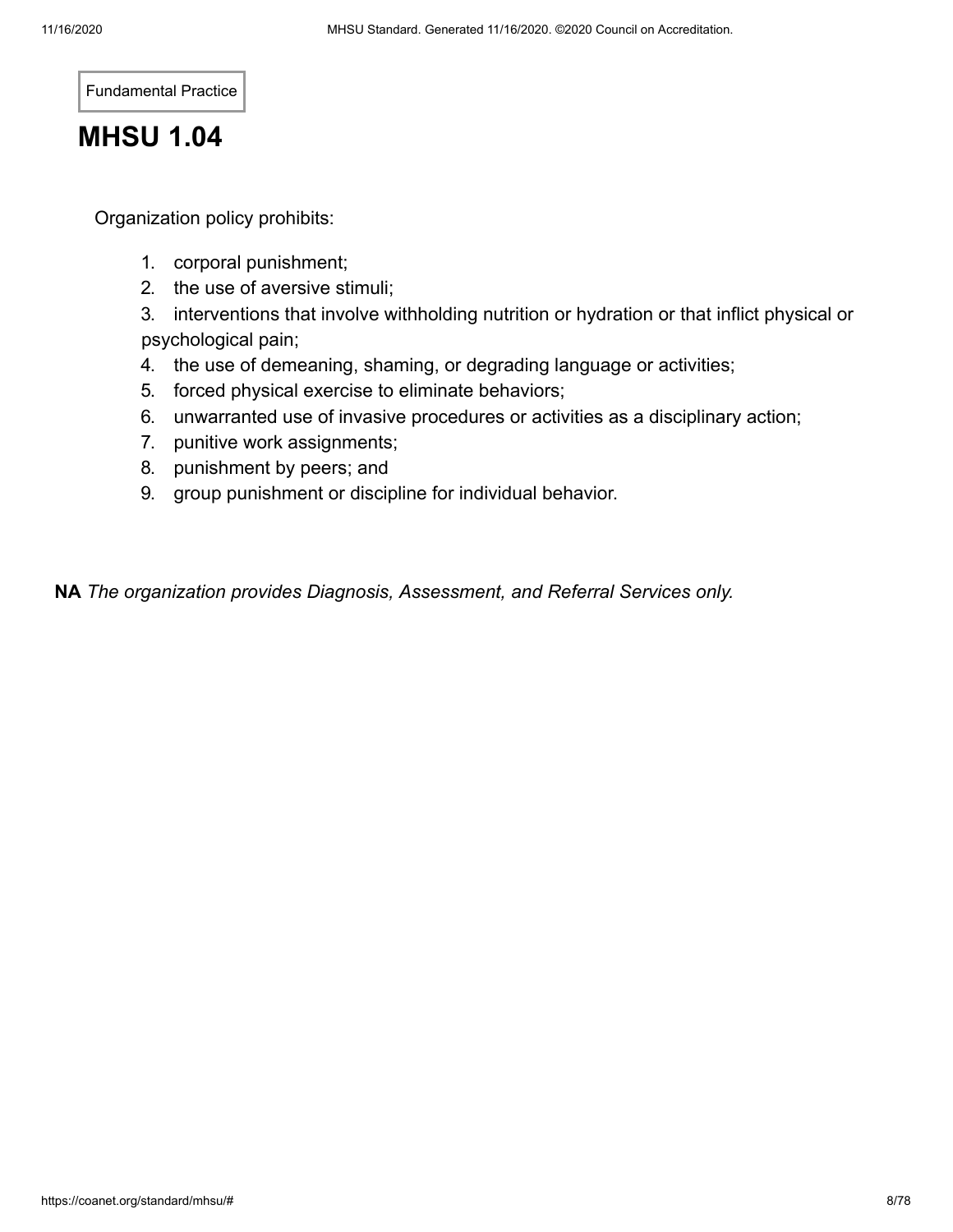Fundamental Practice

# MHSU 1.04

Organization policy prohibits:

1. corporal punishment;
2. the use of aversive stimuli;
3. interventions that involve withholding nutrition or hydration or that inflict physical or psychological pain;
4. the use of demeaning, shaming, or degrading language or activities;
5. forced physical exercise to eliminate behaviors;
6. unwarranted use of invasive procedures or activities as a disciplinary action;
7. punitive work assignments;
8. punishment by peers; and
9. group punishment or discipline for individual behavior.

**NA** *The organization provides Diagnosis, Assessment, and Referral Services only.*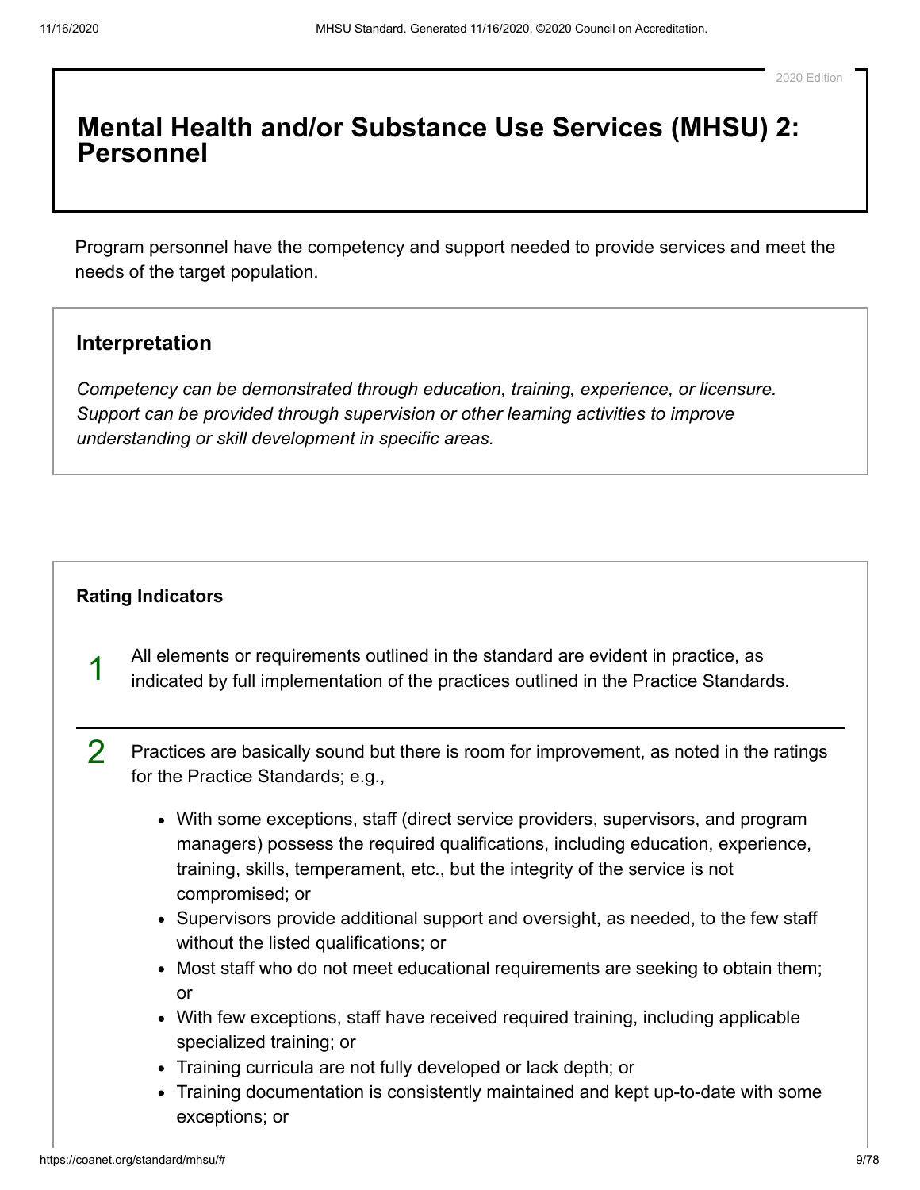2020 Edition

# Mental Health and/or Substance Use Services (MHSU) 2: Personnel

Program personnel have the competency and support needed to provide services and meet the needs of the target population.

## Interpretation

*Competency can be demonstrated through education, training, experience, or licensure. Support can be provided through supervision or other learning activities to improve understanding or skill development in specific areas.*

**Rating Indicators**

1 All elements or requirements outlined in the standard are evident in practice, as indicated by full implementation of the practices outlined in the Practice Standards.

2 Practices are basically sound but there is room for improvement, as noted in the ratings for the Practice Standards; e.g.,

- With some exceptions, staff (direct service providers, supervisors, and program managers) possess the required qualifications, including education, experience, training, skills, temperament, etc., but the integrity of the service is not compromised; or
- Supervisors provide additional support and oversight, as needed, to the few staff without the listed qualifications; or
- Most staff who do not meet educational requirements are seeking to obtain them; or
- With few exceptions, staff have received required training, including applicable specialized training; or
- Training curricula are not fully developed or lack depth; or
- Training documentation is consistently maintained and kept up-to-date with some exceptions; or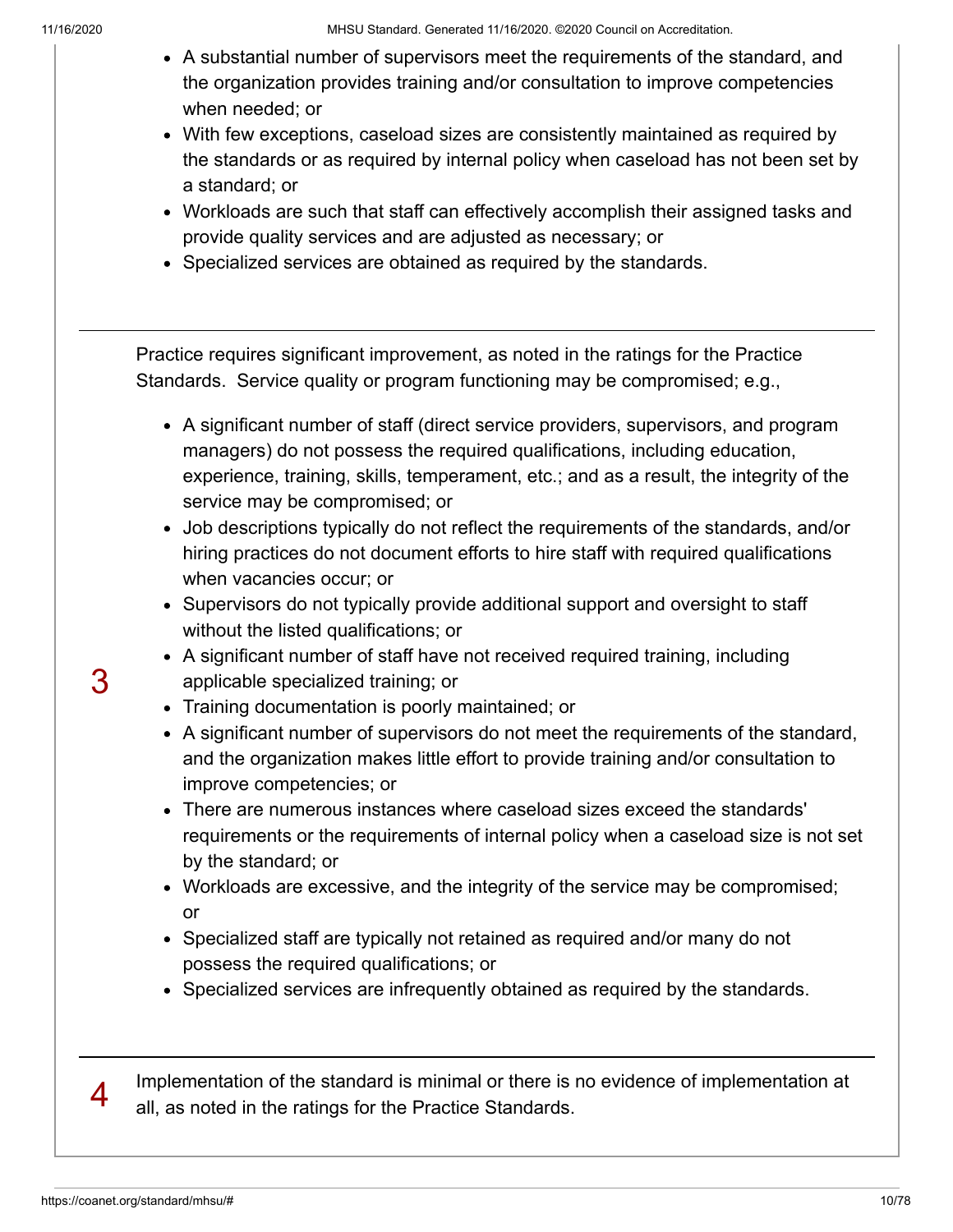- A substantial number of supervisors meet the requirements of the standard, and the organization provides training and/or consultation to improve competencies when needed; or
- With few exceptions, caseload sizes are consistently maintained as required by the standards or as required by internal policy when caseload has not been set by a standard; or
- Workloads are such that staff can effectively accomplish their assigned tasks and provide quality services and are adjusted as necessary; or
- Specialized services are obtained as required by the standards.

---

**3**

Practice requires significant improvement, as noted in the ratings for the Practice Standards. Service quality or program functioning may be compromised; e.g.,

- A significant number of staff (direct service providers, supervisors, and program managers) do not possess the required qualifications, including education, experience, training, skills, temperament, etc.; and as a result, the integrity of the service may be compromised; or
- Job descriptions typically do not reflect the requirements of the standards, and/or hiring practices do not document efforts to hire staff with required qualifications when vacancies occur; or
- Supervisors do not typically provide additional support and oversight to staff without the listed qualifications; or
- A significant number of staff have not received required training, including applicable specialized training; or
- Training documentation is poorly maintained; or
- A significant number of supervisors do not meet the requirements of the standard, and the organization makes little effort to provide training and/or consultation to improve competencies; or
- There are numerous instances where caseload sizes exceed the standards' requirements or the requirements of internal policy when a caseload size is not set by the standard; or
- Workloads are excessive, and the integrity of the service may be compromised; or
- Specialized staff are typically not retained as required and/or many do not possess the required qualifications; or
- Specialized services are infrequently obtained as required by the standards.

---

**4**

Implementation of the standard is minimal or there is no evidence of implementation at all, as noted in the ratings for the Practice Standards.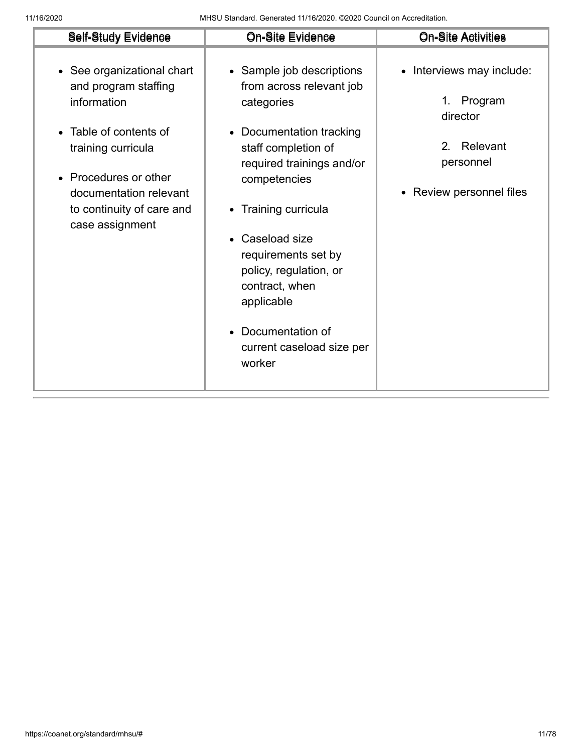| Self-Study Evidence | On-Site Evidence | On-Site Activities |
| --- | --- | --- |
| • See organizational chart and program staffing information<br><br>• Table of contents of training curricula<br><br>• Procedures or other documentation relevant to continuity of care and case assignment | • Sample job descriptions from across relevant job categories<br><br>• Documentation tracking staff completion of required trainings and/or competencies<br><br>• Training curricula<br><br>• Caseload size requirements set by policy, regulation, or contract, when applicable<br><br>• Documentation of current caseload size per worker | • Interviews may include:<br>1. Program director<br>2. Relevant personnel<br><br>• Review personnel files |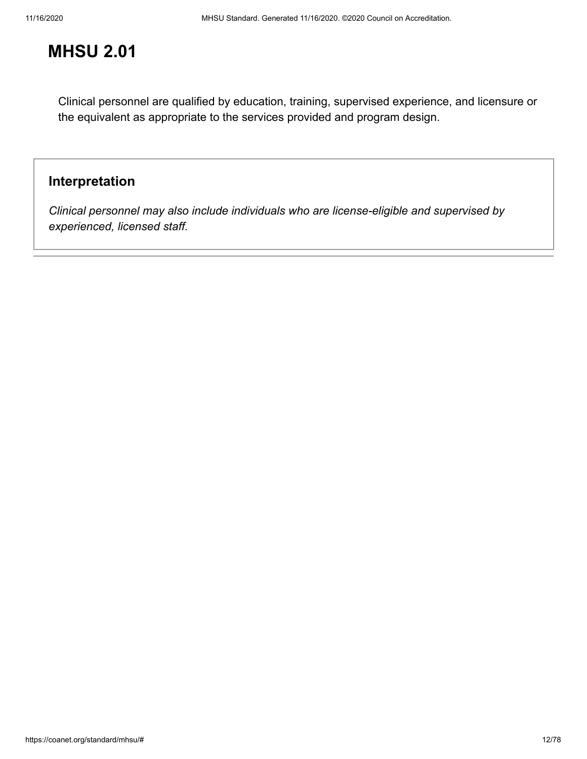# MHSU 2.01

Clinical personnel are qualified by education, training, supervised experience, and licensure or the equivalent as appropriate to the services provided and program design.

## Interpretation

*Clinical personnel may also include individuals who are license-eligible and supervised by experienced, licensed staff.*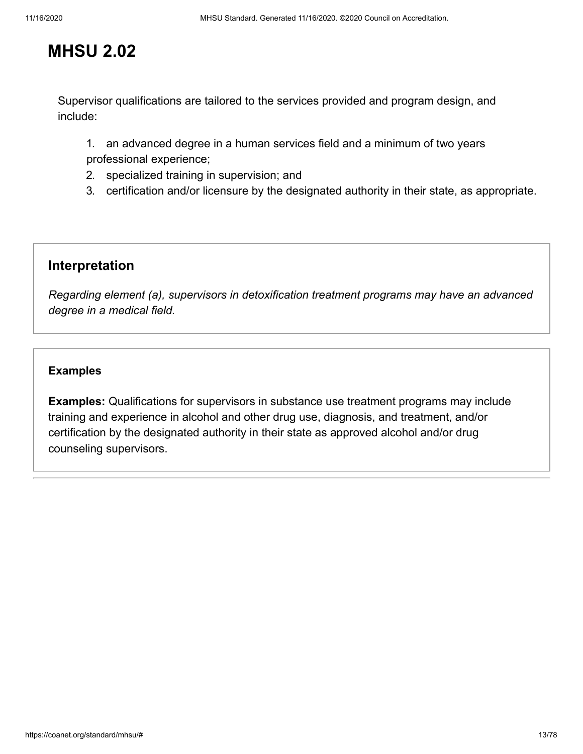# MHSU 2.02

Supervisor qualifications are tailored to the services provided and program design, and include:

1. an advanced degree in a human services field and a minimum of two years professional experience;
2. specialized training in supervision; and
3. certification and/or licensure by the designated authority in their state, as appropriate.

## Interpretation

*Regarding element (a), supervisors in detoxification treatment programs may have an advanced degree in a medical field.*

### Examples

**Examples:** Qualifications for supervisors in substance use treatment programs may include training and experience in alcohol and other drug use, diagnosis, and treatment, and/or certification by the designated authority in their state as approved alcohol and/or drug counseling supervisors.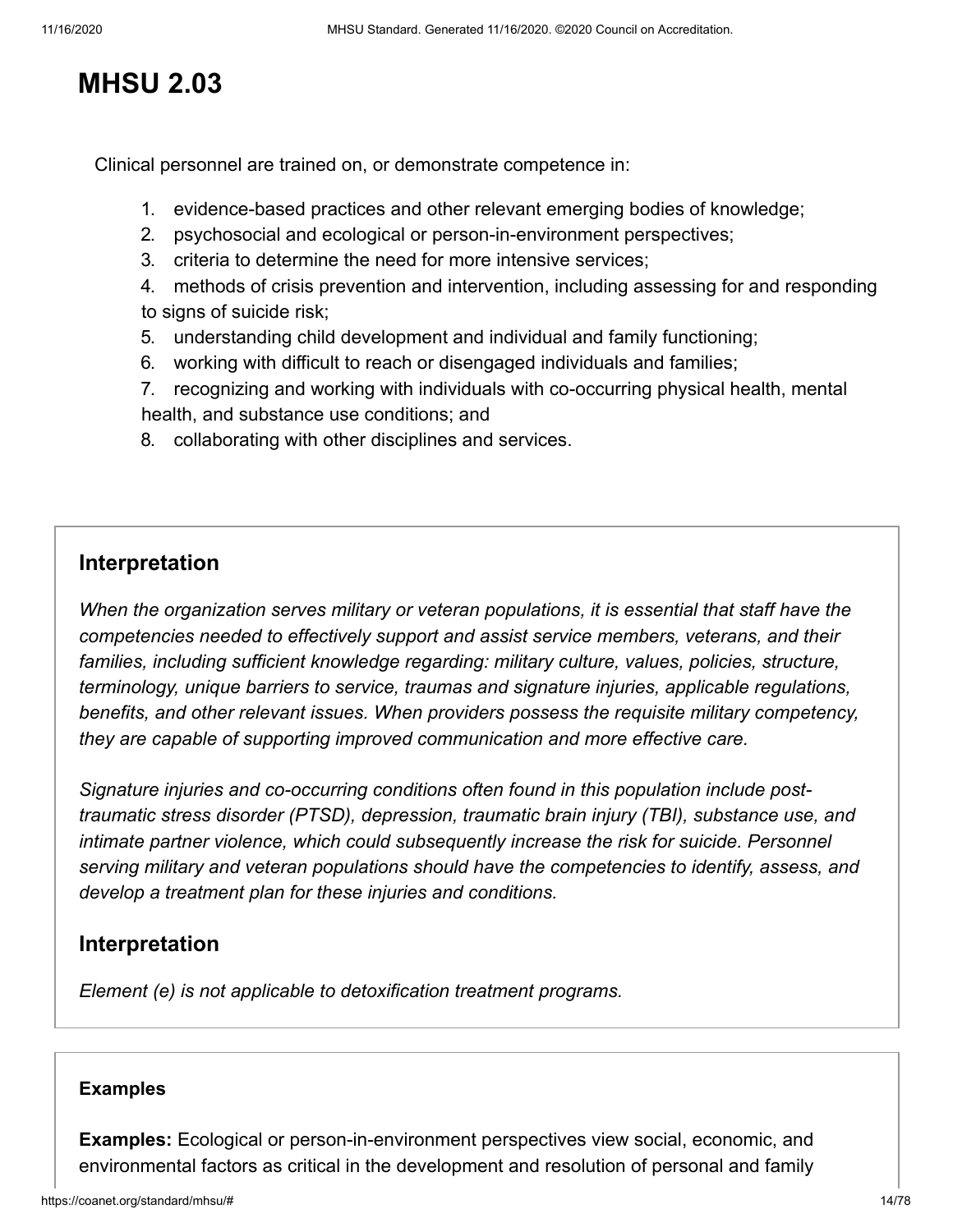# MHSU 2.03

Clinical personnel are trained on, or demonstrate competence in:

1. evidence-based practices and other relevant emerging bodies of knowledge;
2. psychosocial and ecological or person-in-environment perspectives;
3. criteria to determine the need for more intensive services;
4. methods of crisis prevention and intervention, including assessing for and responding to signs of suicide risk;
5. understanding child development and individual and family functioning;
6. working with difficult to reach or disengaged individuals and families;
7. recognizing and working with individuals with co-occurring physical health, mental health, and substance use conditions; and
8. collaborating with other disciplines and services.

## Interpretation

*When the organization serves military or veteran populations, it is essential that staff have the competencies needed to effectively support and assist service members, veterans, and their families, including sufficient knowledge regarding: military culture, values, policies, structure, terminology, unique barriers to service, traumas and signature injuries, applicable regulations, benefits, and other relevant issues. When providers possess the requisite military competency, they are capable of supporting improved communication and more effective care.*

*Signature injuries and co-occurring conditions often found in this population include post-traumatic stress disorder (PTSD), depression, traumatic brain injury (TBI), substance use, and intimate partner violence, which could subsequently increase the risk for suicide. Personnel serving military and veteran populations should have the competencies to identify, assess, and develop a treatment plan for these injuries and conditions.*

## Interpretation

*Element (e) is not applicable to detoxification treatment programs.*

### Examples

**Examples:** Ecological or person-in-environment perspectives view social, economic, and environmental factors as critical in the development and resolution of personal and family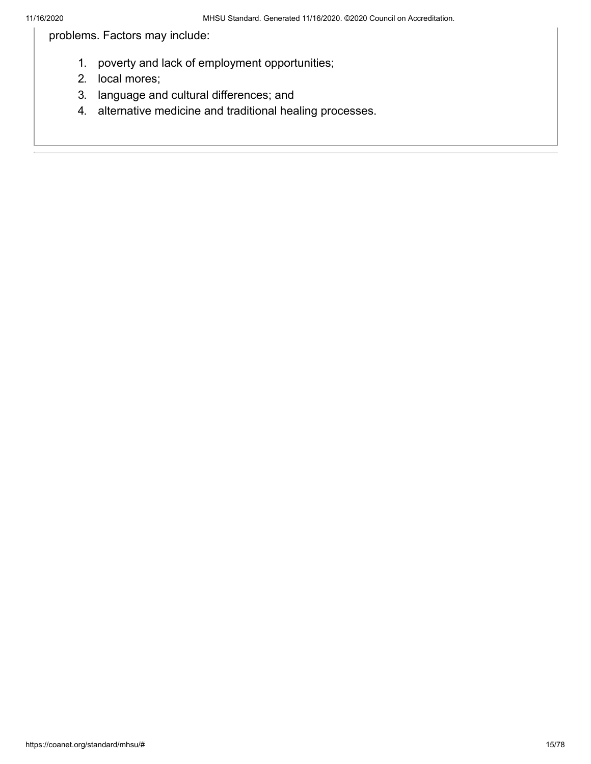problems. Factors may include:

1. poverty and lack of employment opportunities;
2. local mores;
3. language and cultural differences; and
4. alternative medicine and traditional healing processes.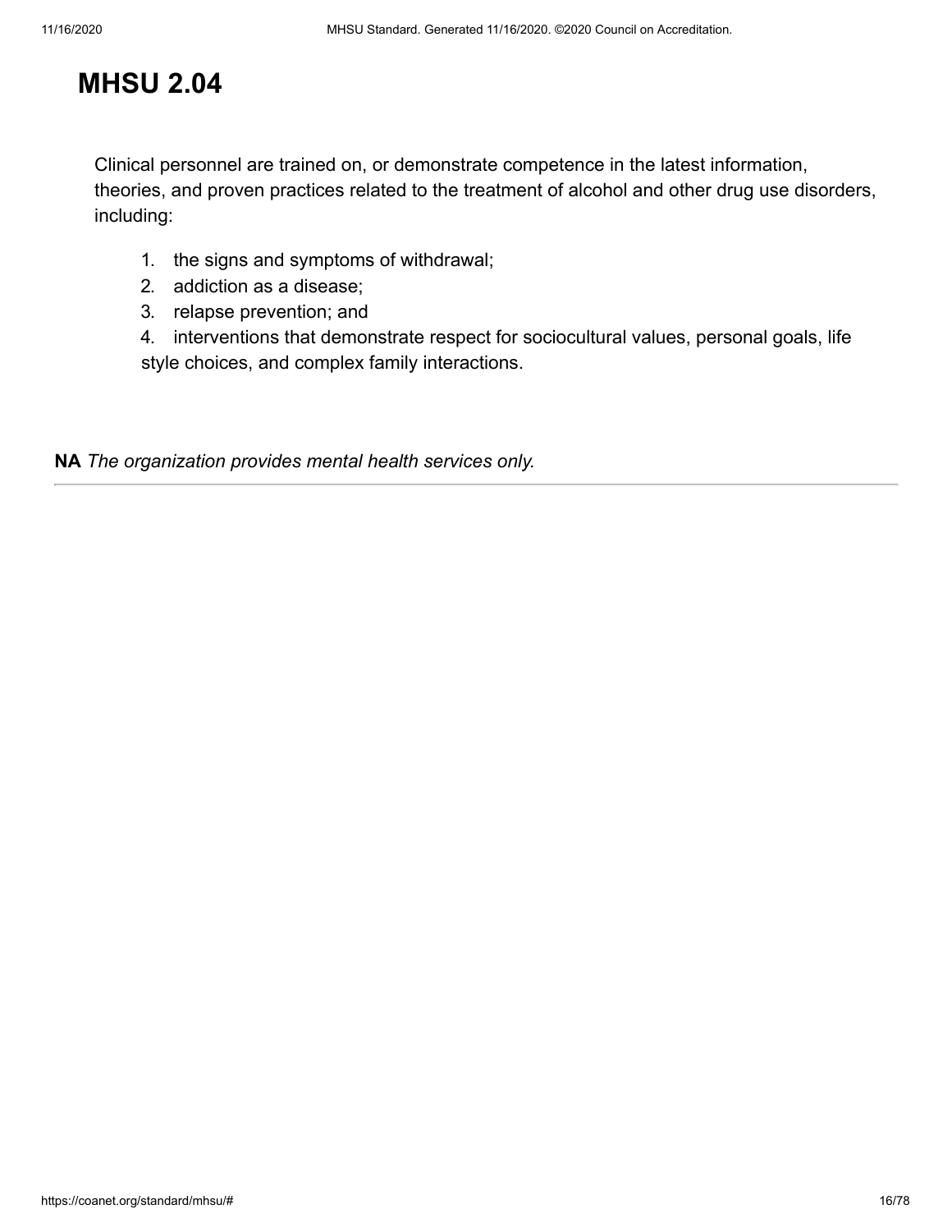# MHSU 2.04

Clinical personnel are trained on, or demonstrate competence in the latest information, theories, and proven practices related to the treatment of alcohol and other drug use disorders, including:

1. the signs and symptoms of withdrawal;
2. addiction as a disease;
3. relapse prevention; and
4. interventions that demonstrate respect for sociocultural values, personal goals, life style choices, and complex family interactions.

**NA** *The organization provides mental health services only.*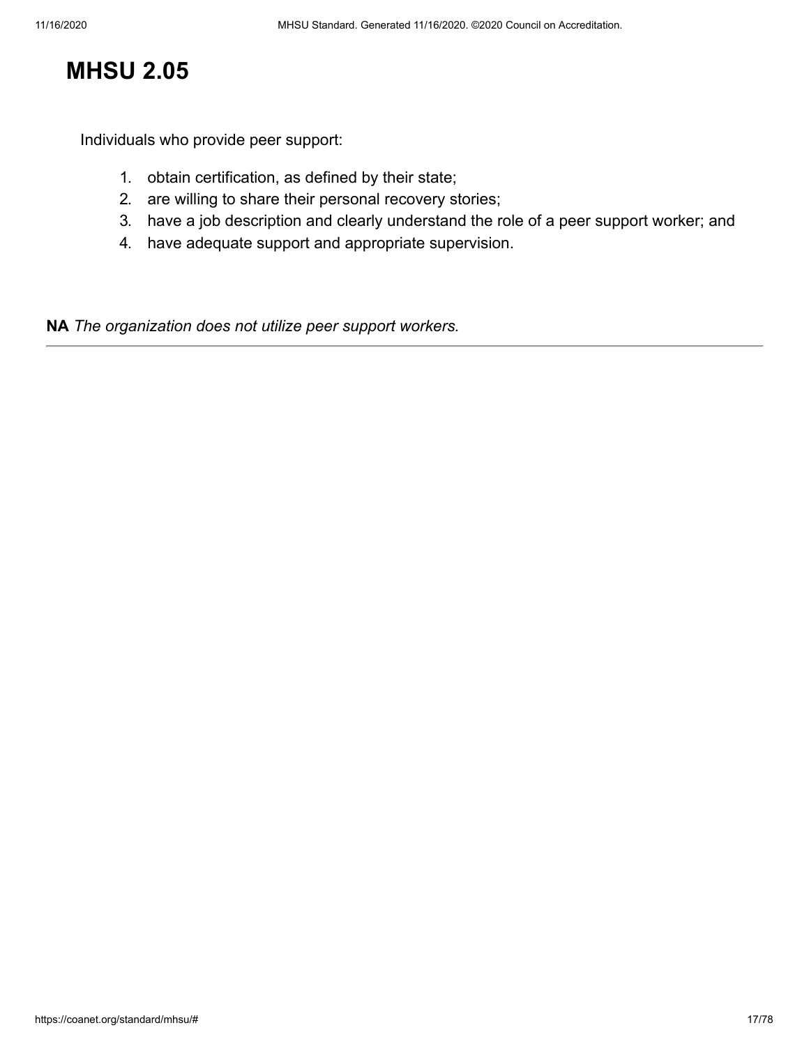# MHSU 2.05

Individuals who provide peer support:

1. obtain certification, as defined by their state;
2. are willing to share their personal recovery stories;
3. have a job description and clearly understand the role of a peer support worker; and
4. have adequate support and appropriate supervision.

**NA** *The organization does not utilize peer support workers.*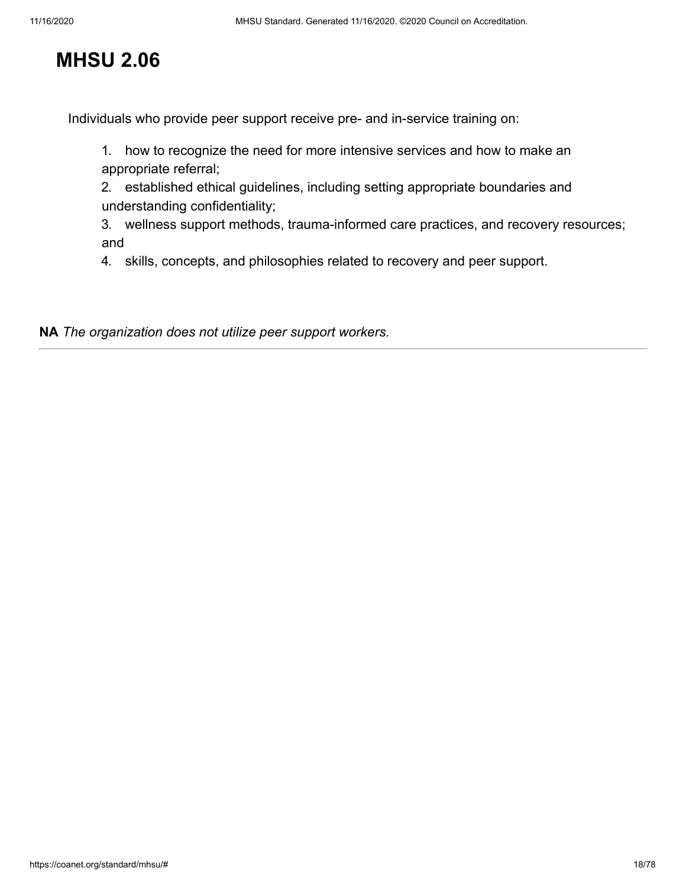# MHSU 2.06

Individuals who provide peer support receive pre- and in-service training on:

1. how to recognize the need for more intensive services and how to make an appropriate referral;
2. established ethical guidelines, including setting appropriate boundaries and understanding confidentiality;
3. wellness support methods, trauma-informed care practices, and recovery resources; and
4. skills, concepts, and philosophies related to recovery and peer support.

**NA** *The organization does not utilize peer support workers.*

---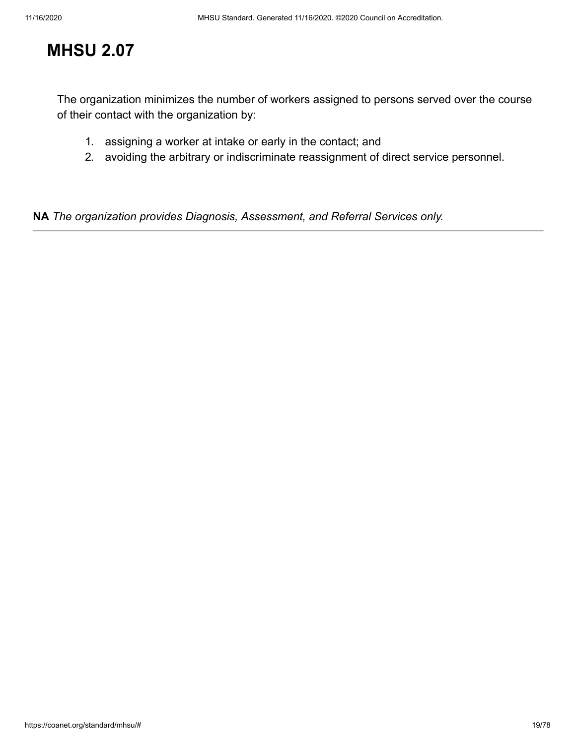# MHSU 2.07

The organization minimizes the number of workers assigned to persons served over the course of their contact with the organization by:

1. assigning a worker at intake or early in the contact; and
2. avoiding the arbitrary or indiscriminate reassignment of direct service personnel.

**NA** *The organization provides Diagnosis, Assessment, and Referral Services only.*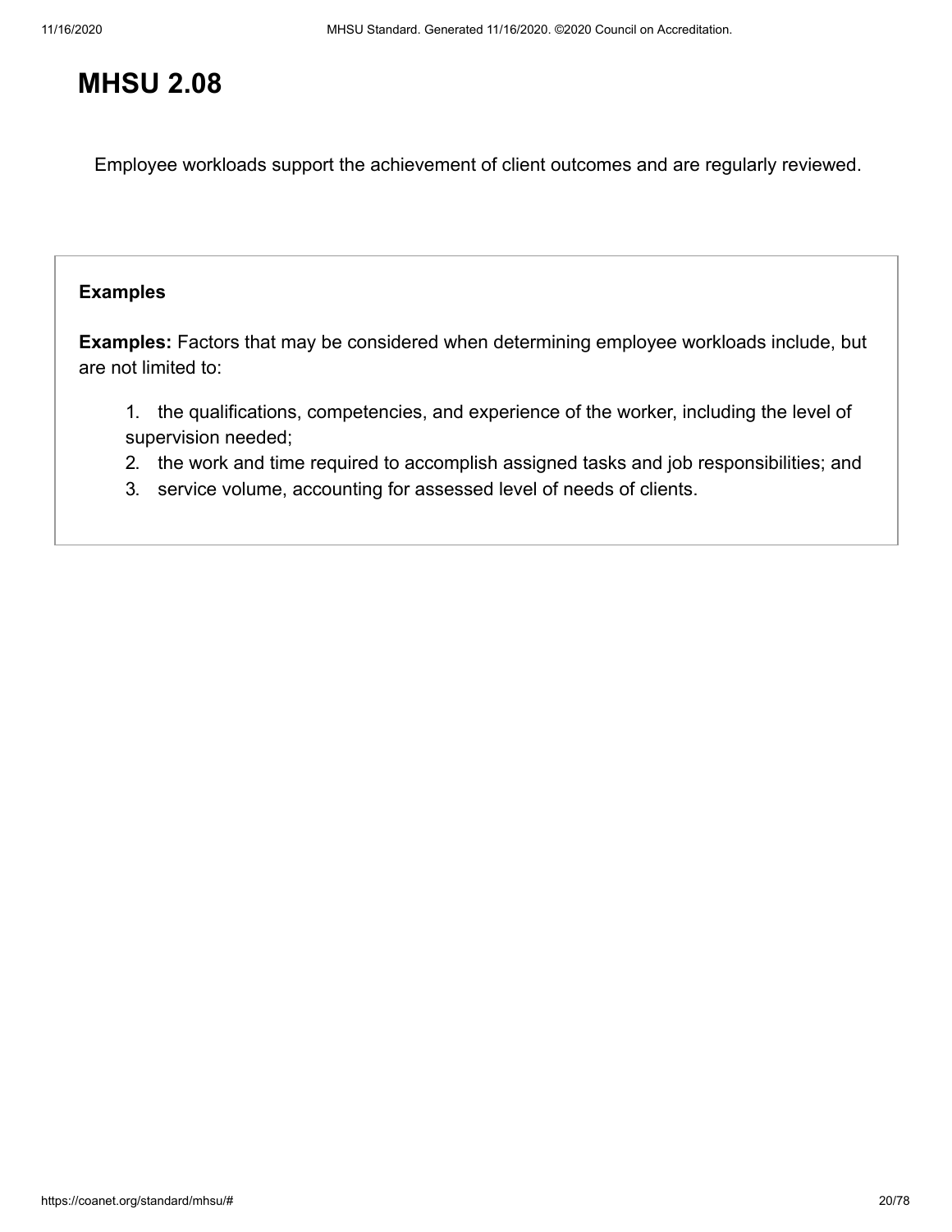# MHSU 2.08

Employee workloads support the achievement of client outcomes and are regularly reviewed.

**Examples**

**Examples:** Factors that may be considered when determining employee workloads include, but are not limited to:

1. the qualifications, competencies, and experience of the worker, including the level of supervision needed;
2. the work and time required to accomplish assigned tasks and job responsibilities; and
3. service volume, accounting for assessed level of needs of clients.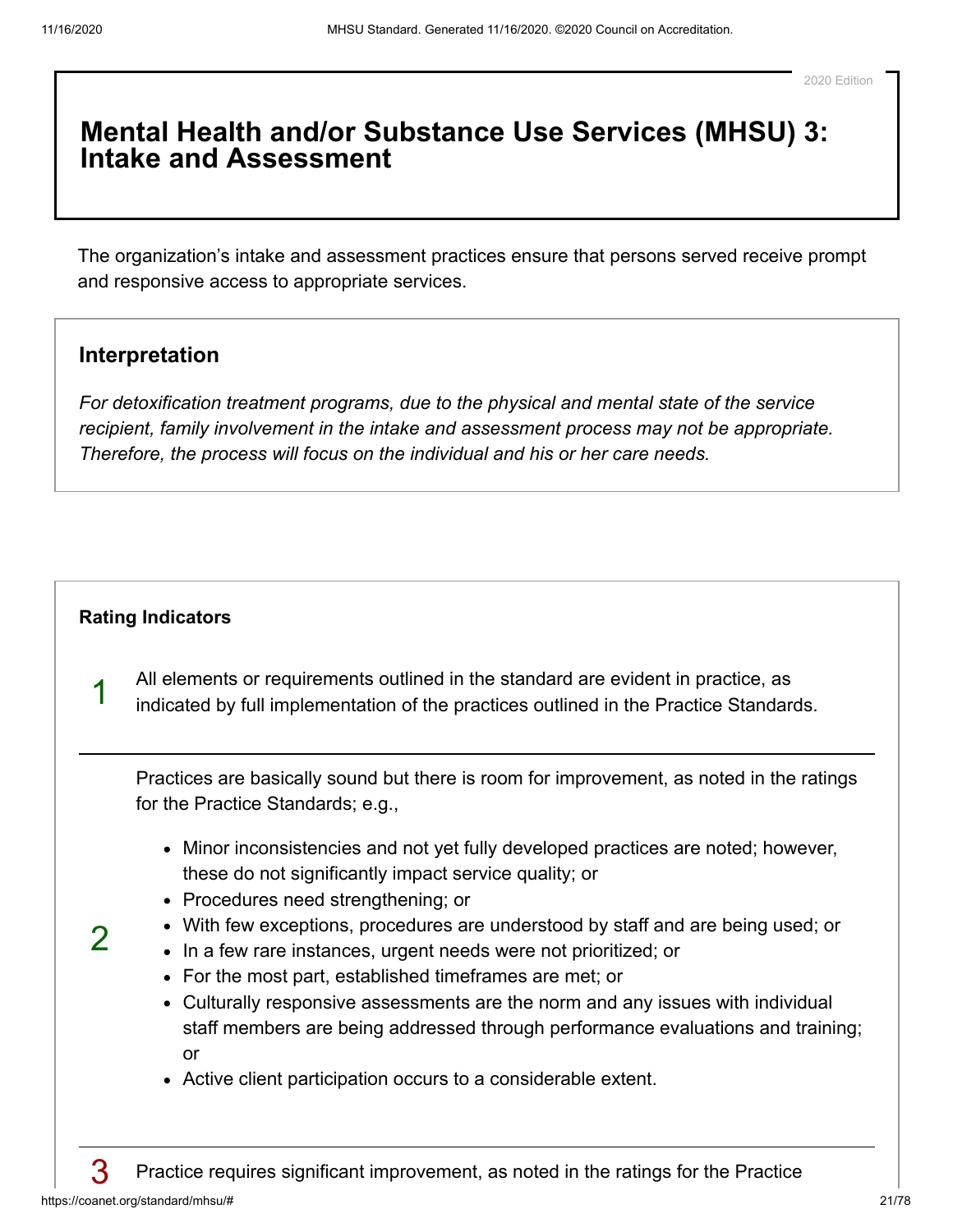2020 Edition

# Mental Health and/or Substance Use Services (MHSU) 3: Intake and Assessment

The organization's intake and assessment practices ensure that persons served receive prompt and responsive access to appropriate services.

## Interpretation

*For detoxification treatment programs, due to the physical and mental state of the service recipient, family involvement in the intake and assessment process may not be appropriate. Therefore, the process will focus on the individual and his or her care needs.*

## Rating Indicators

**1** All elements or requirements outlined in the standard are evident in practice, as indicated by full implementation of the practices outlined in the Practice Standards.

**2** Practices are basically sound but there is room for improvement, as noted in the ratings for the Practice Standards; e.g.,

- Minor inconsistencies and not yet fully developed practices are noted; however, these do not significantly impact service quality; or
- Procedures need strengthening; or
- With few exceptions, procedures are understood by staff and are being used; or
- In a few rare instances, urgent needs were not prioritized; or
- For the most part, established timeframes are met; or
- Culturally responsive assessments are the norm and any issues with individual staff members are being addressed through performance evaluations and training; or
- Active client participation occurs to a considerable extent.

**3** Practice requires significant improvement, as noted in the ratings for the Practice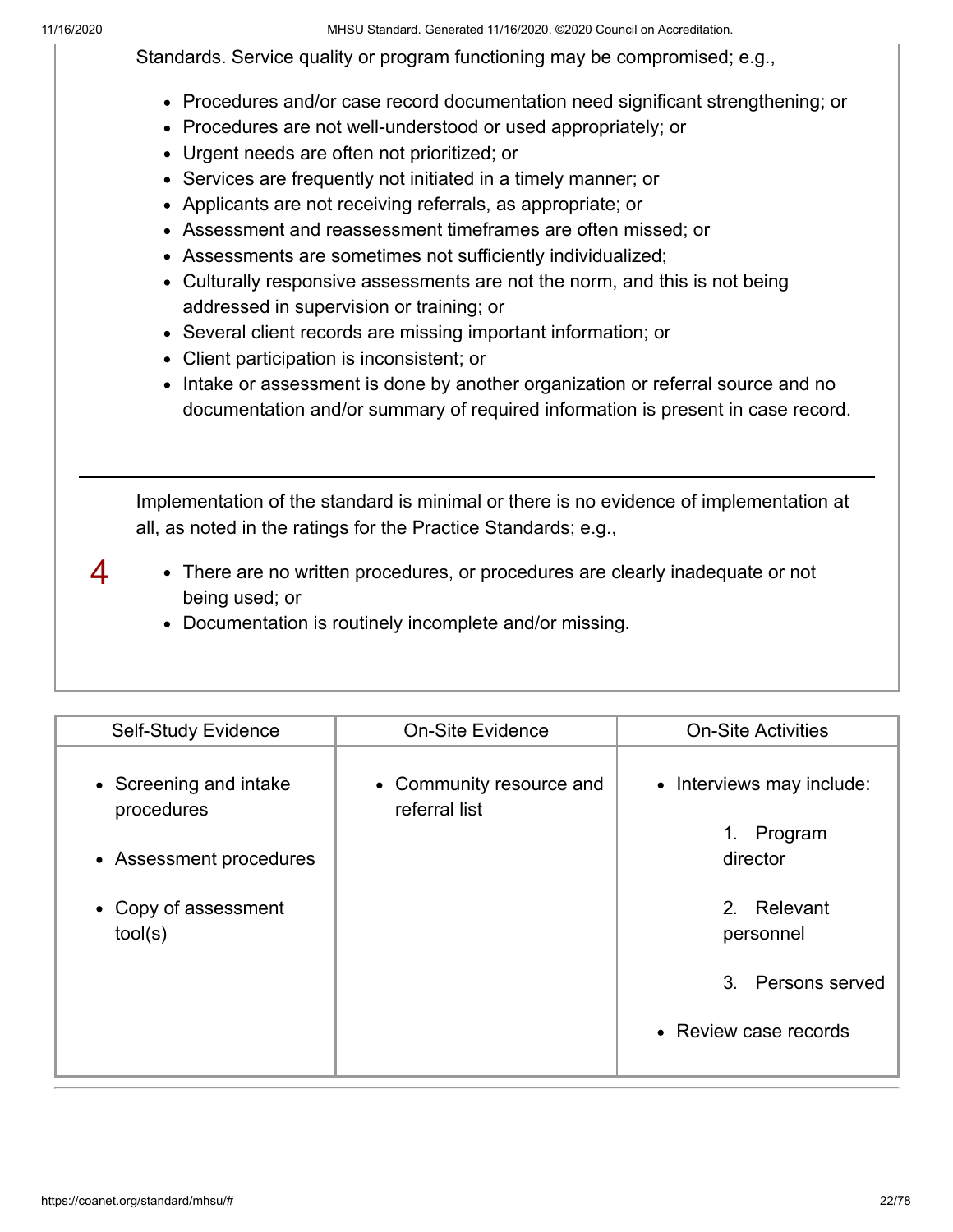Standards. Service quality or program functioning may be compromised; e.g.,

- Procedures and/or case record documentation need significant strengthening; or
- Procedures are not well-understood or used appropriately; or
- Urgent needs are often not prioritized; or
- Services are frequently not initiated in a timely manner; or
- Applicants are not receiving referrals, as appropriate; or
- Assessment and reassessment timeframes are often missed; or
- Assessments are sometimes not sufficiently individualized;
- Culturally responsive assessments are not the norm, and this is not being addressed in supervision or training; or
- Several client records are missing important information; or
- Client participation is inconsistent; or
- Intake or assessment is done by another organization or referral source and no documentation and/or summary of required information is present in case record.

---

4

Implementation of the standard is minimal or there is no evidence of implementation at all, as noted in the ratings for the Practice Standards; e.g.,

- There are no written procedures, or procedures are clearly inadequate or not being used; or
- Documentation is routinely incomplete and/or missing.

| Self-Study Evidence | On-Site Evidence | On-Site Activities |
|---|---|---|
| • Screening and intake procedures<br>• Assessment procedures<br>• Copy of assessment tool(s) | • Community resource and referral list | • Interviews may include:<br>1. Program director<br>2. Relevant personnel<br>3. Persons served<br>• Review case records |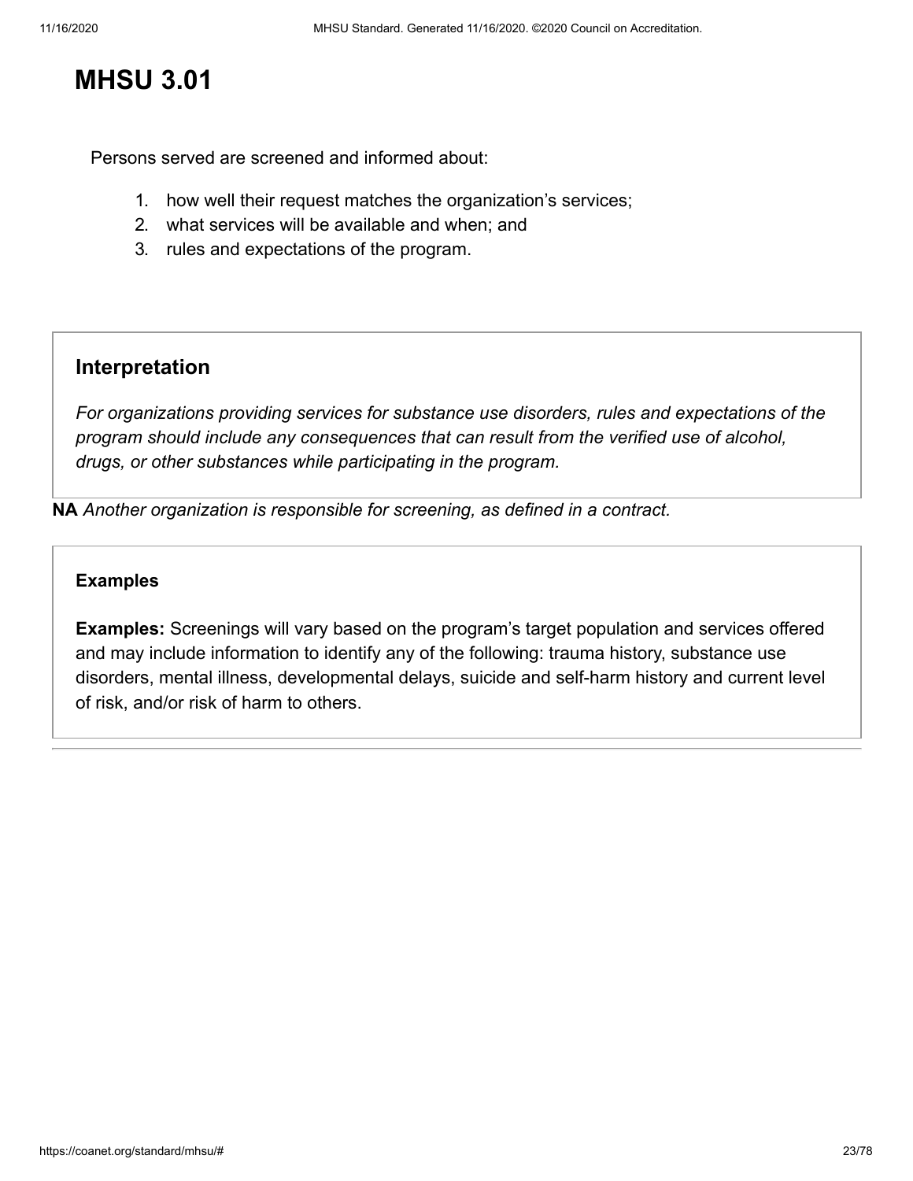# MHSU 3.01

Persons served are screened and informed about:

1. how well their request matches the organization's services;
2. what services will be available and when; and
3. rules and expectations of the program.

## Interpretation

*For organizations providing services for substance use disorders, rules and expectations of the program should include any consequences that can result from the verified use of alcohol, drugs, or other substances while participating in the program.*

**NA** *Another organization is responsible for screening, as defined in a contract.*

### Examples

**Examples:** Screenings will vary based on the program's target population and services offered and may include information to identify any of the following: trauma history, substance use disorders, mental illness, developmental delays, suicide and self-harm history and current level of risk, and/or risk of harm to others.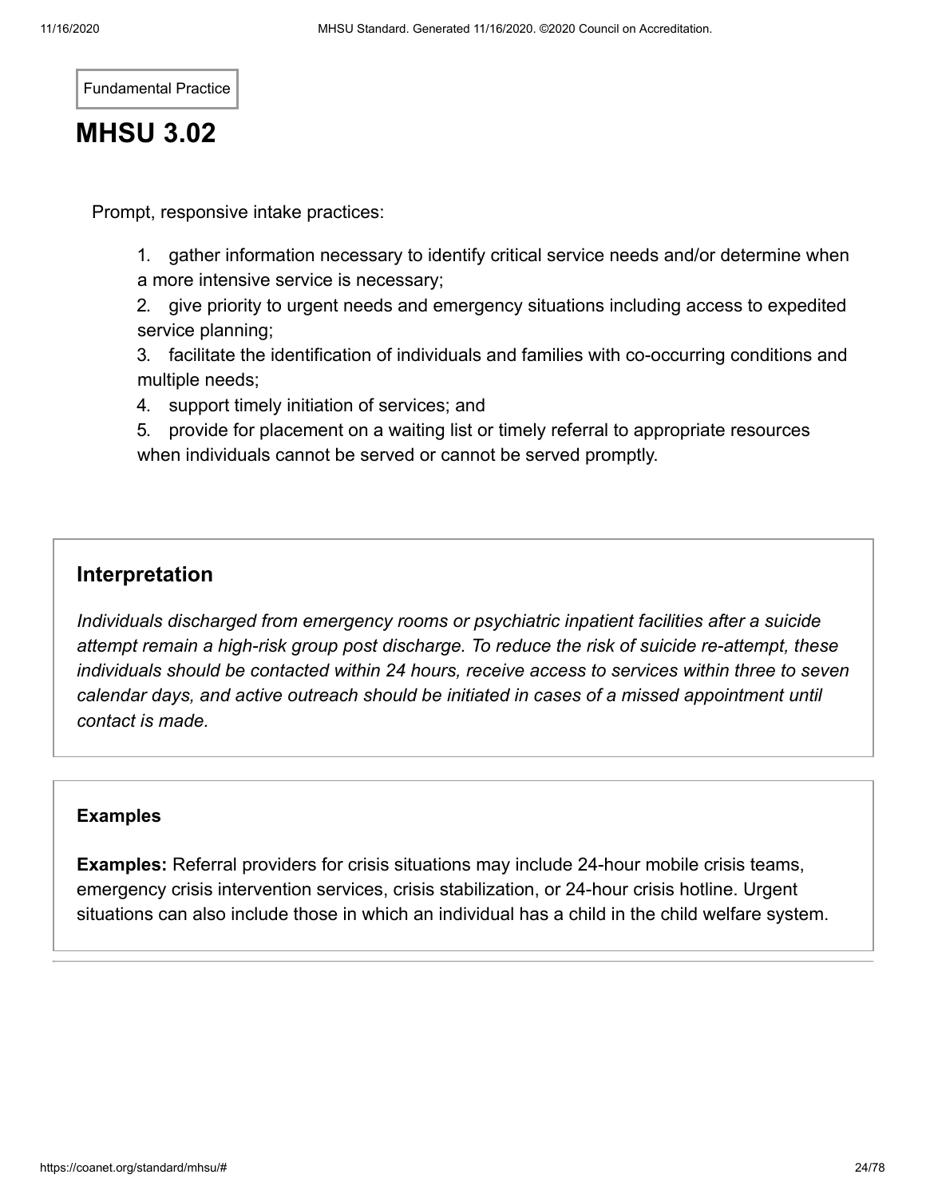Fundamental Practice

# MHSU 3.02

Prompt, responsive intake practices:

1. gather information necessary to identify critical service needs and/or determine when a more intensive service is necessary;
2. give priority to urgent needs and emergency situations including access to expedited service planning;
3. facilitate the identification of individuals and families with co-occurring conditions and multiple needs;
4. support timely initiation of services; and
5. provide for placement on a waiting list or timely referral to appropriate resources when individuals cannot be served or cannot be served promptly.

## Interpretation

*Individuals discharged from emergency rooms or psychiatric inpatient facilities after a suicide attempt remain a high-risk group post discharge. To reduce the risk of suicide re-attempt, these individuals should be contacted within 24 hours, receive access to services within three to seven calendar days, and active outreach should be initiated in cases of a missed appointment until contact is made.*

### Examples

**Examples:** Referral providers for crisis situations may include 24-hour mobile crisis teams, emergency crisis intervention services, crisis stabilization, or 24-hour crisis hotline. Urgent situations can also include those in which an individual has a child in the child welfare system.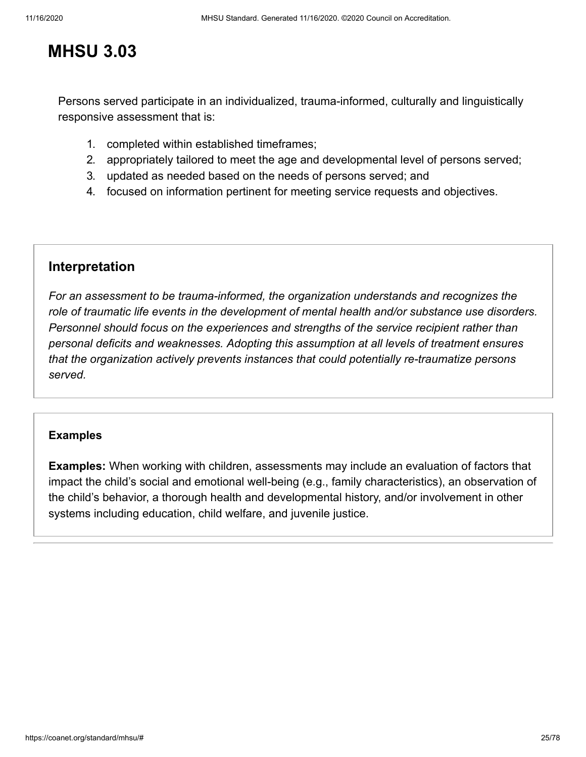# MHSU 3.03

Persons served participate in an individualized, trauma-informed, culturally and linguistically responsive assessment that is:

1. completed within established timeframes;
2. appropriately tailored to meet the age and developmental level of persons served;
3. updated as needed based on the needs of persons served; and
4. focused on information pertinent for meeting service requests and objectives.

## Interpretation

*For an assessment to be trauma-informed, the organization understands and recognizes the role of traumatic life events in the development of mental health and/or substance use disorders. Personnel should focus on the experiences and strengths of the service recipient rather than personal deficits and weaknesses. Adopting this assumption at all levels of treatment ensures that the organization actively prevents instances that could potentially re-traumatize persons served.*

### Examples

**Examples:** When working with children, assessments may include an evaluation of factors that impact the child's social and emotional well-being (e.g., family characteristics), an observation of the child's behavior, a thorough health and developmental history, and/or involvement in other systems including education, child welfare, and juvenile justice.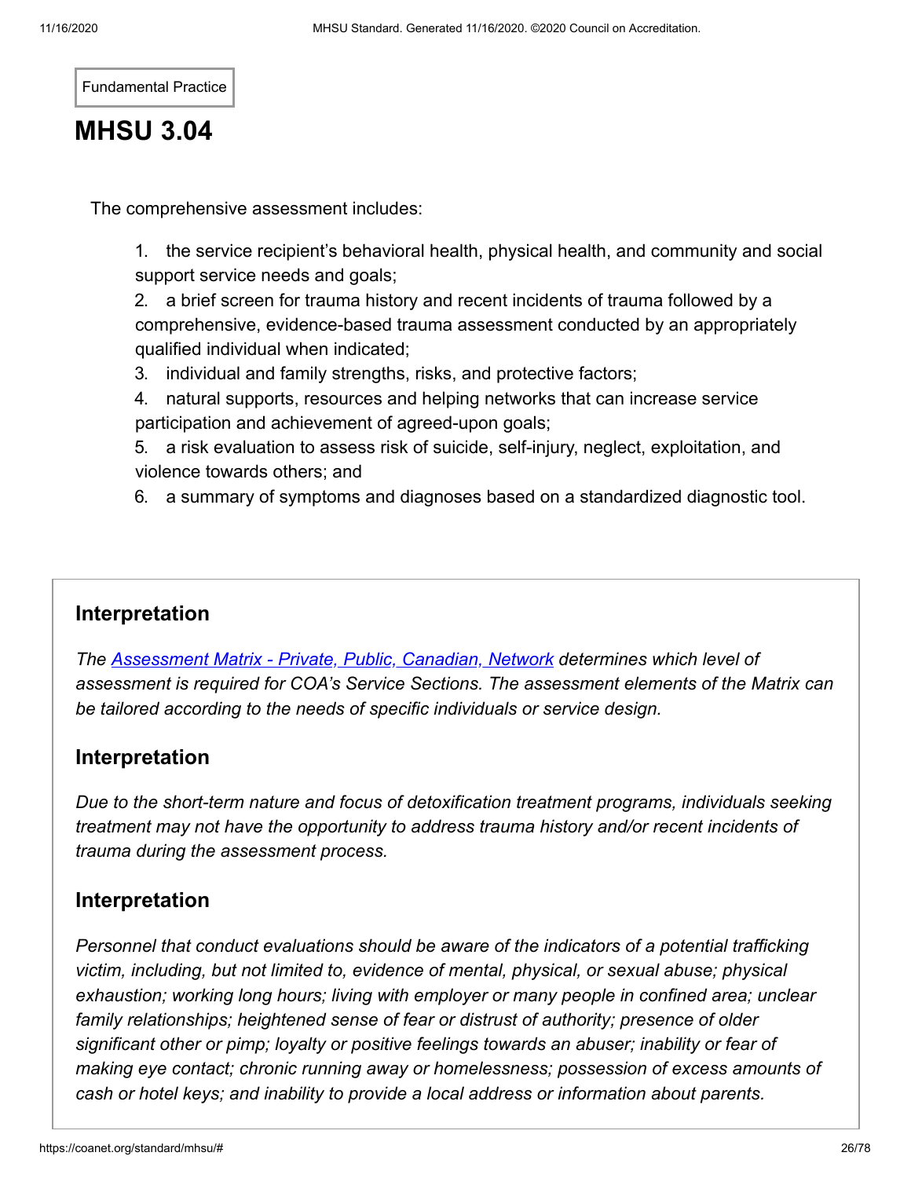Fundamental Practice

# MHSU 3.04

The comprehensive assessment includes:

1. the service recipient's behavioral health, physical health, and community and social support service needs and goals;
2. a brief screen for trauma history and recent incidents of trauma followed by a comprehensive, evidence-based trauma assessment conducted by an appropriately qualified individual when indicated;
3. individual and family strengths, risks, and protective factors;
4. natural supports, resources and helping networks that can increase service participation and achievement of agreed-upon goals;
5. a risk evaluation to assess risk of suicide, self-injury, neglect, exploitation, and violence towards others; and
6. a summary of symptoms and diagnoses based on a standardized diagnostic tool.

## Interpretation

*The [Assessment Matrix - Private, Public, Canadian, Network](https://coanet.org/standard/mhsu/#) determines which level of assessment is required for COA's Service Sections. The assessment elements of the Matrix can be tailored according to the needs of specific individuals or service design.*

## Interpretation

*Due to the short-term nature and focus of detoxification treatment programs, individuals seeking treatment may not have the opportunity to address trauma history and/or recent incidents of trauma during the assessment process.*

## Interpretation

*Personnel that conduct evaluations should be aware of the indicators of a potential trafficking victim, including, but not limited to, evidence of mental, physical, or sexual abuse; physical exhaustion; working long hours; living with employer or many people in confined area; unclear family relationships; heightened sense of fear or distrust of authority; presence of older significant other or pimp; loyalty or positive feelings towards an abuser; inability or fear of making eye contact; chronic running away or homelessness; possession of excess amounts of cash or hotel keys; and inability to provide a local address or information about parents.*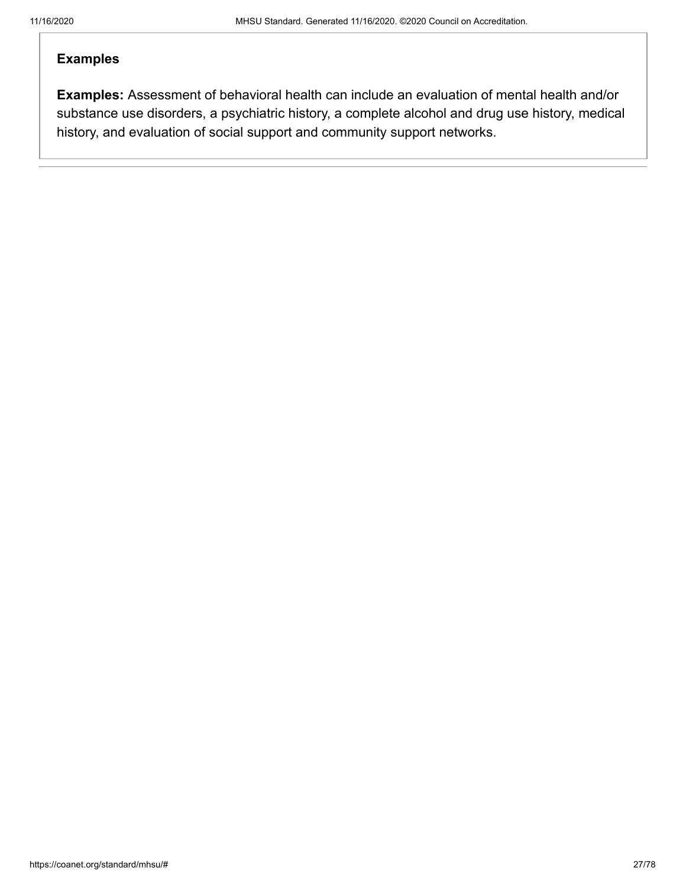### Examples

**Examples:** Assessment of behavioral health can include an evaluation of mental health and/or substance use disorders, a psychiatric history, a complete alcohol and drug use history, medical history, and evaluation of social support and community support networks.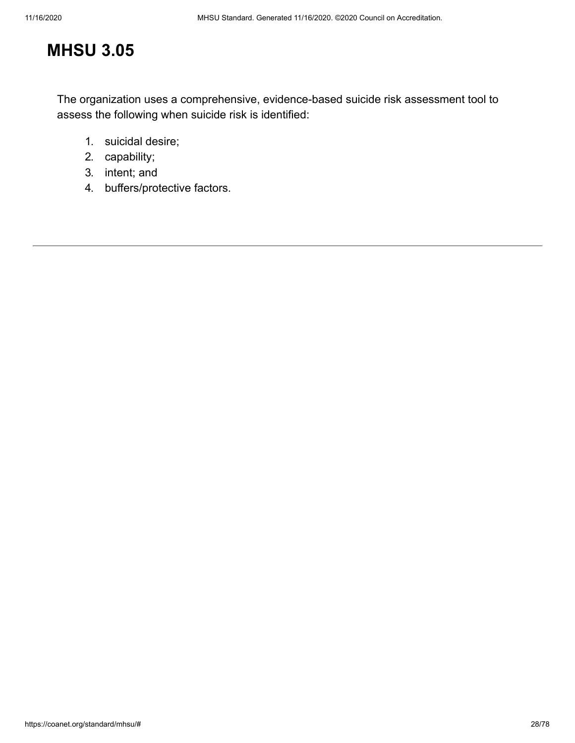# MHSU 3.05

The organization uses a comprehensive, evidence-based suicide risk assessment tool to assess the following when suicide risk is identified:

1. suicidal desire;
2. capability;
3. intent; and
4. buffers/protective factors.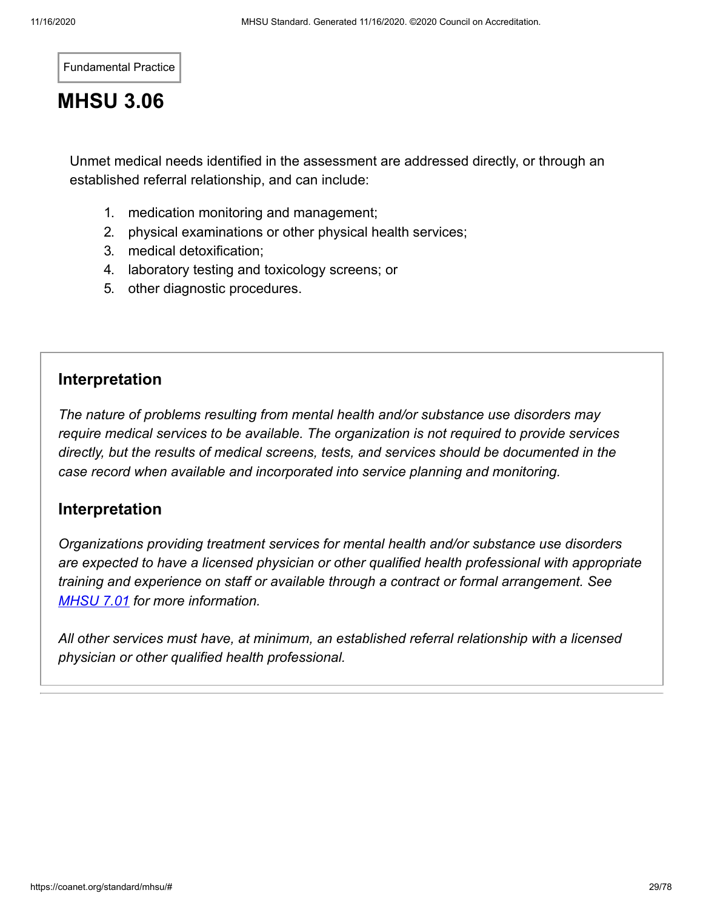Fundamental Practice

# MHSU 3.06

Unmet medical needs identified in the assessment are addressed directly, or through an established referral relationship, and can include:

1. medication monitoring and management;
2. physical examinations or other physical health services;
3. medical detoxification;
4. laboratory testing and toxicology screens; or
5. other diagnostic procedures.

### Interpretation

*The nature of problems resulting from mental health and/or substance use disorders may require medical services to be available. The organization is not required to provide services directly, but the results of medical screens, tests, and services should be documented in the case record when available and incorporated into service planning and monitoring.*

### Interpretation

*Organizations providing treatment services for mental health and/or substance use disorders are expected to have a licensed physician or other qualified health professional with appropriate training and experience on staff or available through a contract or formal arrangement. See MHSU 7.01 for more information.*

*All other services must have, at minimum, an established referral relationship with a licensed physician or other qualified health professional.*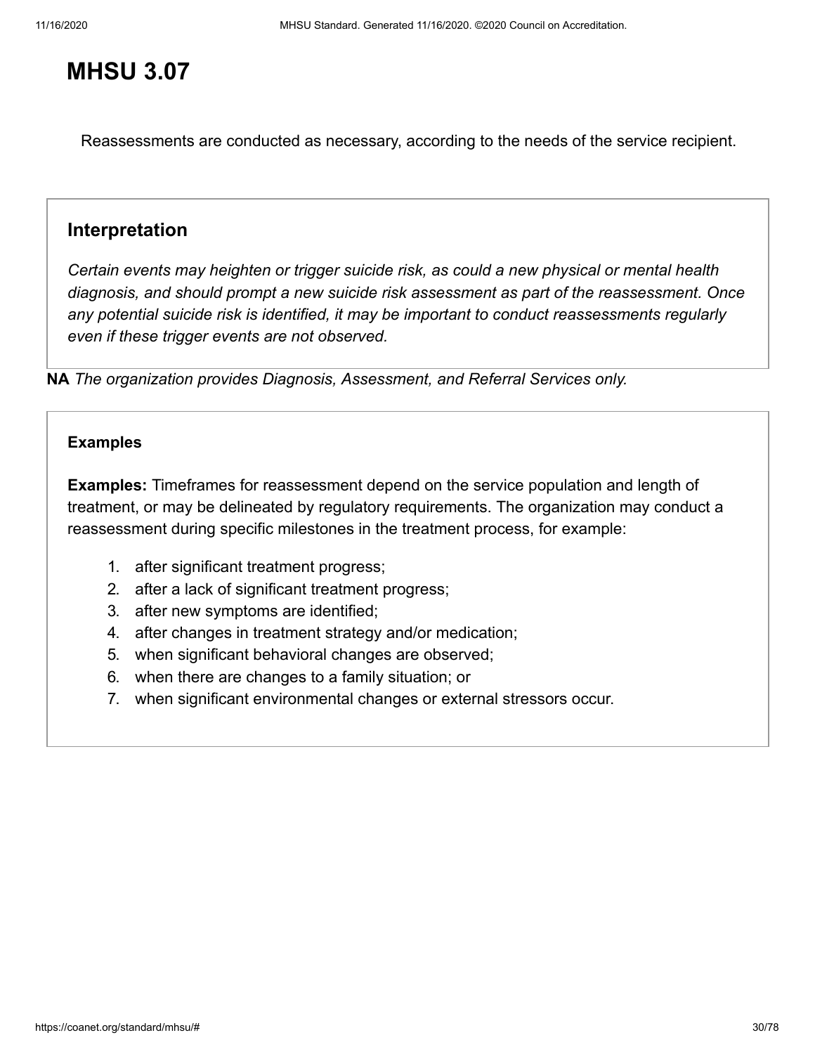# MHSU 3.07

Reassessments are conducted as necessary, according to the needs of the service recipient.

## Interpretation

*Certain events may heighten or trigger suicide risk, as could a new physical or mental health diagnosis, and should prompt a new suicide risk assessment as part of the reassessment. Once any potential suicide risk is identified, it may be important to conduct reassessments regularly even if these trigger events are not observed.*

**NA** *The organization provides Diagnosis, Assessment, and Referral Services only.*

### Examples

**Examples:** Timeframes for reassessment depend on the service population and length of treatment, or may be delineated by regulatory requirements. The organization may conduct a reassessment during specific milestones in the treatment process, for example:

1. after significant treatment progress;
2. after a lack of significant treatment progress;
3. after new symptoms are identified;
4. after changes in treatment strategy and/or medication;
5. when significant behavioral changes are observed;
6. when there are changes to a family situation; or
7. when significant environmental changes or external stressors occur.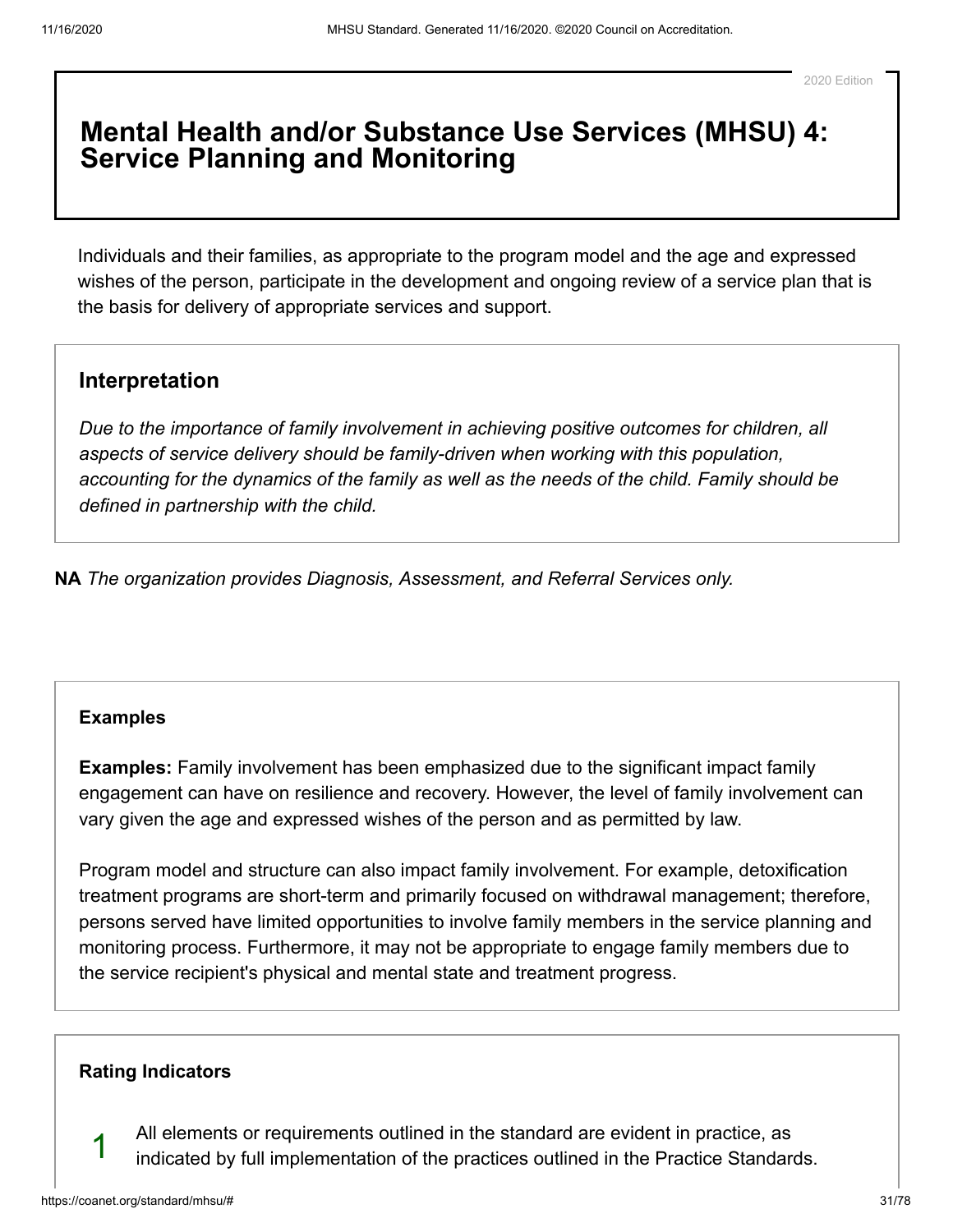2020 Edition

# Mental Health and/or Substance Use Services (MHSU) 4: Service Planning and Monitoring

Individuals and their families, as appropriate to the program model and the age and expressed wishes of the person, participate in the development and ongoing review of a service plan that is the basis for delivery of appropriate services and support.

## Interpretation

*Due to the importance of family involvement in achieving positive outcomes for children, all aspects of service delivery should be family-driven when working with this population, accounting for the dynamics of the family as well as the needs of the child. Family should be defined in partnership with the child.*

**NA** *The organization provides Diagnosis, Assessment, and Referral Services only.*

### Examples

**Examples:** Family involvement has been emphasized due to the significant impact family engagement can have on resilience and recovery. However, the level of family involvement can vary given the age and expressed wishes of the person and as permitted by law.

Program model and structure can also impact family involvement. For example, detoxification treatment programs are short-term and primarily focused on withdrawal management; therefore, persons served have limited opportunities to involve family members in the service planning and monitoring process. Furthermore, it may not be appropriate to engage family members due to the service recipient's physical and mental state and treatment progress.

### Rating Indicators

1. All elements or requirements outlined in the standard are evident in practice, as indicated by full implementation of the practices outlined in the Practice Standards.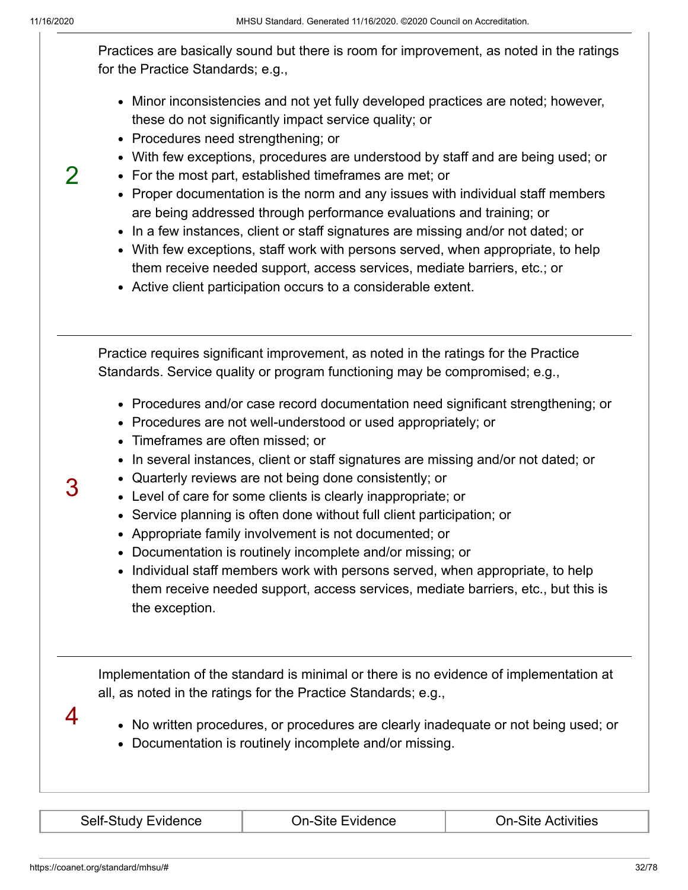| Rating | Description |
|---|---|
| 2 | Practices are basically sound but there is room for improvement, as noted in the ratings for the Practice Standards; e.g.,<br><br>- Minor inconsistencies and not yet fully developed practices are noted; however, these do not significantly impact service quality; or<br>- Procedures need strengthening; or<br>- With few exceptions, procedures are understood by staff and are being used; or<br>- For the most part, established timeframes are met; or<br>- Proper documentation is the norm and any issues with individual staff members are being addressed through performance evaluations and training; or<br>- In a few instances, client or staff signatures are missing and/or not dated; or<br>- With few exceptions, staff work with persons served, when appropriate, to help them receive needed support, access services, mediate barriers, etc.; or<br>- Active client participation occurs to a considerable extent. |
| 3 | Practice requires significant improvement, as noted in the ratings for the Practice Standards. Service quality or program functioning may be compromised; e.g.,<br><br>- Procedures and/or case record documentation need significant strengthening; or<br>- Procedures are not well-understood or used appropriately; or<br>- Timeframes are often missed; or<br>- In several instances, client or staff signatures are missing and/or not dated; or<br>- Quarterly reviews are not being done consistently; or<br>- Level of care for some clients is clearly inappropriate; or<br>- Service planning is often done without full client participation; or<br>- Appropriate family involvement is not documented; or<br>- Documentation is routinely incomplete and/or missing; or<br>- Individual staff members work with persons served, when appropriate, to help them receive needed support, access services, mediate barriers, etc., but this is the exception. |
| 4 | Implementation of the standard is minimal or there is no evidence of implementation at all, as noted in the ratings for the Practice Standards; e.g.,<br><br>- No written procedures, or procedures are clearly inadequate or not being used; or<br>- Documentation is routinely incomplete and/or missing. |

| Self-Study Evidence | On-Site Evidence | On-Site Activities |
|---|---|---|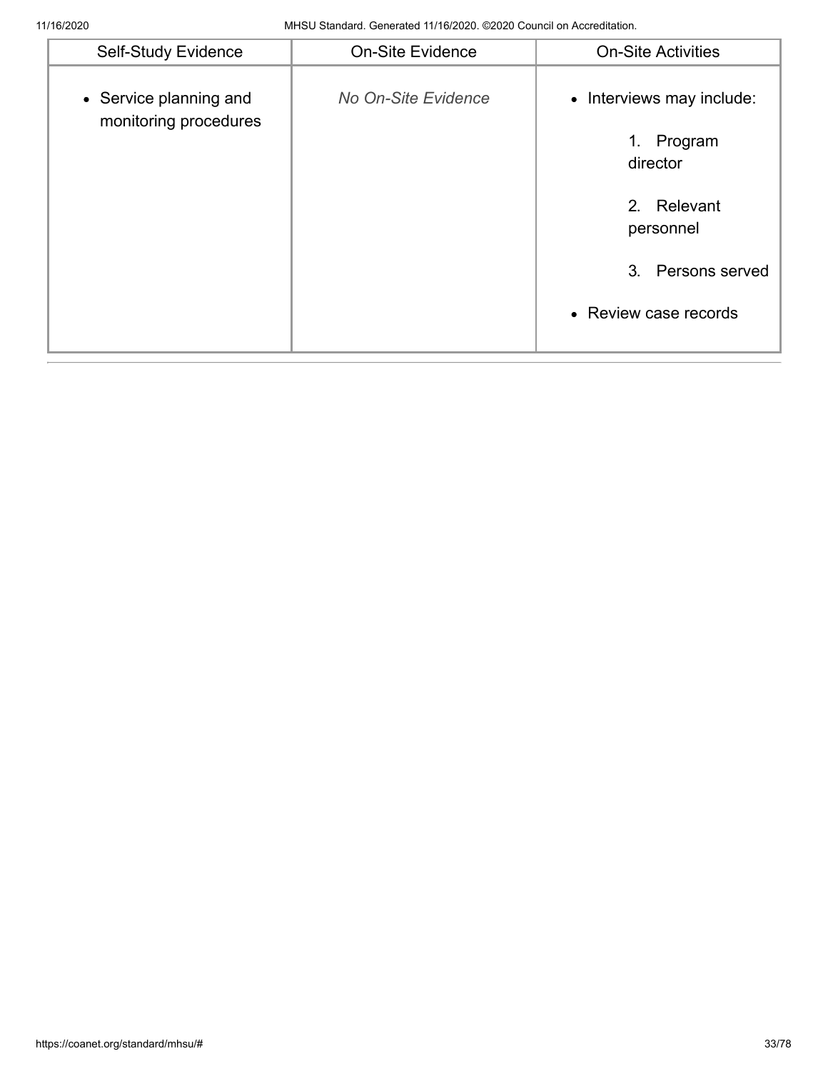| Self-Study Evidence | On-Site Evidence | On-Site Activities |
| --- | --- | --- |
| • Service planning and monitoring procedures | *No On-Site Evidence* | • Interviews may include:<br>1. Program director<br>2. Relevant personnel<br>3. Persons served<br>• Review case records |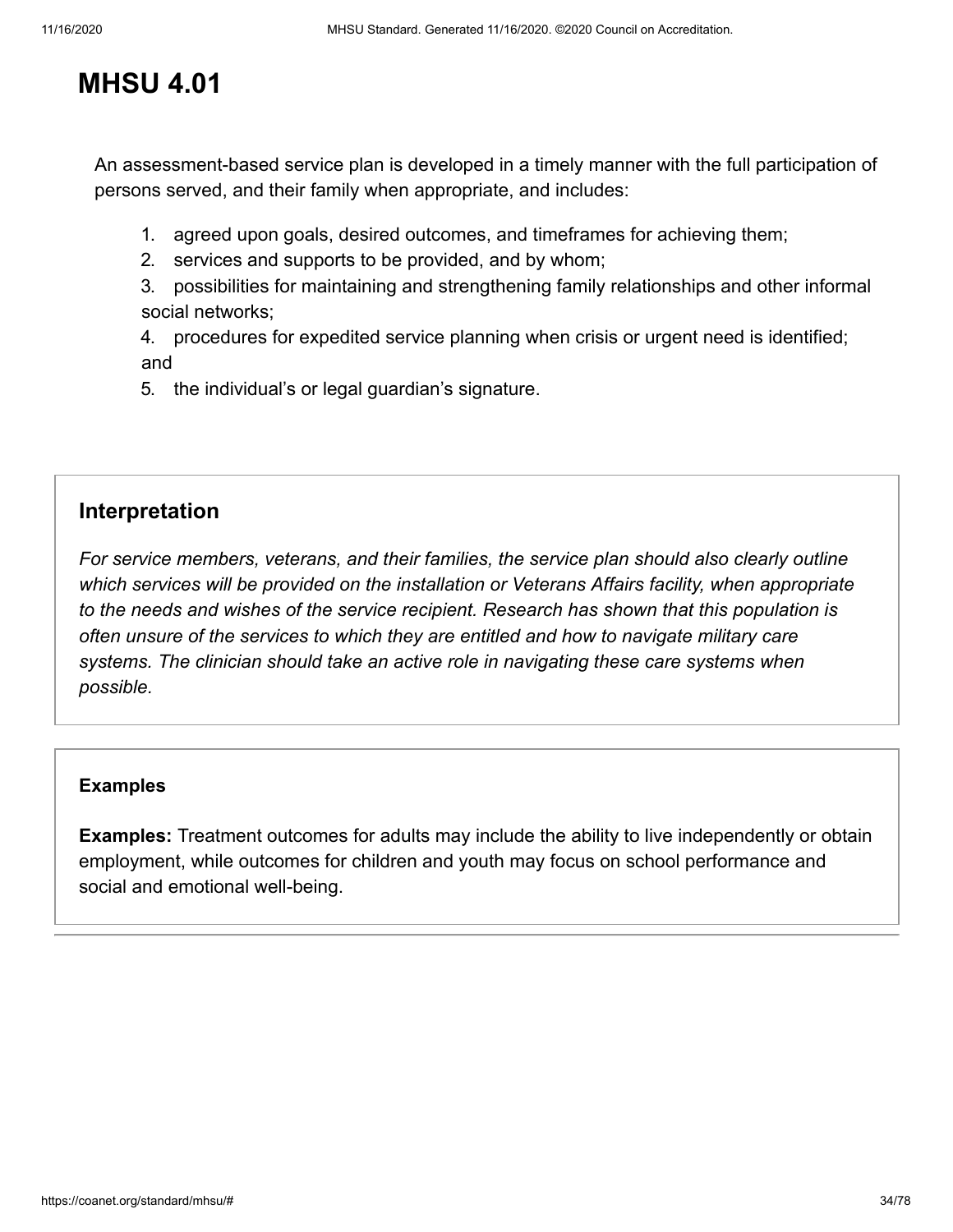# MHSU 4.01

An assessment-based service plan is developed in a timely manner with the full participation of persons served, and their family when appropriate, and includes:

1. agreed upon goals, desired outcomes, and timeframes for achieving them;
2. services and supports to be provided, and by whom;
3. possibilities for maintaining and strengthening family relationships and other informal social networks;
4. procedures for expedited service planning when crisis or urgent need is identified; and
5. the individual's or legal guardian's signature.

## Interpretation

*For service members, veterans, and their families, the service plan should also clearly outline which services will be provided on the installation or Veterans Affairs facility, when appropriate to the needs and wishes of the service recipient. Research has shown that this population is often unsure of the services to which they are entitled and how to navigate military care systems. The clinician should take an active role in navigating these care systems when possible.*

### Examples

**Examples:** Treatment outcomes for adults may include the ability to live independently or obtain employment, while outcomes for children and youth may focus on school performance and social and emotional well-being.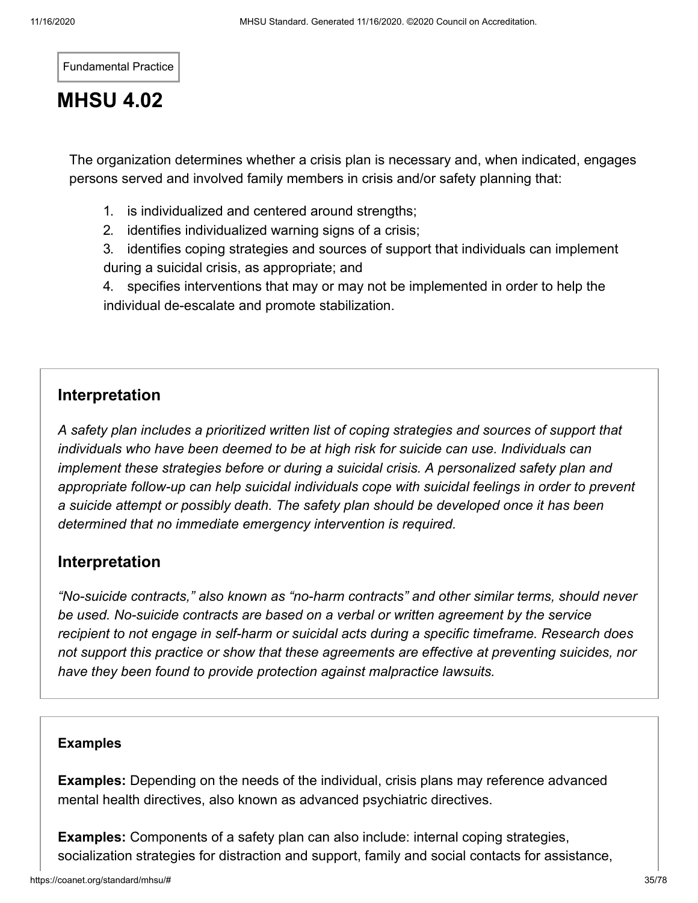Fundamental Practice

# MHSU 4.02

The organization determines whether a crisis plan is necessary and, when indicated, engages persons served and involved family members in crisis and/or safety planning that:

1. is individualized and centered around strengths;
2. identifies individualized warning signs of a crisis;
3. identifies coping strategies and sources of support that individuals can implement during a suicidal crisis, as appropriate; and
4. specifies interventions that may or may not be implemented in order to help the individual de-escalate and promote stabilization.

## Interpretation

*A safety plan includes a prioritized written list of coping strategies and sources of support that individuals who have been deemed to be at high risk for suicide can use. Individuals can implement these strategies before or during a suicidal crisis. A personalized safety plan and appropriate follow-up can help suicidal individuals cope with suicidal feelings in order to prevent a suicide attempt or possibly death. The safety plan should be developed once it has been determined that no immediate emergency intervention is required.*

## Interpretation

*"No-suicide contracts," also known as "no-harm contracts" and other similar terms, should never be used. No-suicide contracts are based on a verbal or written agreement by the service recipient to not engage in self-harm or suicidal acts during a specific timeframe. Research does not support this practice or show that these agreements are effective at preventing suicides, nor have they been found to provide protection against malpractice lawsuits.*

### Examples

**Examples:** Depending on the needs of the individual, crisis plans may reference advanced mental health directives, also known as advanced psychiatric directives.

**Examples:** Components of a safety plan can also include: internal coping strategies, socialization strategies for distraction and support, family and social contacts for assistance,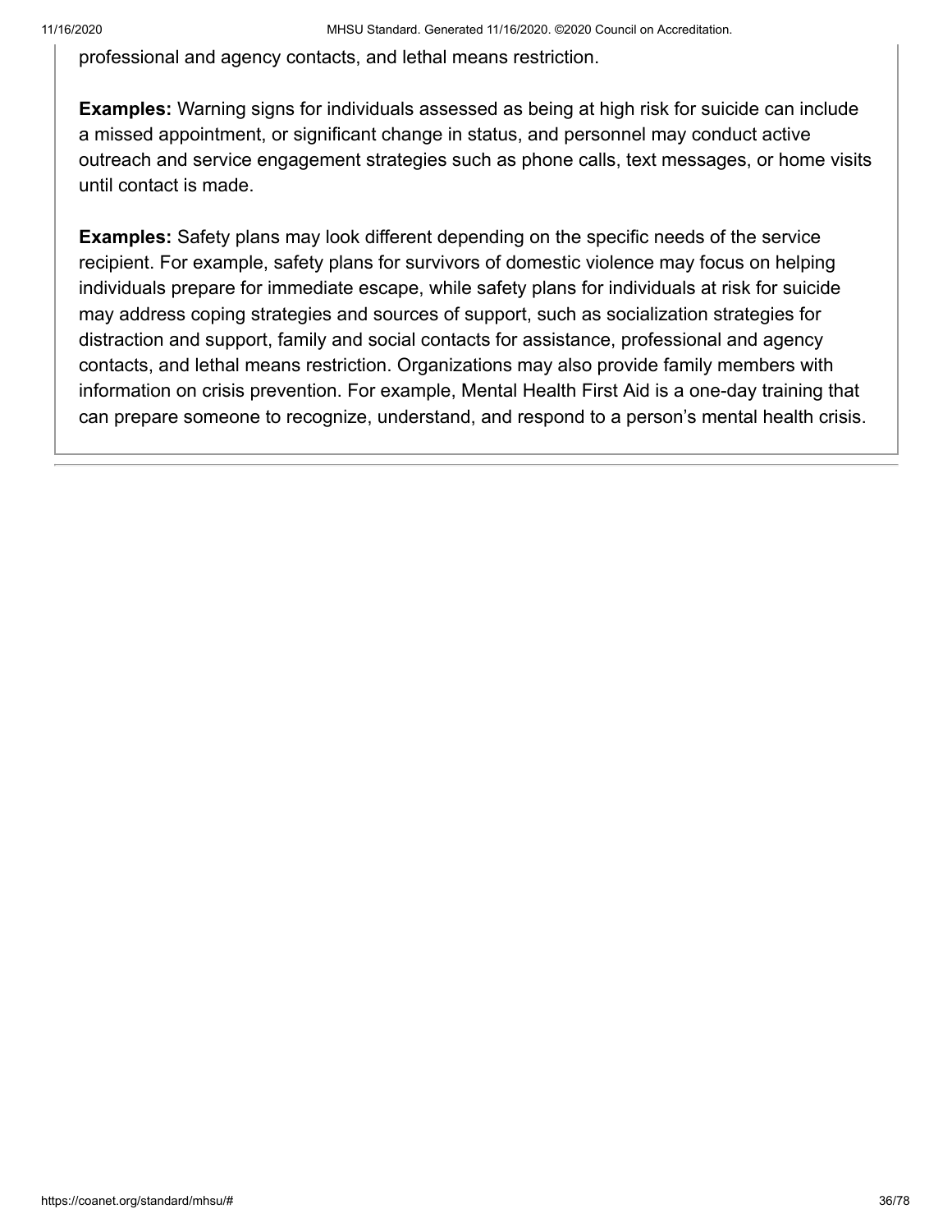professional and agency contacts, and lethal means restriction.

**Examples:** Warning signs for individuals assessed as being at high risk for suicide can include a missed appointment, or significant change in status, and personnel may conduct active outreach and service engagement strategies such as phone calls, text messages, or home visits until contact is made.

**Examples:** Safety plans may look different depending on the specific needs of the service recipient. For example, safety plans for survivors of domestic violence may focus on helping individuals prepare for immediate escape, while safety plans for individuals at risk for suicide may address coping strategies and sources of support, such as socialization strategies for distraction and support, family and social contacts for assistance, professional and agency contacts, and lethal means restriction. Organizations may also provide family members with information on crisis prevention. For example, Mental Health First Aid is a one-day training that can prepare someone to recognize, understand, and respond to a person's mental health crisis.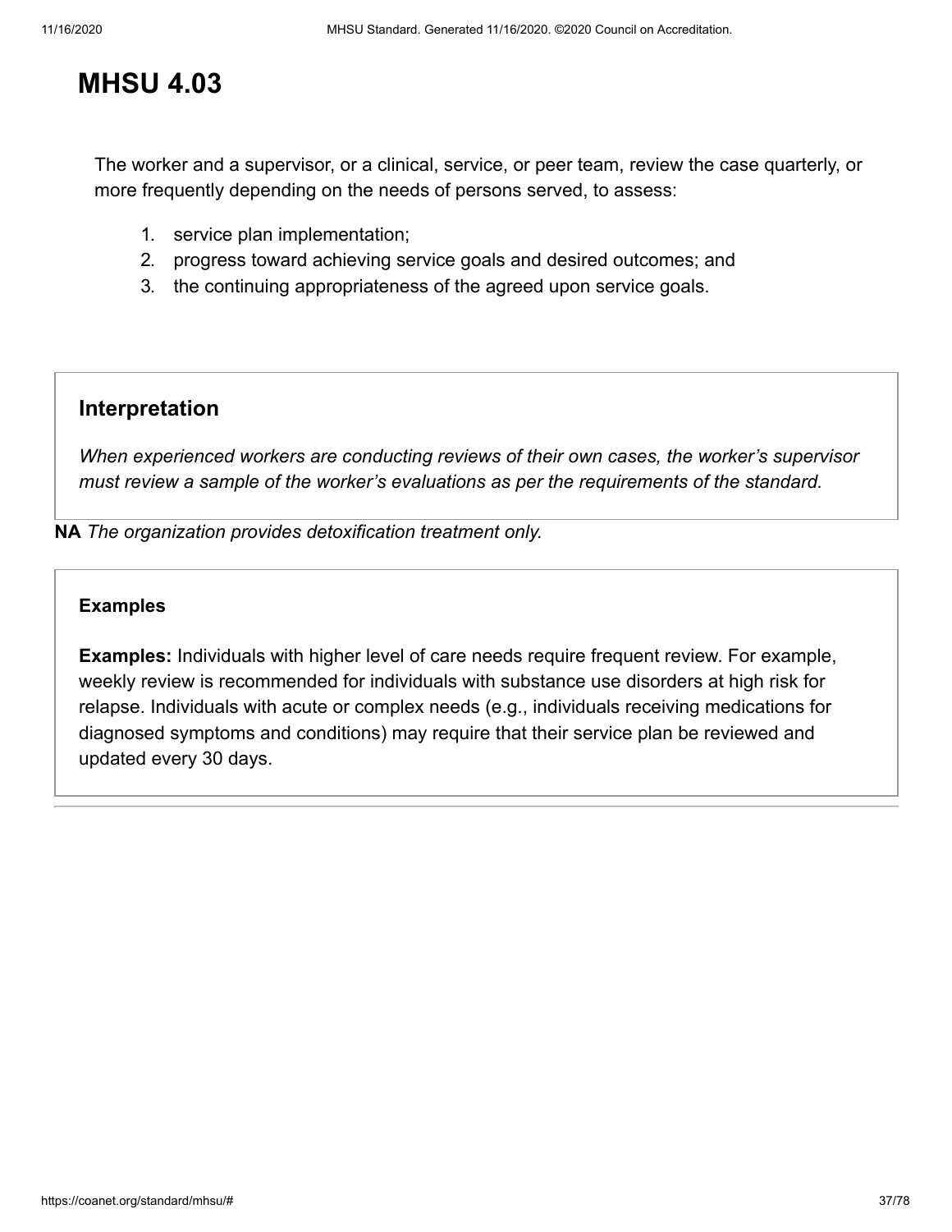# MHSU 4.03

The worker and a supervisor, or a clinical, service, or peer team, review the case quarterly, or more frequently depending on the needs of persons served, to assess:

1. service plan implementation;
2. progress toward achieving service goals and desired outcomes; and
3. the continuing appropriateness of the agreed upon service goals.

### Interpretation

*When experienced workers are conducting reviews of their own cases, the worker's supervisor must review a sample of the worker's evaluations as per the requirements of the standard.*

**NA** *The organization provides detoxification treatment only.*

#### Examples

**Examples:** Individuals with higher level of care needs require frequent review. For example, weekly review is recommended for individuals with substance use disorders at high risk for relapse. Individuals with acute or complex needs (e.g., individuals receiving medications for diagnosed symptoms and conditions) may require that their service plan be reviewed and updated every 30 days.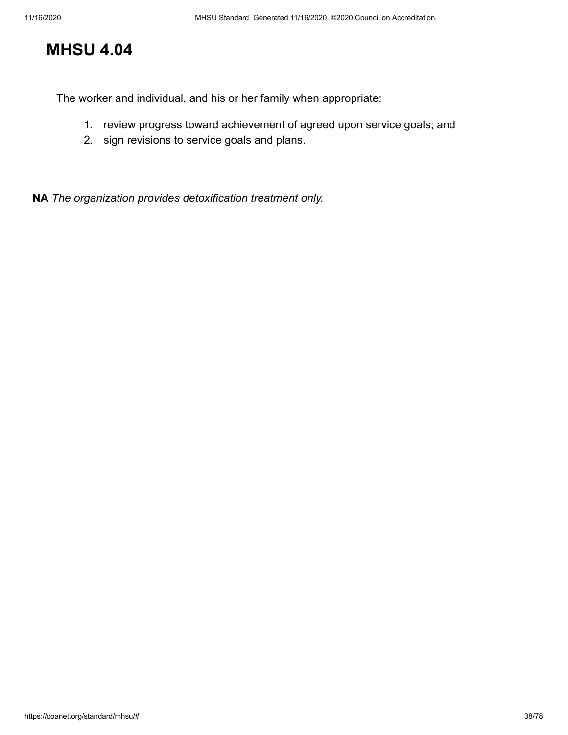# MHSU 4.04

The worker and individual, and his or her family when appropriate:

1. review progress toward achievement of agreed upon service goals; and
2. sign revisions to service goals and plans.

**NA** *The organization provides detoxification treatment only.*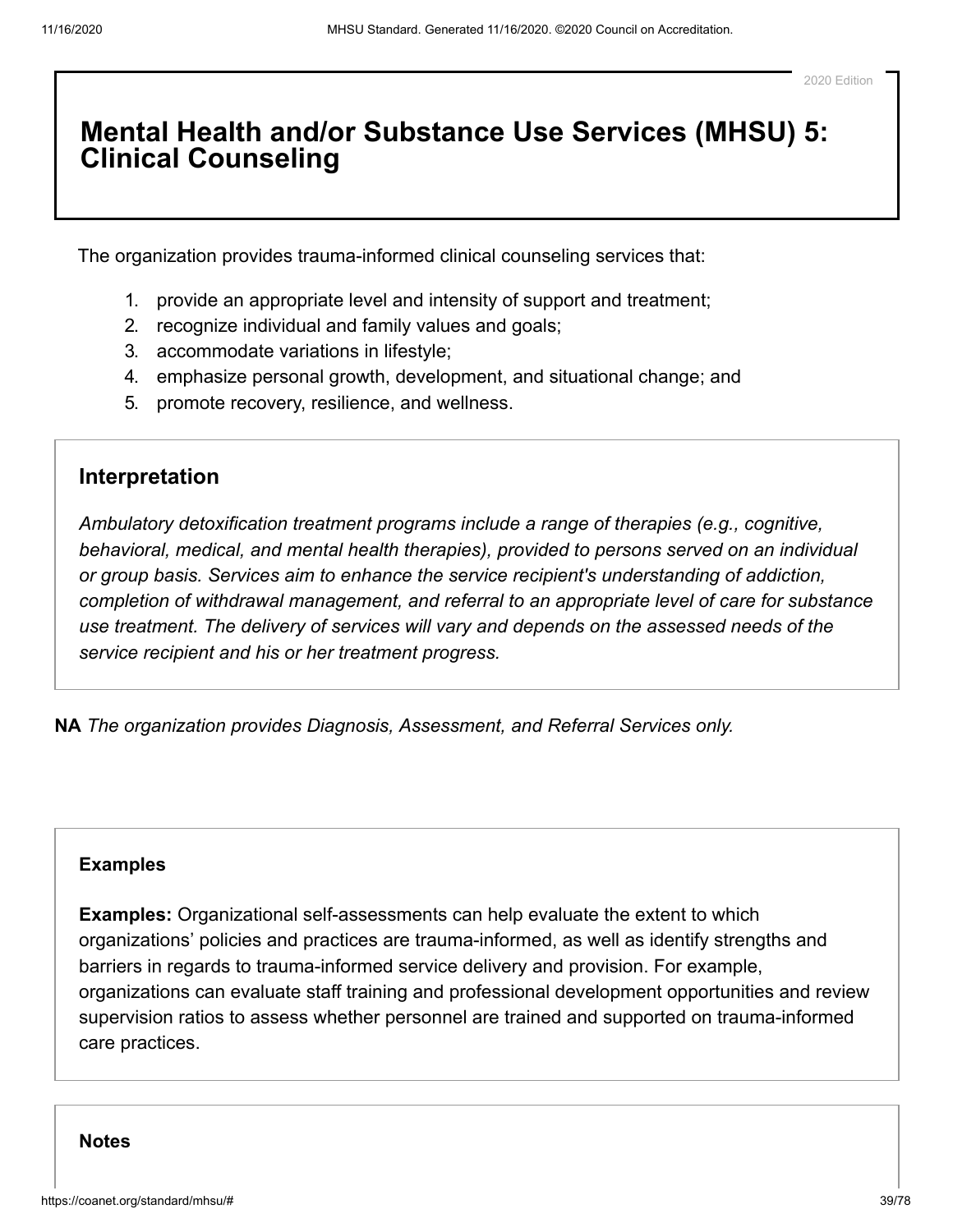2020 Edition

# Mental Health and/or Substance Use Services (MHSU) 5: Clinical Counseling

The organization provides trauma-informed clinical counseling services that:

1. provide an appropriate level and intensity of support and treatment;
2. recognize individual and family values and goals;
3. accommodate variations in lifestyle;
4. emphasize personal growth, development, and situational change; and
5. promote recovery, resilience, and wellness.

## Interpretation

*Ambulatory detoxification treatment programs include a range of therapies (e.g., cognitive, behavioral, medical, and mental health therapies), provided to persons served on an individual or group basis. Services aim to enhance the service recipient's understanding of addiction, completion of withdrawal management, and referral to an appropriate level of care for substance use treatment. The delivery of services will vary and depends on the assessed needs of the service recipient and his or her treatment progress.*

**NA** *The organization provides Diagnosis, Assessment, and Referral Services only.*

### Examples

**Examples:** Organizational self-assessments can help evaluate the extent to which organizations' policies and practices are trauma-informed, as well as identify strengths and barriers in regards to trauma-informed service delivery and provision. For example, organizations can evaluate staff training and professional development opportunities and review supervision ratios to assess whether personnel are trained and supported on trauma-informed care practices.

### Notes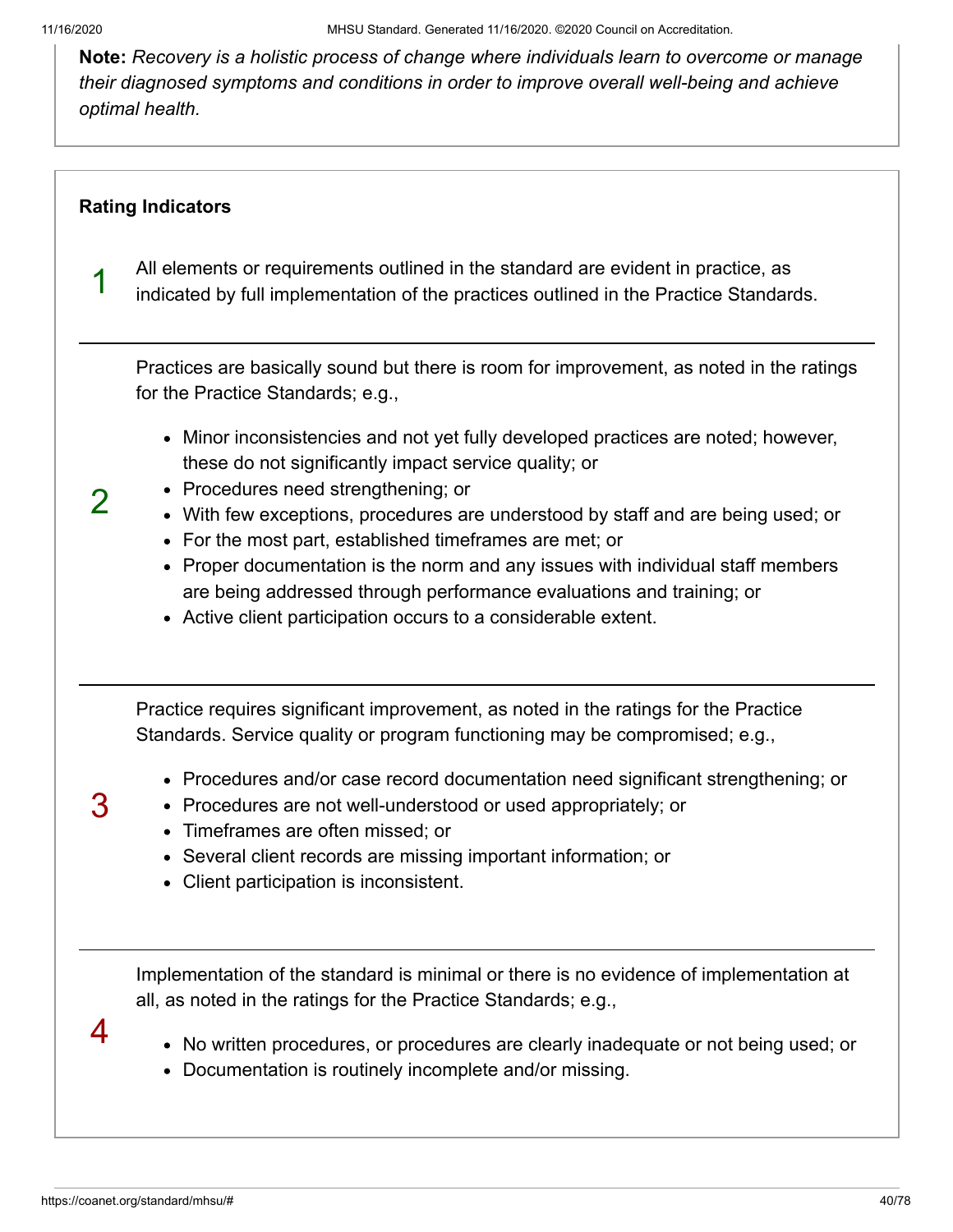**Note:** *Recovery is a holistic process of change where individuals learn to overcome or manage their diagnosed symptoms and conditions in order to improve overall well-being and achieve optimal health.*

**Rating Indicators**

1

All elements or requirements outlined in the standard are evident in practice, as indicated by full implementation of the practices outlined in the Practice Standards.

2

Practices are basically sound but there is room for improvement, as noted in the ratings for the Practice Standards; e.g.,

- Minor inconsistencies and not yet fully developed practices are noted; however, these do not significantly impact service quality; or
- Procedures need strengthening; or
- With few exceptions, procedures are understood by staff and are being used; or
- For the most part, established timeframes are met; or
- Proper documentation is the norm and any issues with individual staff members are being addressed through performance evaluations and training; or
- Active client participation occurs to a considerable extent.

3

Practice requires significant improvement, as noted in the ratings for the Practice Standards. Service quality or program functioning may be compromised; e.g.,

- Procedures and/or case record documentation need significant strengthening; or
- Procedures are not well-understood or used appropriately; or
- Timeframes are often missed; or
- Several client records are missing important information; or
- Client participation is inconsistent.

4

Implementation of the standard is minimal or there is no evidence of implementation at all, as noted in the ratings for the Practice Standards; e.g.,

- No written procedures, or procedures are clearly inadequate or not being used; or
- Documentation is routinely incomplete and/or missing.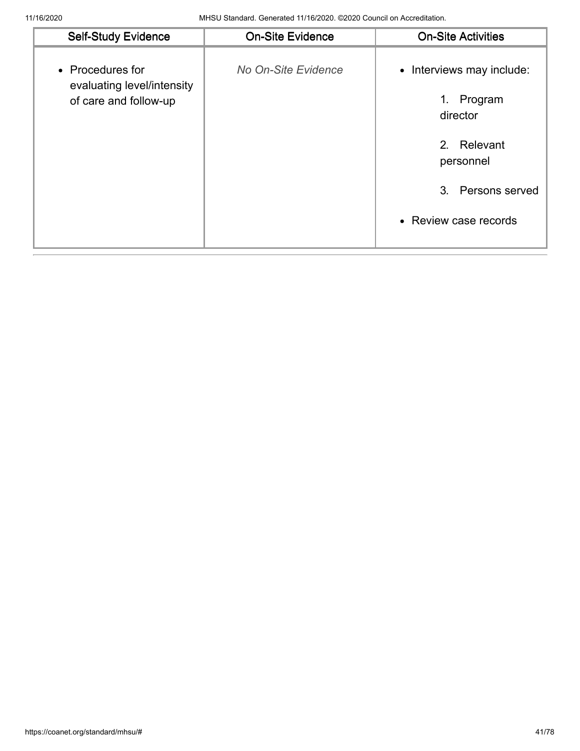| Self-Study Evidence | On-Site Evidence | On-Site Activities |
| --- | --- | --- |
| • Procedures for evaluating level/intensity of care and follow-up | *No On-Site Evidence* | • Interviews may include:<br>1. Program director<br>2. Relevant personnel<br>3. Persons served<br>• Review case records |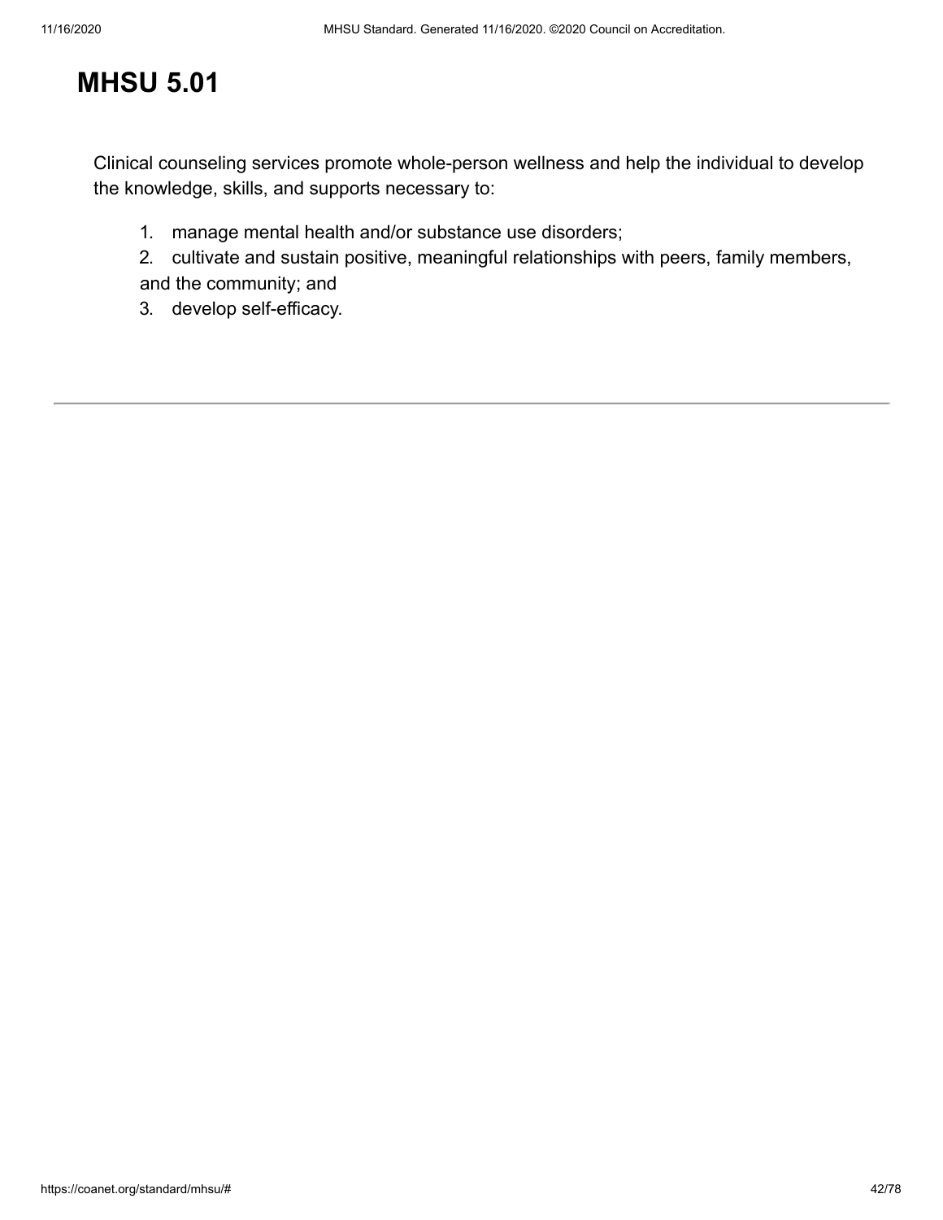# MHSU 5.01

Clinical counseling services promote whole-person wellness and help the individual to develop the knowledge, skills, and supports necessary to:

1. manage mental health and/or substance use disorders;
2. cultivate and sustain positive, meaningful relationships with peers, family members, and the community; and
3. develop self-efficacy.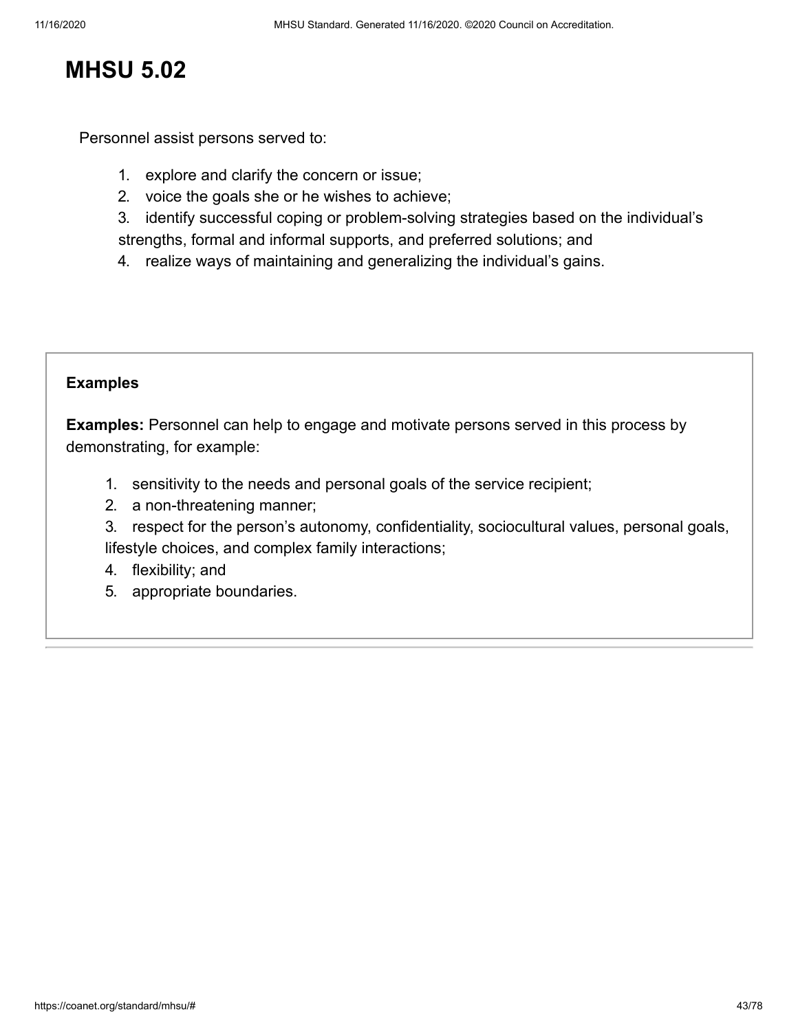# MHSU 5.02

Personnel assist persons served to:

1. explore and clarify the concern or issue;
2. voice the goals she or he wishes to achieve;
3. identify successful coping or problem-solving strategies based on the individual's strengths, formal and informal supports, and preferred solutions; and
4. realize ways of maintaining and generalizing the individual's gains.

**Examples**

**Examples:** Personnel can help to engage and motivate persons served in this process by demonstrating, for example:

1. sensitivity to the needs and personal goals of the service recipient;
2. a non-threatening manner;
3. respect for the person's autonomy, confidentiality, sociocultural values, personal goals, lifestyle choices, and complex family interactions;
4. flexibility; and
5. appropriate boundaries.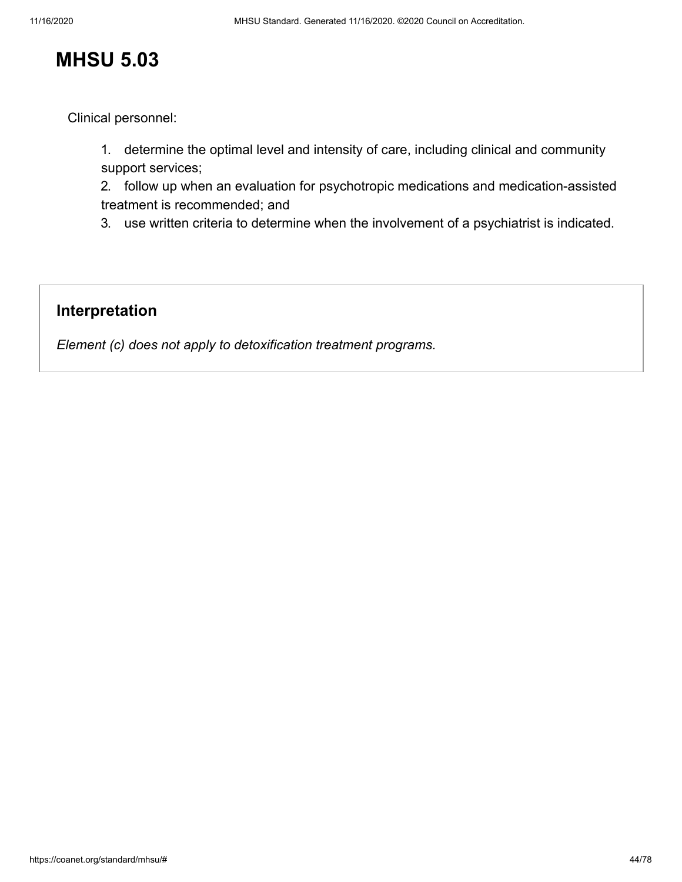# MHSU 5.03

Clinical personnel:

1. determine the optimal level and intensity of care, including clinical and community support services;
2. follow up when an evaluation for psychotropic medications and medication-assisted treatment is recommended; and
3. use written criteria to determine when the involvement of a psychiatrist is indicated.

## Interpretation

*Element (c) does not apply to detoxification treatment programs.*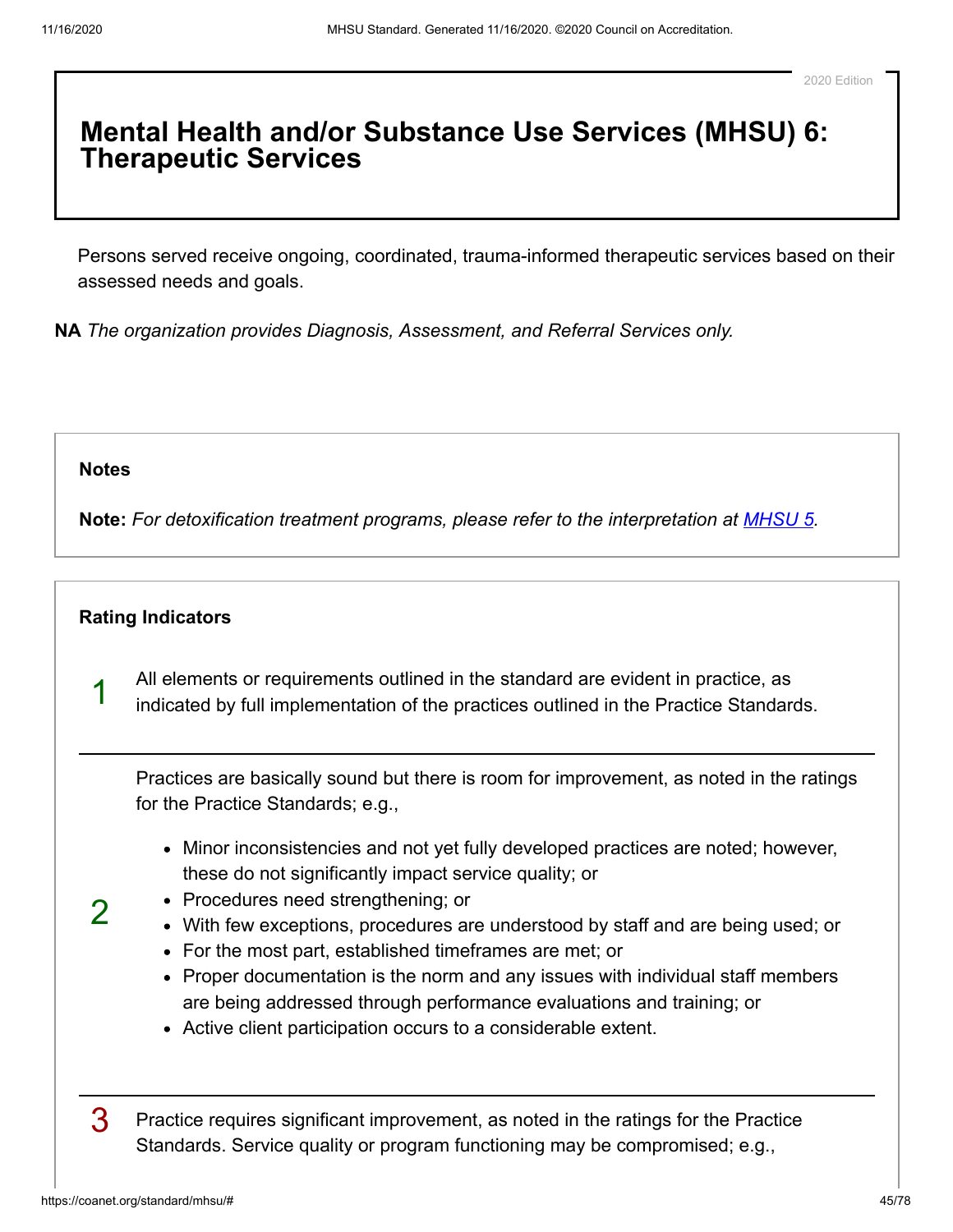2020 Edition

# Mental Health and/or Substance Use Services (MHSU) 6: Therapeutic Services

Persons served receive ongoing, coordinated, trauma-informed therapeutic services based on their assessed needs and goals.

**NA** *The organization provides Diagnosis, Assessment, and Referral Services only.*

## Notes

**Note:** *For detoxification treatment programs, please refer to the interpretation at MHSU 5.*

## Rating Indicators

1 All elements or requirements outlined in the standard are evident in practice, as indicated by full implementation of the practices outlined in the Practice Standards.

2 Practices are basically sound but there is room for improvement, as noted in the ratings for the Practice Standards; e.g.,

- Minor inconsistencies and not yet fully developed practices are noted; however, these do not significantly impact service quality; or
- Procedures need strengthening; or
- With few exceptions, procedures are understood by staff and are being used; or
- For the most part, established timeframes are met; or
- Proper documentation is the norm and any issues with individual staff members are being addressed through performance evaluations and training; or
- Active client participation occurs to a considerable extent.

3 Practice requires significant improvement, as noted in the ratings for the Practice Standards. Service quality or program functioning may be compromised; e.g.,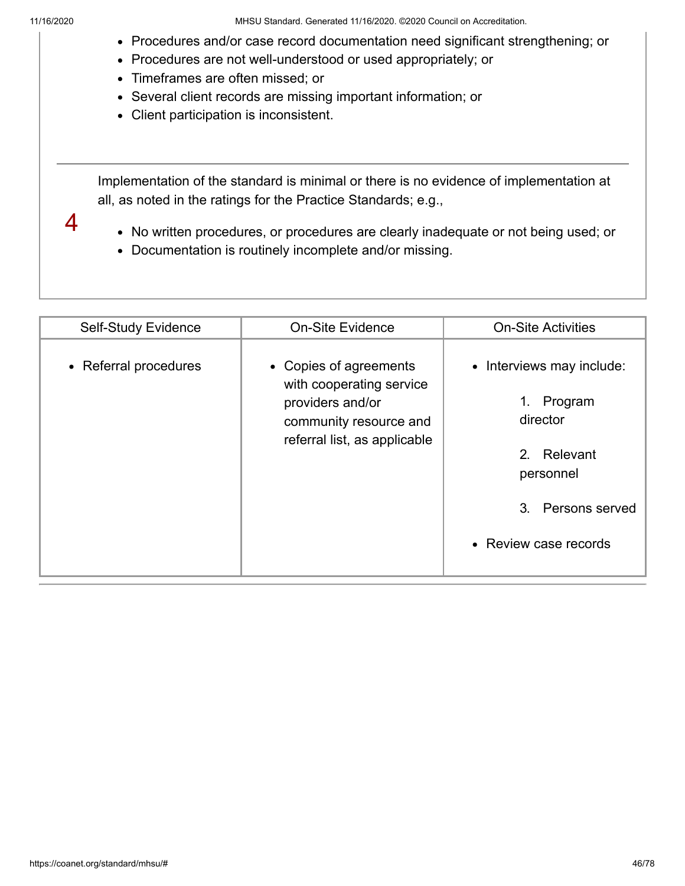- Procedures and/or case record documentation need significant strengthening; or
- Procedures are not well-understood or used appropriately; or
- Timeframes are often missed; or
- Several client records are missing important information; or
- Client participation is inconsistent.

---

4

Implementation of the standard is minimal or there is no evidence of implementation at all, as noted in the ratings for the Practice Standards; e.g.,

- No written procedures, or procedures are clearly inadequate or not being used; or
- Documentation is routinely incomplete and/or missing.

| Self-Study Evidence | On-Site Evidence | On-Site Activities |
| --- | --- | --- |
| • Referral procedures | • Copies of agreements with cooperating service providers and/or community resource and referral list, as applicable | • Interviews may include: 1. Program director 2. Relevant personnel 3. Persons served • Review case records |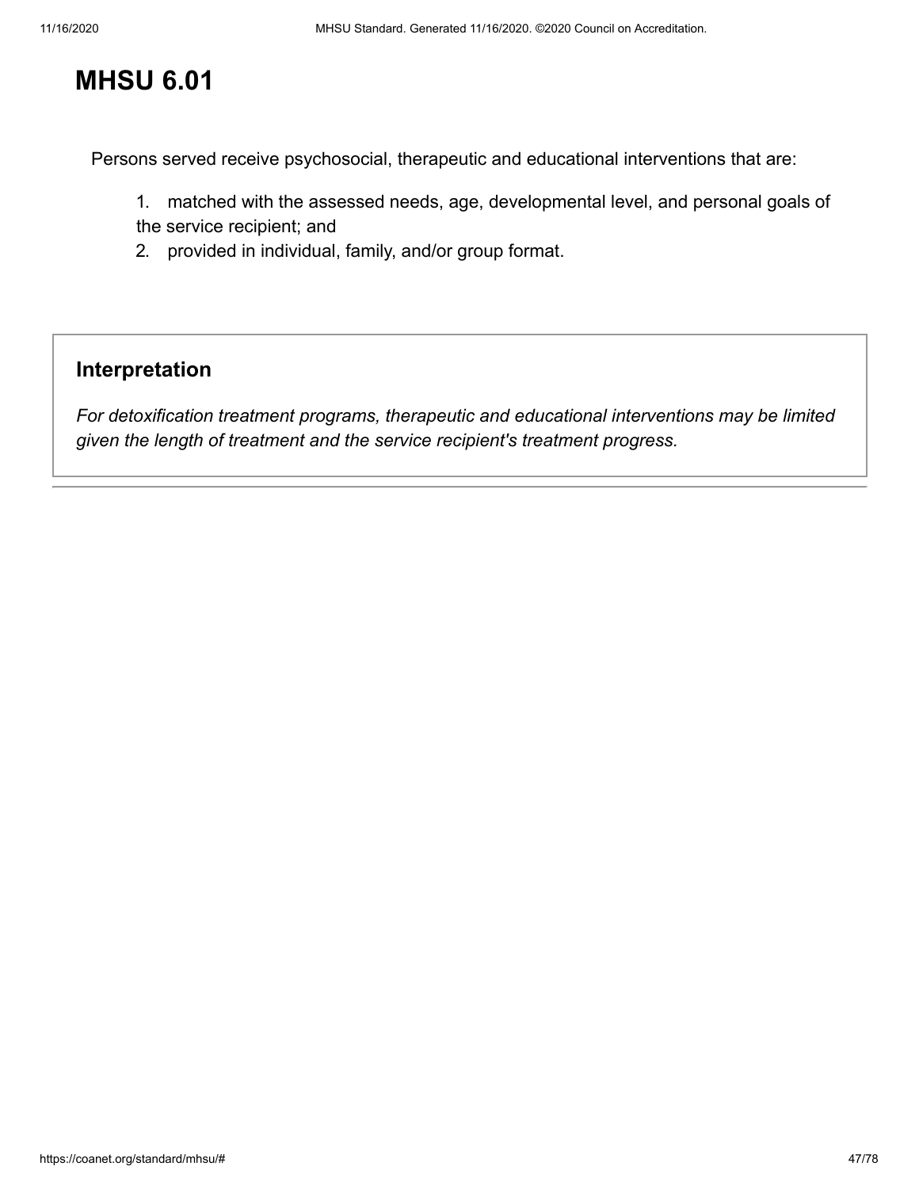# MHSU 6.01

Persons served receive psychosocial, therapeutic and educational interventions that are:

1. matched with the assessed needs, age, developmental level, and personal goals of the service recipient; and
2. provided in individual, family, and/or group format.

## Interpretation

*For detoxification treatment programs, therapeutic and educational interventions may be limited given the length of treatment and the service recipient's treatment progress.*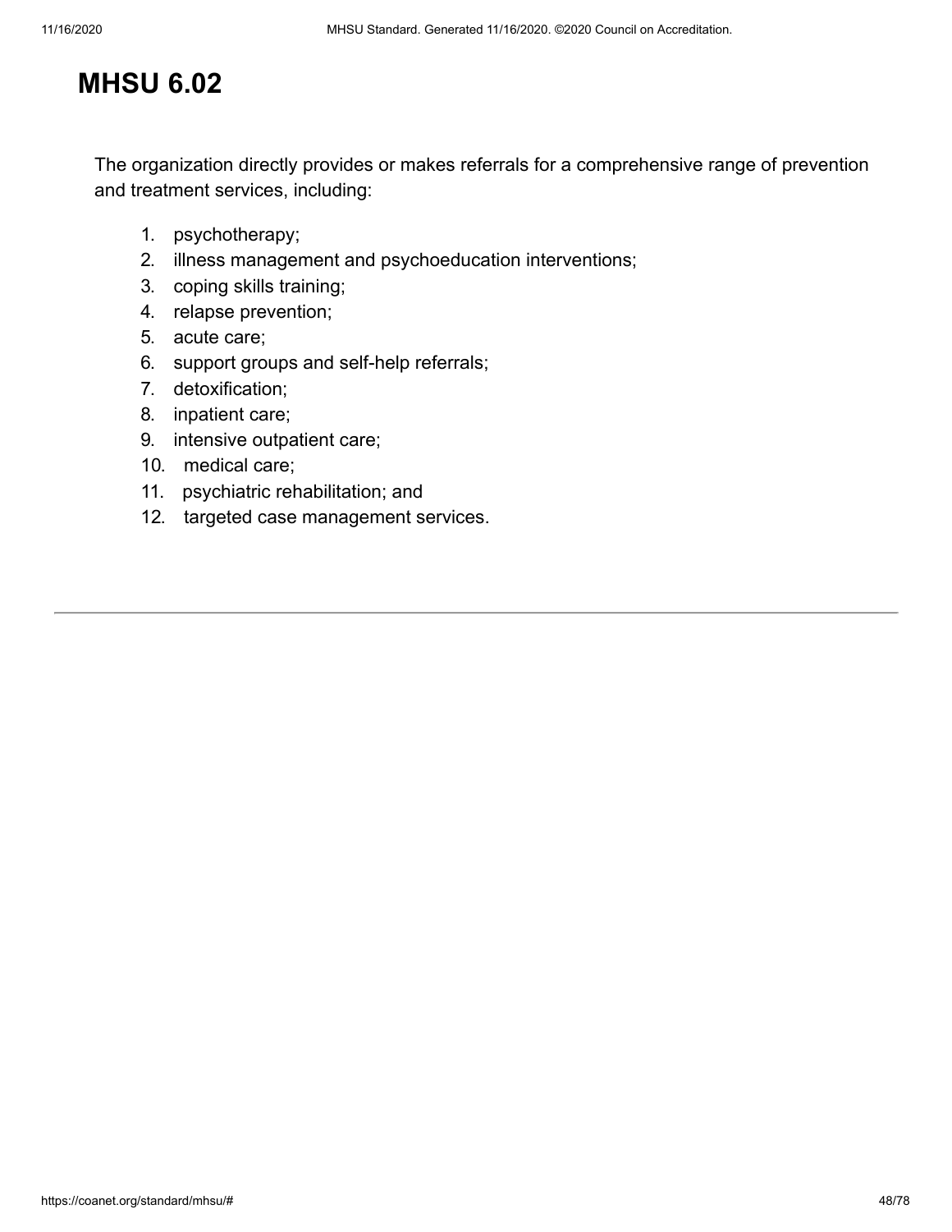# MHSU 6.02

The organization directly provides or makes referrals for a comprehensive range of prevention and treatment services, including:

1. psychotherapy;
2. illness management and psychoeducation interventions;
3. coping skills training;
4. relapse prevention;
5. acute care;
6. support groups and self-help referrals;
7. detoxification;
8. inpatient care;
9. intensive outpatient care;
10. medical care;
11. psychiatric rehabilitation; and
12. targeted case management services.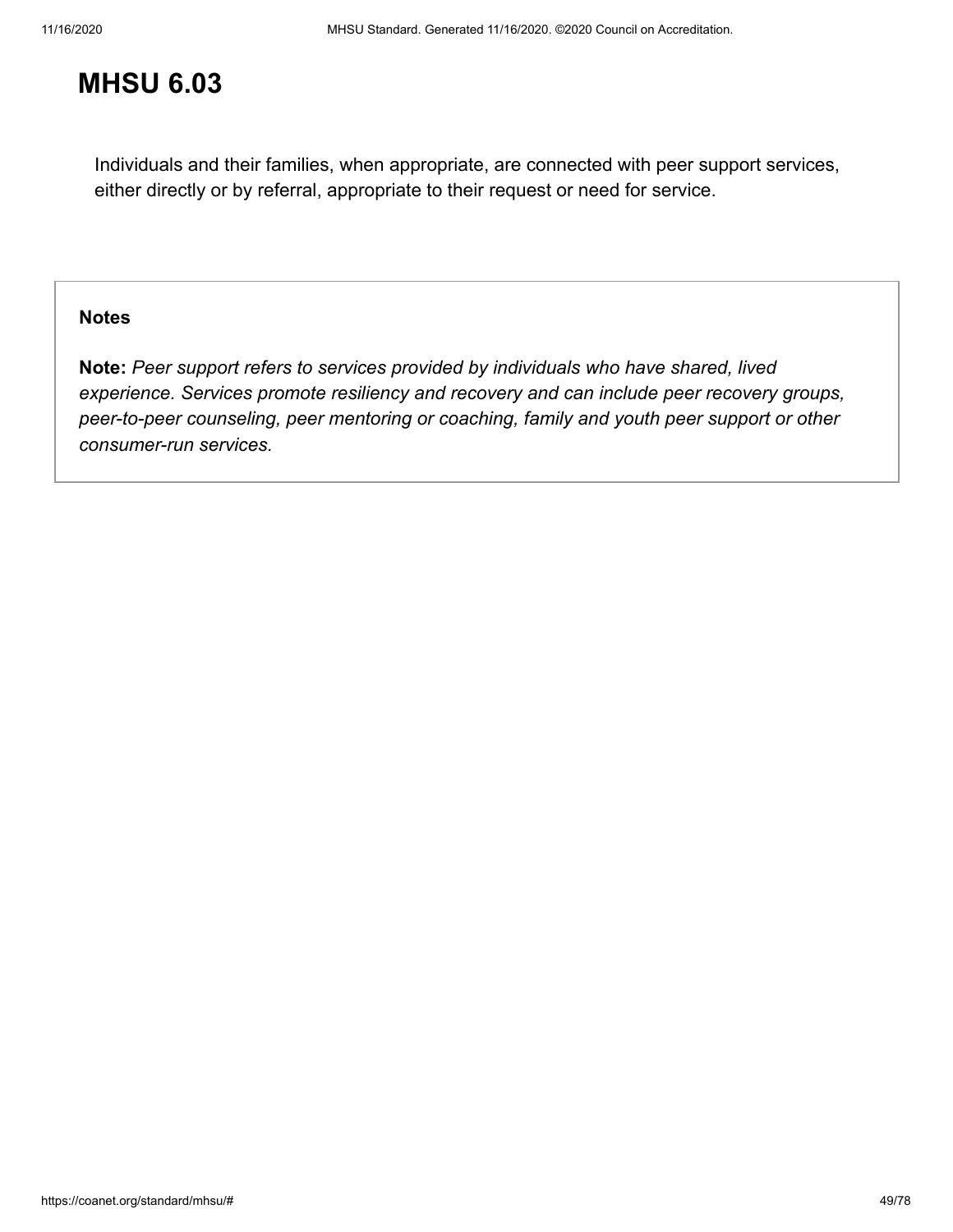# MHSU 6.03

Individuals and their families, when appropriate, are connected with peer support services, either directly or by referral, appropriate to their request or need for service.

**Notes**

**Note:** *Peer support refers to services provided by individuals who have shared, lived experience. Services promote resiliency and recovery and can include peer recovery groups, peer-to-peer counseling, peer mentoring or coaching, family and youth peer support or other consumer-run services.*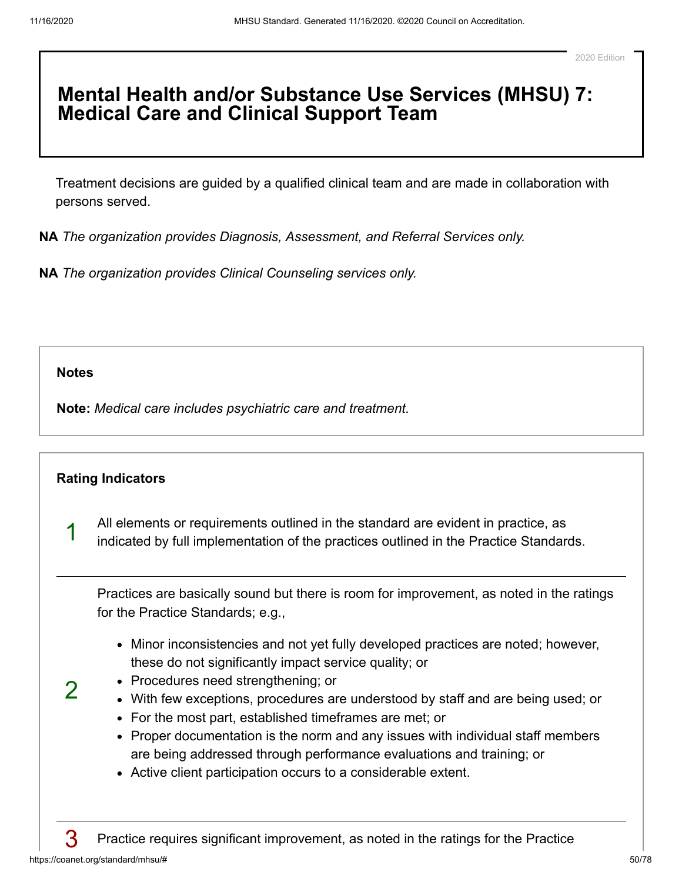2020 Edition

# Mental Health and/or Substance Use Services (MHSU) 7: Medical Care and Clinical Support Team

Treatment decisions are guided by a qualified clinical team and are made in collaboration with persons served.

**NA** *The organization provides Diagnosis, Assessment, and Referral Services only.*

**NA** *The organization provides Clinical Counseling services only.*

**Notes**

**Note:** *Medical care includes psychiatric care and treatment.*

**Rating Indicators**

1 All elements or requirements outlined in the standard are evident in practice, as indicated by full implementation of the practices outlined in the Practice Standards.

2 Practices are basically sound but there is room for improvement, as noted in the ratings for the Practice Standards; e.g.,

- Minor inconsistencies and not yet fully developed practices are noted; however, these do not significantly impact service quality; or
- Procedures need strengthening; or
- With few exceptions, procedures are understood by staff and are being used; or
- For the most part, established timeframes are met; or
- Proper documentation is the norm and any issues with individual staff members are being addressed through performance evaluations and training; or
- Active client participation occurs to a considerable extent.

3 Practice requires significant improvement, as noted in the ratings for the Practice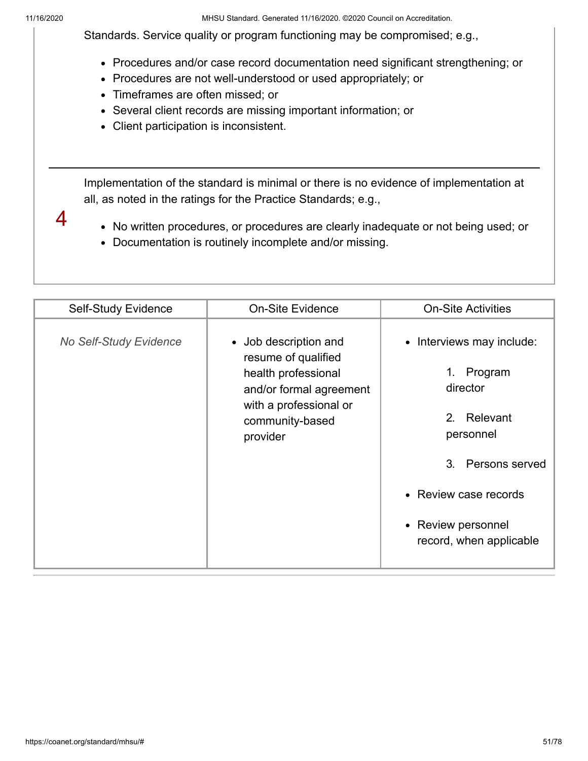Standards. Service quality or program functioning may be compromised; e.g.,

- Procedures and/or case record documentation need significant strengthening; or
- Procedures are not well-understood or used appropriately; or
- Timeframes are often missed; or
- Several client records are missing important information; or
- Client participation is inconsistent.

---

4

Implementation of the standard is minimal or there is no evidence of implementation at all, as noted in the ratings for the Practice Standards; e.g.,

- No written procedures, or procedures are clearly inadequate or not being used; or
- Documentation is routinely incomplete and/or missing.

| Self-Study Evidence | On-Site Evidence | On-Site Activities |
|---|---|---|
| *No Self-Study Evidence* | • Job description and resume of qualified health professional and/or formal agreement with a professional or community-based provider | • Interviews may include: 1. Program director 2. Relevant personnel 3. Persons served<br>• Review case records<br>• Review personnel record, when applicable |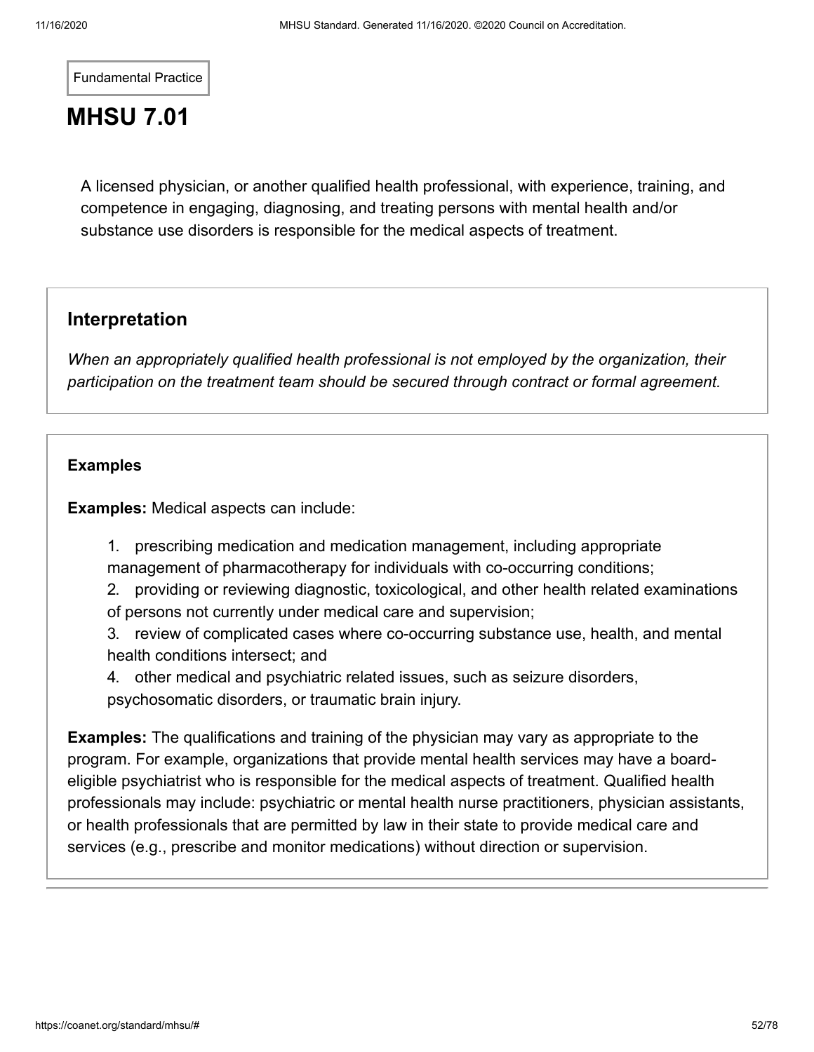Fundamental Practice

# MHSU 7.01

A licensed physician, or another qualified health professional, with experience, training, and competence in engaging, diagnosing, and treating persons with mental health and/or substance use disorders is responsible for the medical aspects of treatment.

## Interpretation

*When an appropriately qualified health professional is not employed by the organization, their participation on the treatment team should be secured through contract or formal agreement.*

### Examples

**Examples:** Medical aspects can include:

1. prescribing medication and medication management, including appropriate management of pharmacotherapy for individuals with co-occurring conditions;
2. providing or reviewing diagnostic, toxicological, and other health related examinations of persons not currently under medical care and supervision;
3. review of complicated cases where co-occurring substance use, health, and mental health conditions intersect; and
4. other medical and psychiatric related issues, such as seizure disorders, psychosomatic disorders, or traumatic brain injury.

**Examples:** The qualifications and training of the physician may vary as appropriate to the program. For example, organizations that provide mental health services may have a board-eligible psychiatrist who is responsible for the medical aspects of treatment. Qualified health professionals may include: psychiatric or mental health nurse practitioners, physician assistants, or health professionals that are permitted by law in their state to provide medical care and services (e.g., prescribe and monitor medications) without direction or supervision.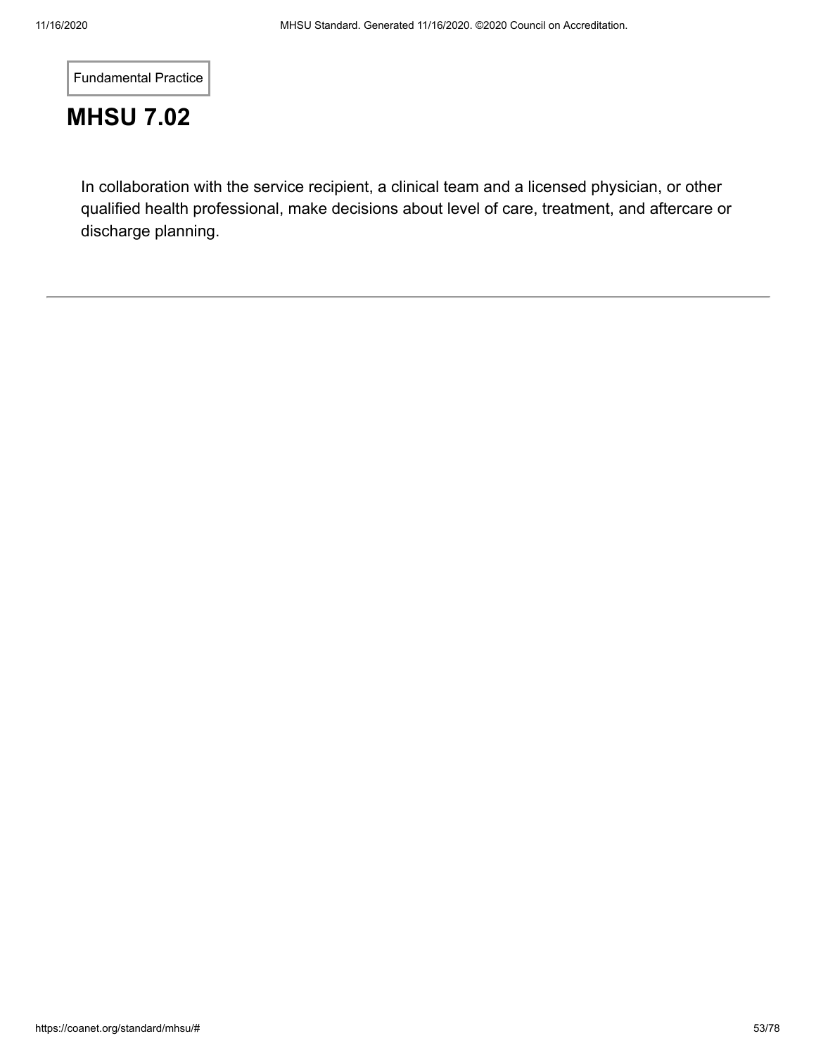Fundamental Practice

# MHSU 7.02

In collaboration with the service recipient, a clinical team and a licensed physician, or other qualified health professional, make decisions about level of care, treatment, and aftercare or discharge planning.

---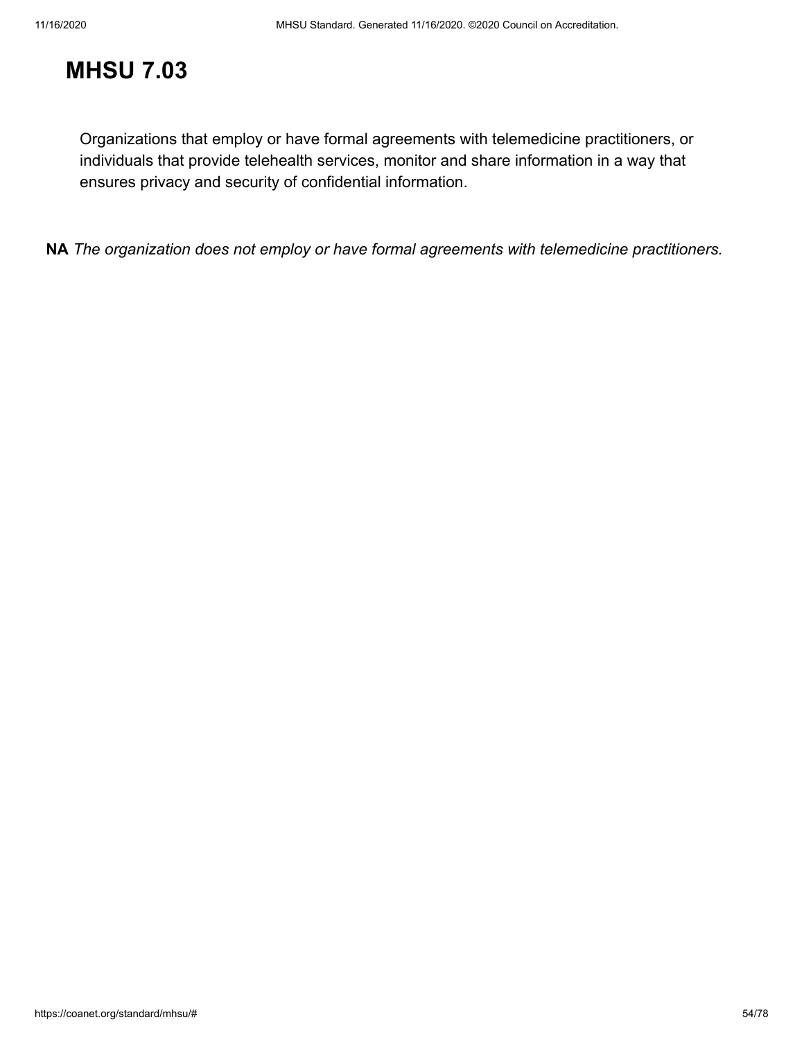# MHSU 7.03

Organizations that employ or have formal agreements with telemedicine practitioners, or individuals that provide telehealth services, monitor and share information in a way that ensures privacy and security of confidential information.

**NA** *The organization does not employ or have formal agreements with telemedicine practitioners.*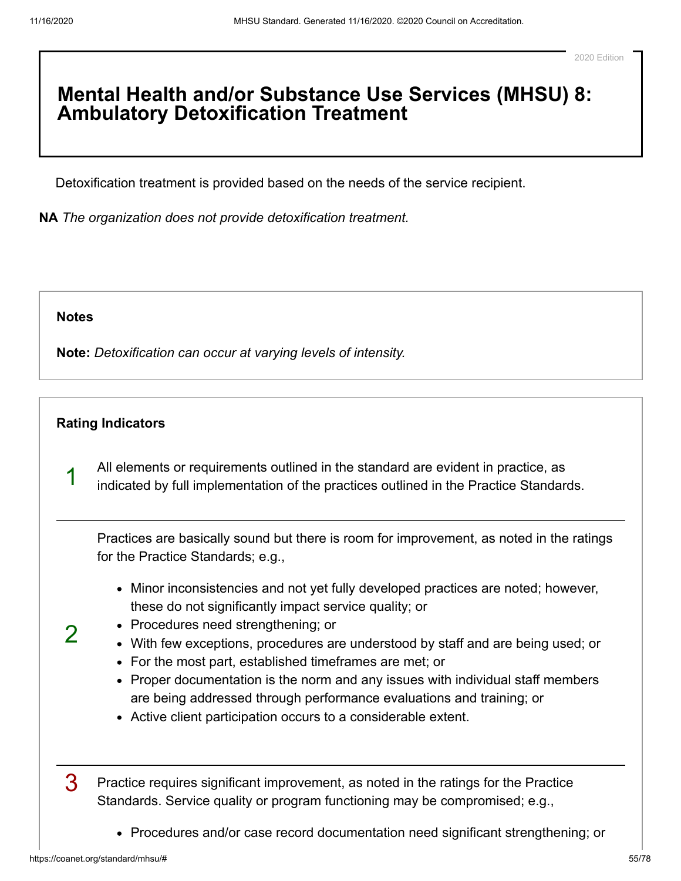2020 Edition

# Mental Health and/or Substance Use Services (MHSU) 8: Ambulatory Detoxification Treatment

Detoxification treatment is provided based on the needs of the service recipient.

**NA** *The organization does not provide detoxification treatment.*

**Notes**

**Note:** *Detoxification can occur at varying levels of intensity.*

**Rating Indicators**

1

All elements or requirements outlined in the standard are evident in practice, as indicated by full implementation of the practices outlined in the Practice Standards.

2

Practices are basically sound but there is room for improvement, as noted in the ratings for the Practice Standards; e.g.,

- Minor inconsistencies and not yet fully developed practices are noted; however, these do not significantly impact service quality; or
- Procedures need strengthening; or
- With few exceptions, procedures are understood by staff and are being used; or
- For the most part, established timeframes are met; or
- Proper documentation is the norm and any issues with individual staff members are being addressed through performance evaluations and training; or
- Active client participation occurs to a considerable extent.

3

Practice requires significant improvement, as noted in the ratings for the Practice Standards. Service quality or program functioning may be compromised; e.g.,

- Procedures and/or case record documentation need significant strengthening; or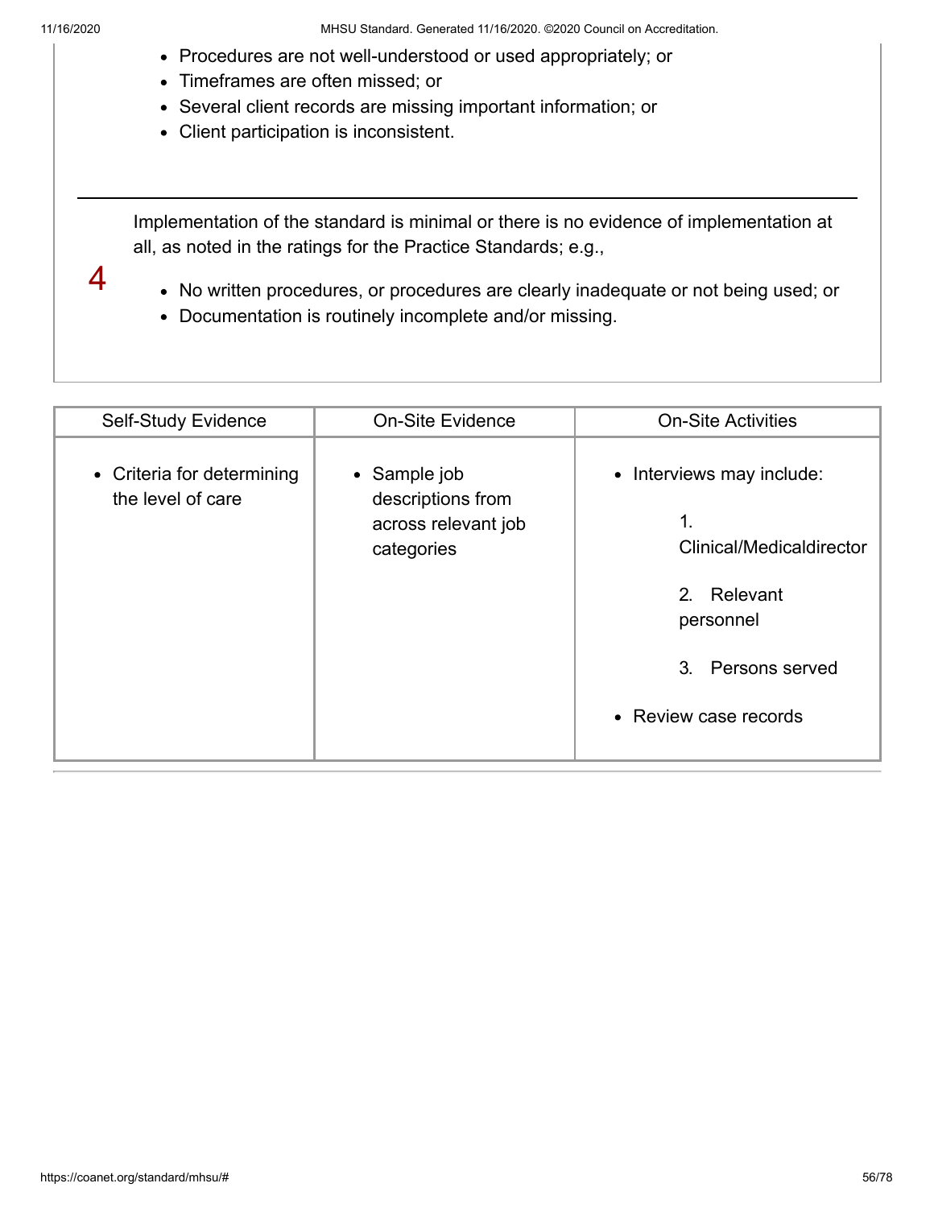- Procedures are not well-understood or used appropriately; or
- Timeframes are often missed; or
- Several client records are missing important information; or
- Client participation is inconsistent.

---

**4**

Implementation of the standard is minimal or there is no evidence of implementation at all, as noted in the ratings for the Practice Standards; e.g.,

- No written procedures, or procedures are clearly inadequate or not being used; or
- Documentation is routinely incomplete and/or missing.

| Self-Study Evidence | On-Site Evidence | On-Site Activities |
| --- | --- | --- |
| • Criteria for determining the level of care | • Sample job descriptions from across relevant job categories | • Interviews may include:<br>1. Clinical/Medicaldirector<br>2. Relevant personnel<br>3. Persons served<br>• Review case records |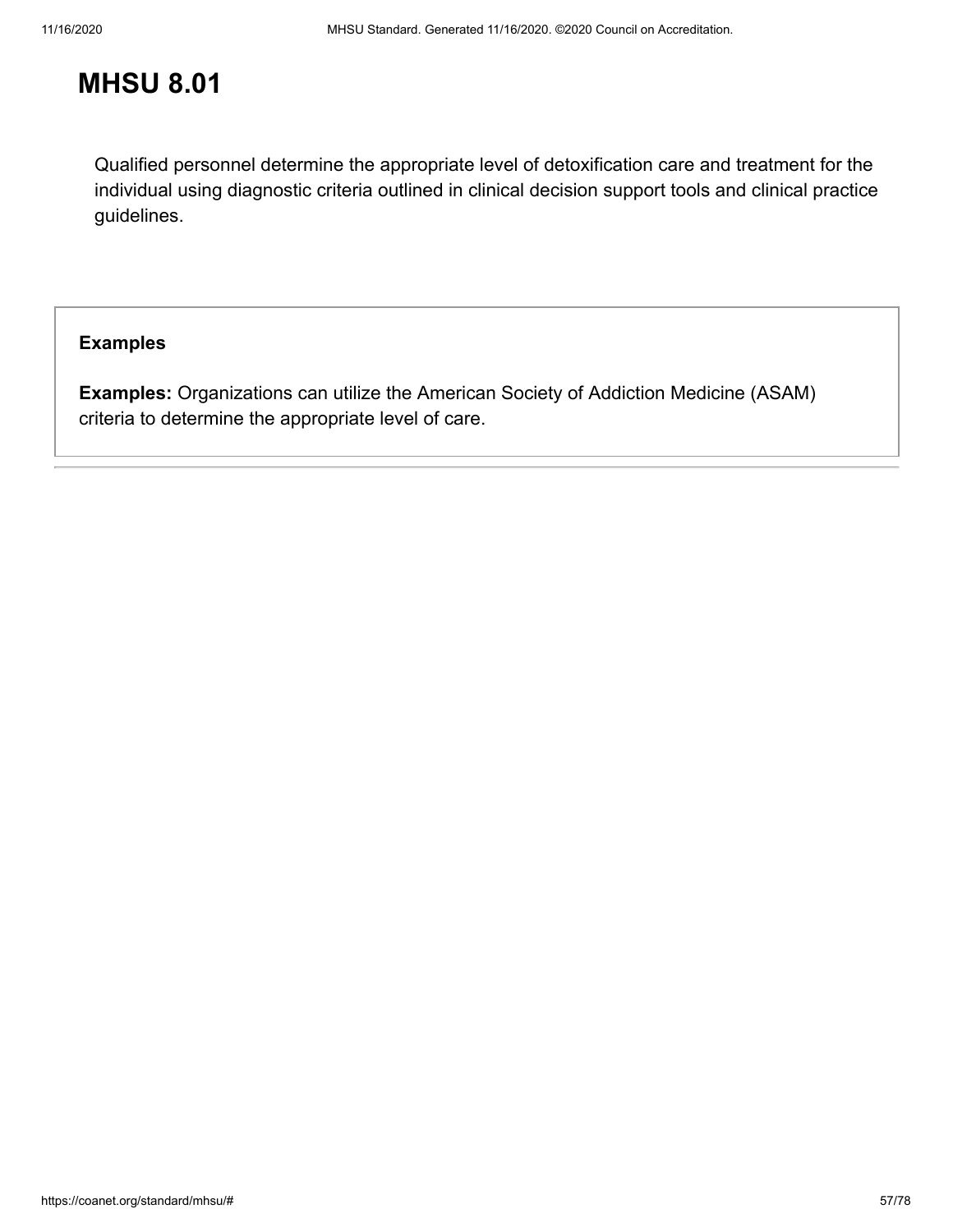# MHSU 8.01

Qualified personnel determine the appropriate level of detoxification care and treatment for the individual using diagnostic criteria outlined in clinical decision support tools and clinical practice guidelines.

**Examples**

**Examples:** Organizations can utilize the American Society of Addiction Medicine (ASAM) criteria to determine the appropriate level of care.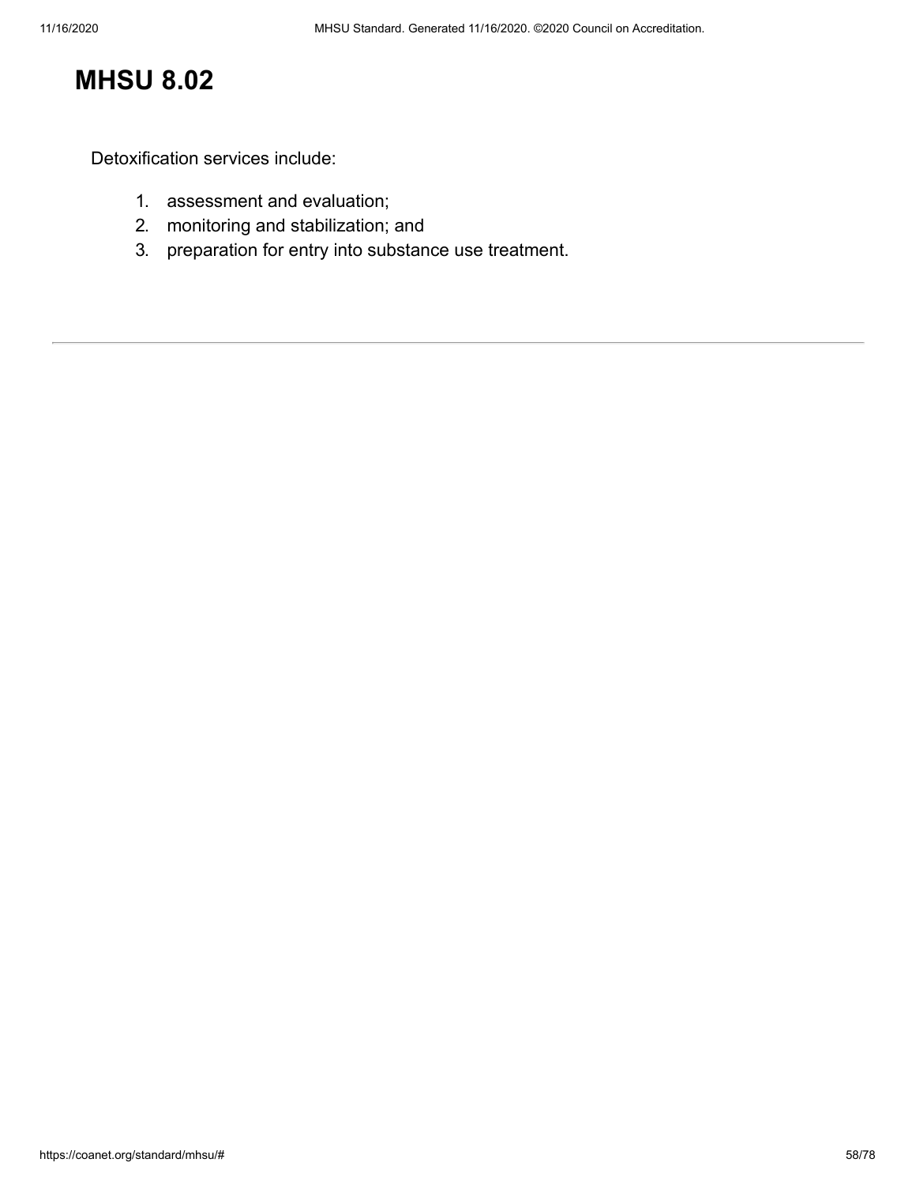# MHSU 8.02

Detoxification services include:

1. assessment and evaluation;
2. monitoring and stabilization; and
3. preparation for entry into substance use treatment.

---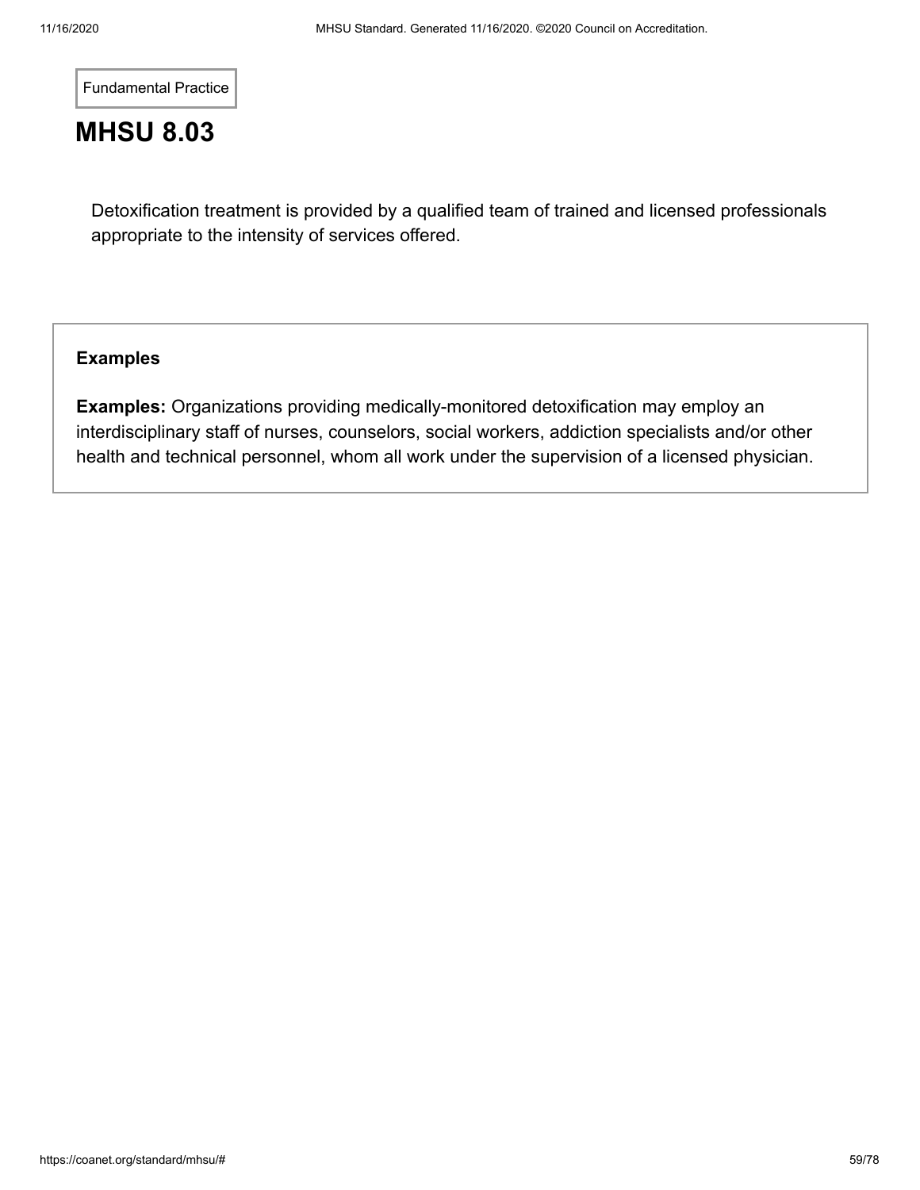Fundamental Practice

# MHSU 8.03

Detoxification treatment is provided by a qualified team of trained and licensed professionals appropriate to the intensity of services offered.

**Examples**

**Examples:** Organizations providing medically-monitored detoxification may employ an interdisciplinary staff of nurses, counselors, social workers, addiction specialists and/or other health and technical personnel, whom all work under the supervision of a licensed physician.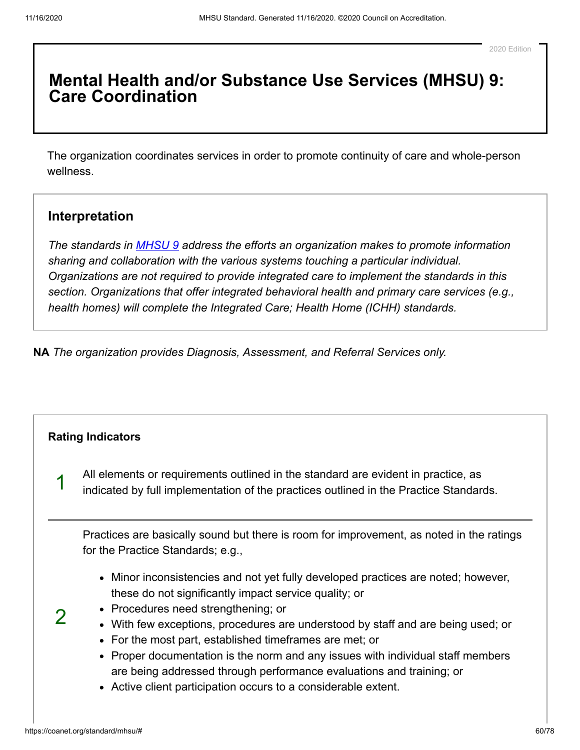2020 Edition

# Mental Health and/or Substance Use Services (MHSU) 9: Care Coordination

The organization coordinates services in order to promote continuity of care and whole-person wellness.

### Interpretation

*The standards in MHSU 9 address the efforts an organization makes to promote information sharing and collaboration with the various systems touching a particular individual. Organizations are not required to provide integrated care to implement the standards in this section. Organizations that offer integrated behavioral health and primary care services (e.g., health homes) will complete the Integrated Care; Health Home (ICHH) standards.*

**NA** *The organization provides Diagnosis, Assessment, and Referral Services only.*

**Rating Indicators**

1 — All elements or requirements outlined in the standard are evident in practice, as indicated by full implementation of the practices outlined in the Practice Standards.

2 — Practices are basically sound but there is room for improvement, as noted in the ratings for the Practice Standards; e.g.,

- Minor inconsistencies and not yet fully developed practices are noted; however, these do not significantly impact service quality; or
- Procedures need strengthening; or
- With few exceptions, procedures are understood by staff and are being used; or
- For the most part, established timeframes are met; or
- Proper documentation is the norm and any issues with individual staff members are being addressed through performance evaluations and training; or
- Active client participation occurs to a considerable extent.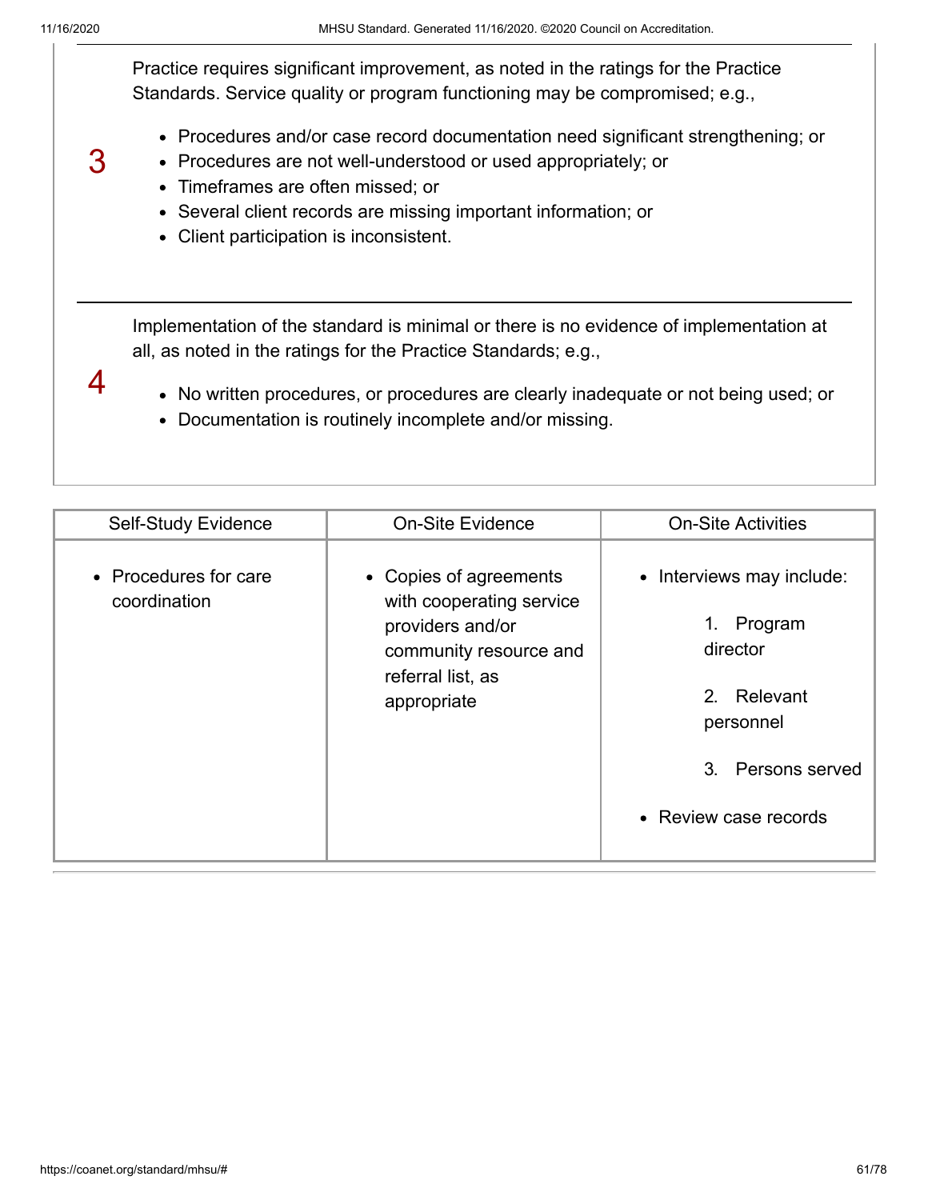| | |
|---|---|
| 3 | Practice requires significant improvement, as noted in the ratings for the Practice Standards. Service quality or program functioning may be compromised; e.g.,<br><br>- Procedures and/or case record documentation need significant strengthening; or<br>- Procedures are not well-understood or used appropriately; or<br>- Timeframes are often missed; or<br>- Several client records are missing important information; or<br>- Client participation is inconsistent. |
| 4 | Implementation of the standard is minimal or there is no evidence of implementation at all, as noted in the ratings for the Practice Standards; e.g.,<br><br>- No written procedures, or procedures are clearly inadequate or not being used; or<br>- Documentation is routinely incomplete and/or missing. |

| Self-Study Evidence | On-Site Evidence | On-Site Activities |
|---|---|---|
| • Procedures for care coordination | • Copies of agreements with cooperating service providers and/or community resource and referral list, as appropriate | • Interviews may include:<br>1. Program director<br>2. Relevant personnel<br>3. Persons served<br>• Review case records |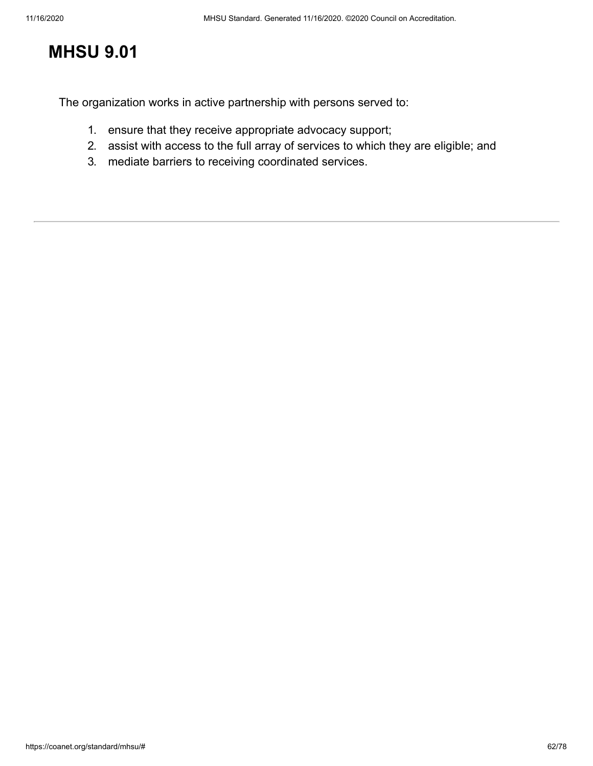# MHSU 9.01

The organization works in active partnership with persons served to:

1. ensure that they receive appropriate advocacy support;
2. assist with access to the full array of services to which they are eligible; and
3. mediate barriers to receiving coordinated services.

---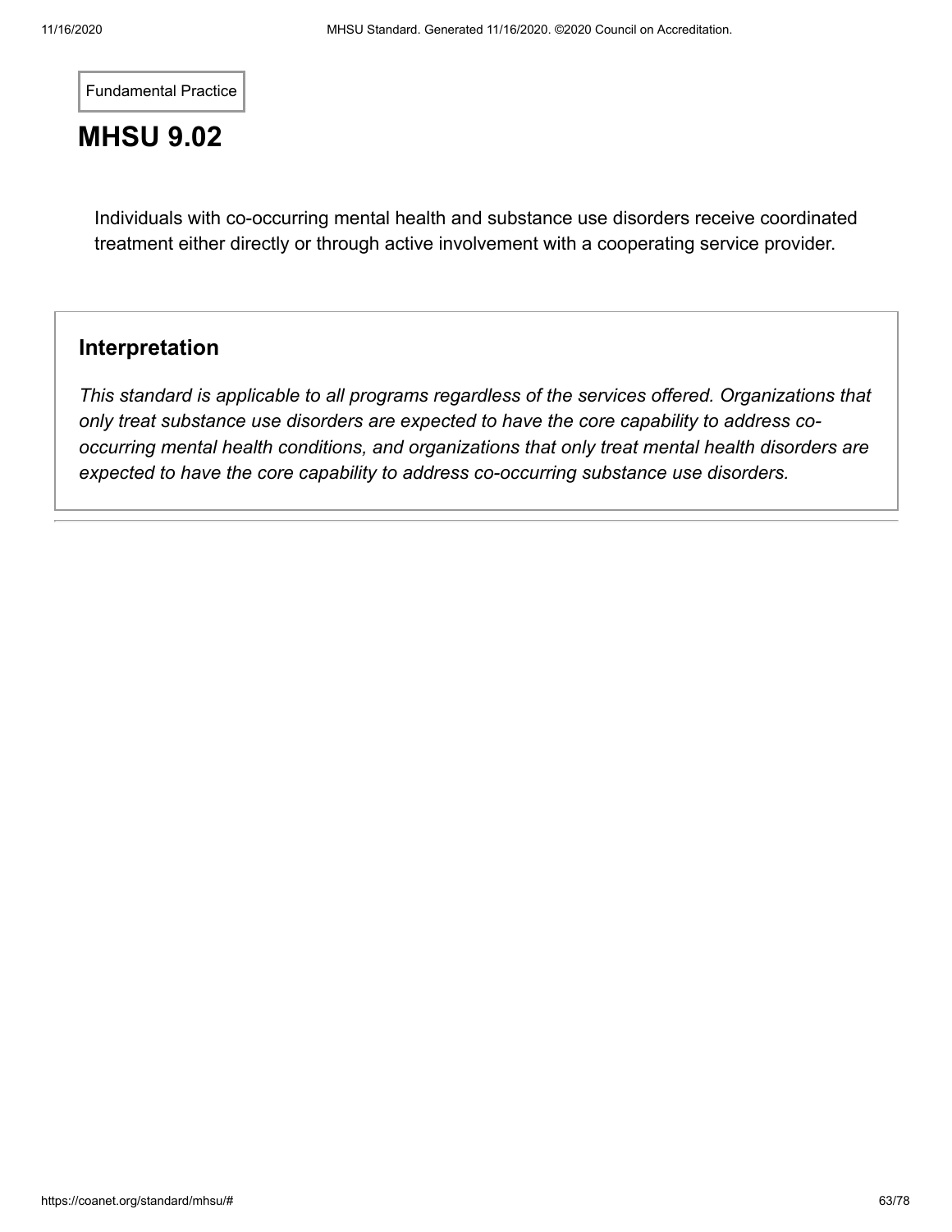Fundamental Practice

# MHSU 9.02

Individuals with co-occurring mental health and substance use disorders receive coordinated treatment either directly or through active involvement with a cooperating service provider.

## Interpretation

*This standard is applicable to all programs regardless of the services offered. Organizations that only treat substance use disorders are expected to have the core capability to address co-occurring mental health conditions, and organizations that only treat mental health disorders are expected to have the core capability to address co-occurring substance use disorders.*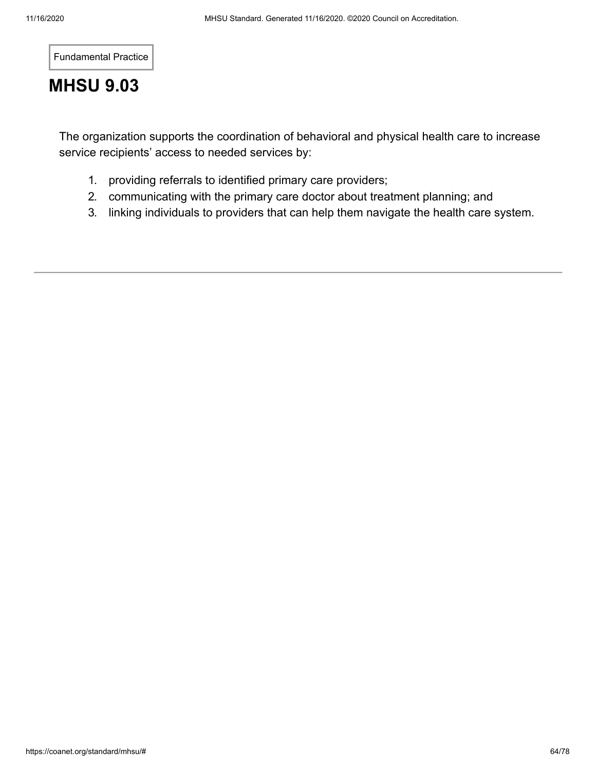Fundamental Practice

# MHSU 9.03

The organization supports the coordination of behavioral and physical health care to increase service recipients' access to needed services by:

1. providing referrals to identified primary care providers;
2. communicating with the primary care doctor about treatment planning; and
3. linking individuals to providers that can help them navigate the health care system.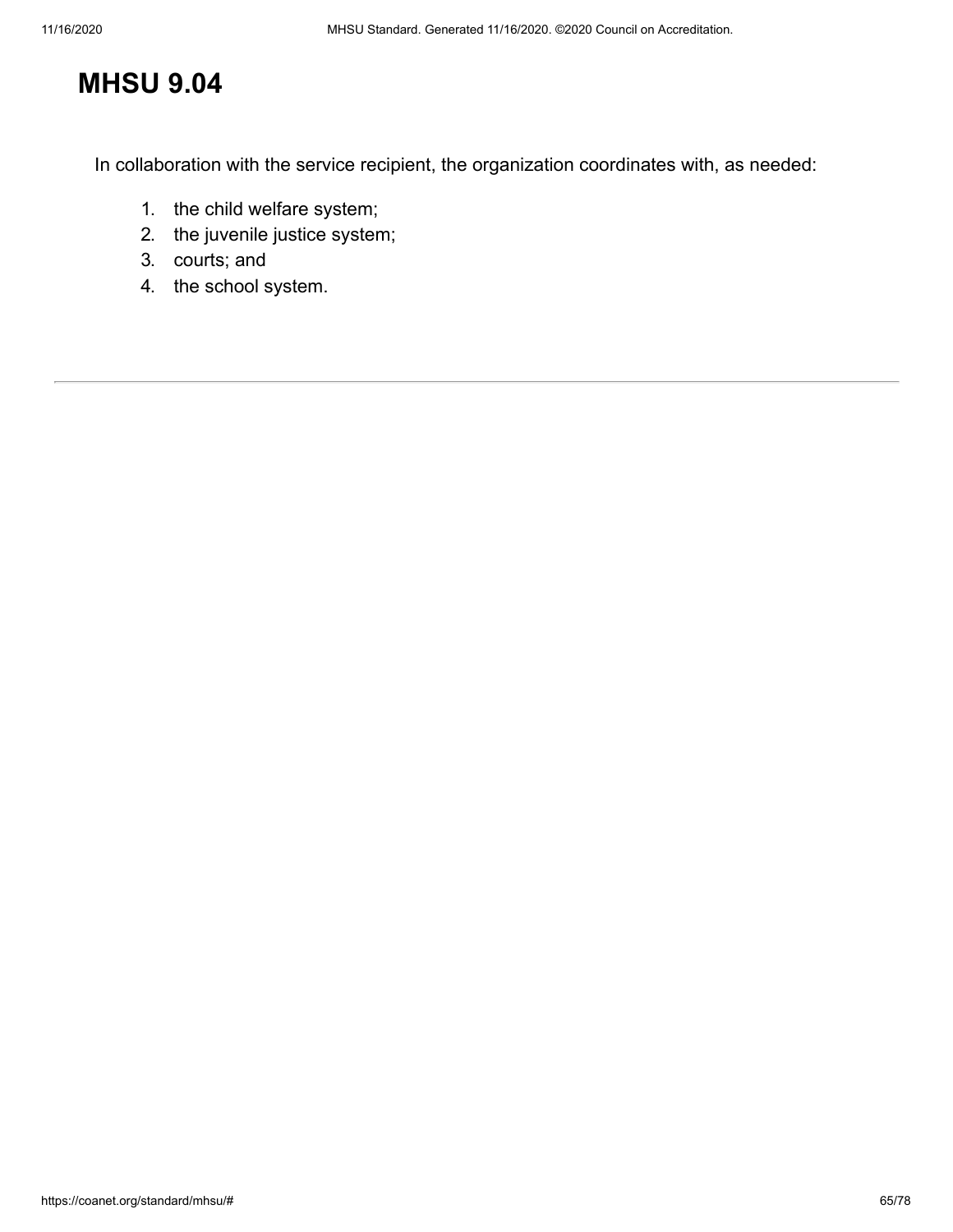# MHSU 9.04

In collaboration with the service recipient, the organization coordinates with, as needed:

1. the child welfare system;
2. the juvenile justice system;
3. courts; and
4. the school system.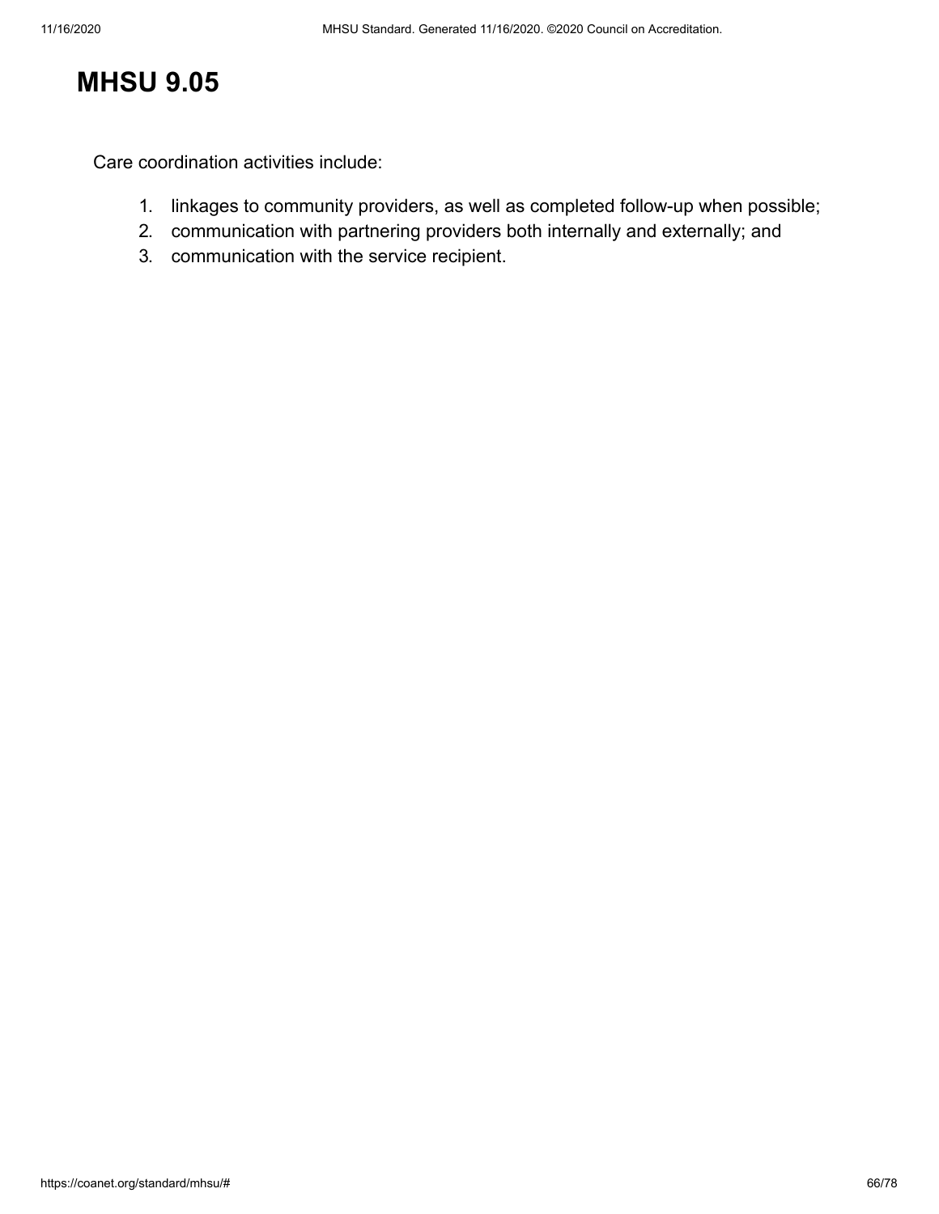## MHSU 9.05

Care coordination activities include:

1. linkages to community providers, as well as completed follow-up when possible;
2. communication with partnering providers both internally and externally; and
3. communication with the service recipient.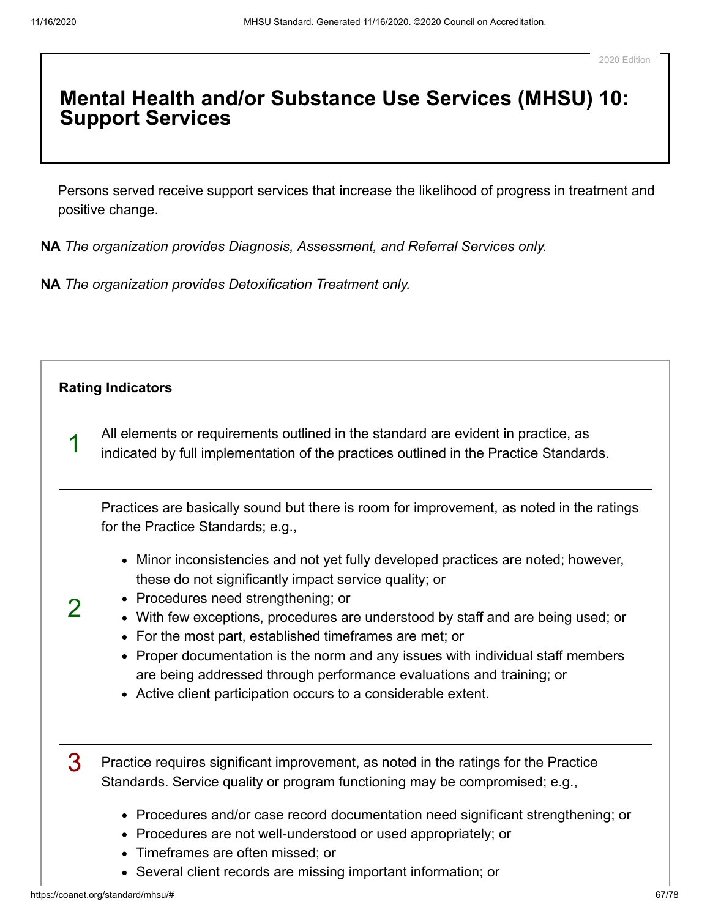2020 Edition

# Mental Health and/or Substance Use Services (MHSU) 10: Support Services

Persons served receive support services that increase the likelihood of progress in treatment and positive change.

**NA** *The organization provides Diagnosis, Assessment, and Referral Services only.*

**NA** *The organization provides Detoxification Treatment only.*

**Rating Indicators**

1

All elements or requirements outlined in the standard are evident in practice, as indicated by full implementation of the practices outlined in the Practice Standards.

2

Practices are basically sound but there is room for improvement, as noted in the ratings for the Practice Standards; e.g.,

- Minor inconsistencies and not yet fully developed practices are noted; however, these do not significantly impact service quality; or
- Procedures need strengthening; or
- With few exceptions, procedures are understood by staff and are being used; or
- For the most part, established timeframes are met; or
- Proper documentation is the norm and any issues with individual staff members are being addressed through performance evaluations and training; or
- Active client participation occurs to a considerable extent.

3

Practice requires significant improvement, as noted in the ratings for the Practice Standards. Service quality or program functioning may be compromised; e.g.,

- Procedures and/or case record documentation need significant strengthening; or
- Procedures are not well-understood or used appropriately; or
- Timeframes are often missed; or
- Several client records are missing important information; or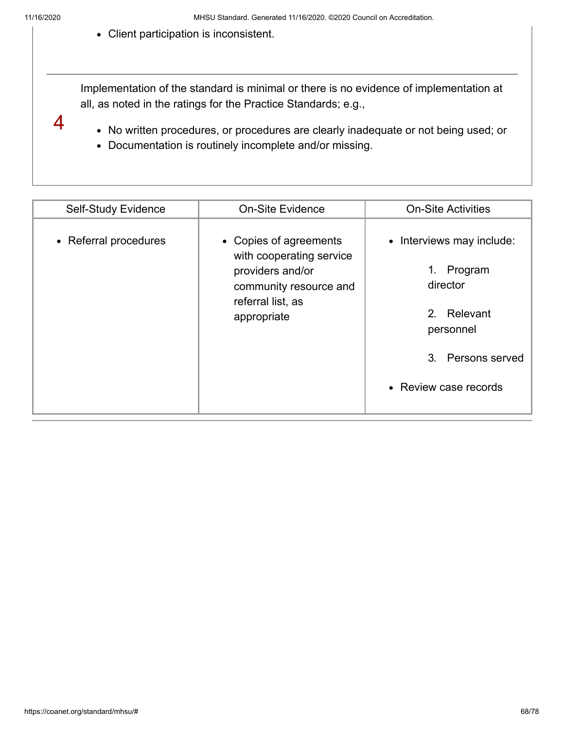- Client participation is inconsistent.

---

4

Implementation of the standard is minimal or there is no evidence of implementation at all, as noted in the ratings for the Practice Standards; e.g.,

- No written procedures, or procedures are clearly inadequate or not being used; or
- Documentation is routinely incomplete and/or missing.

| Self-Study Evidence | On-Site Evidence | On-Site Activities |
| --- | --- | --- |
| • Referral procedures | • Copies of agreements with cooperating service providers and/or community resource and referral list, as appropriate | • Interviews may include: 1. Program director 2. Relevant personnel 3. Persons served<br>• Review case records |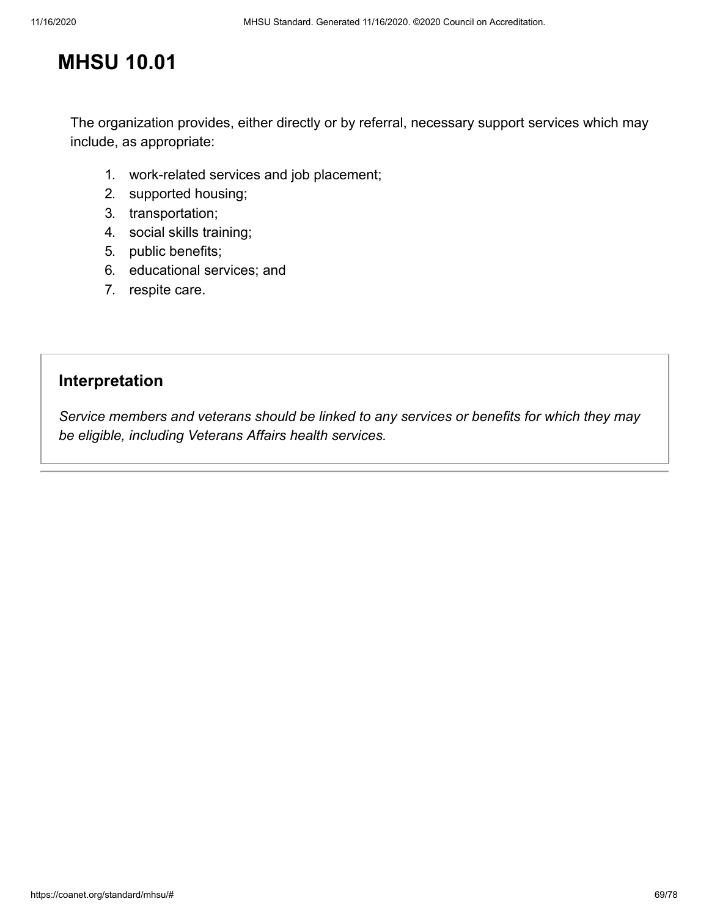# MHSU 10.01

The organization provides, either directly or by referral, necessary support services which may include, as appropriate:

1. work-related services and job placement;
2. supported housing;
3. transportation;
4. social skills training;
5. public benefits;
6. educational services; and
7. respite care.

## Interpretation

*Service members and veterans should be linked to any services or benefits for which they may be eligible, including Veterans Affairs health services.*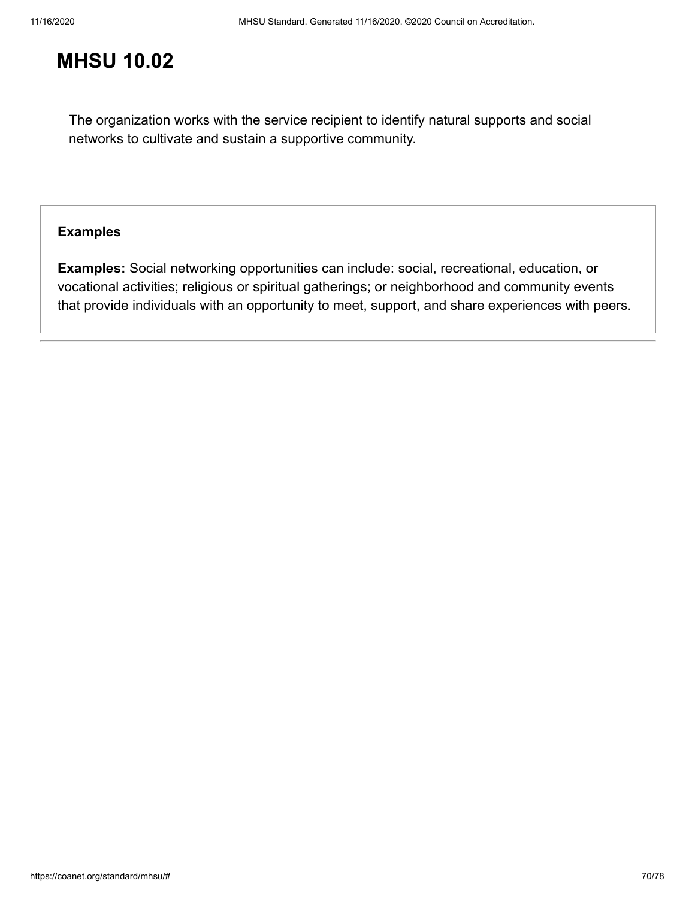# MHSU 10.02

The organization works with the service recipient to identify natural supports and social networks to cultivate and sustain a supportive community.

**Examples**

**Examples:** Social networking opportunities can include: social, recreational, education, or vocational activities; religious or spiritual gatherings; or neighborhood and community events that provide individuals with an opportunity to meet, support, and share experiences with peers.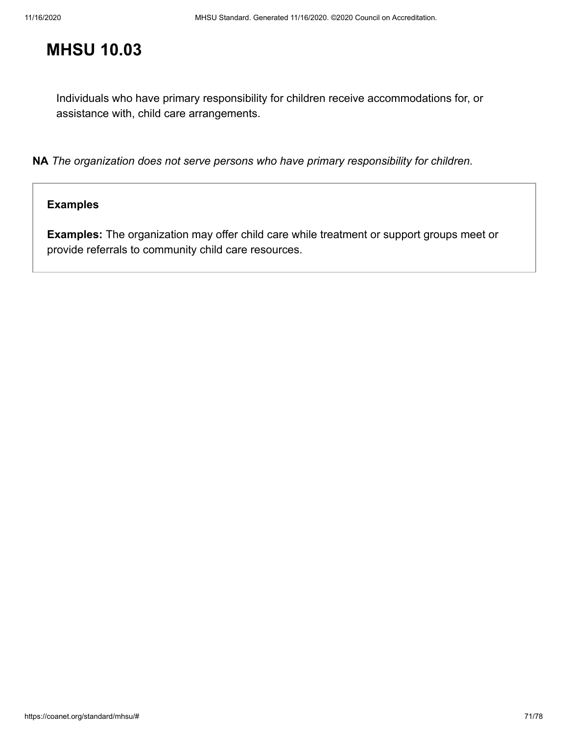# MHSU 10.03

Individuals who have primary responsibility for children receive accommodations for, or assistance with, child care arrangements.

**NA** *The organization does not serve persons who have primary responsibility for children.*

**Examples**

**Examples:** The organization may offer child care while treatment or support groups meet or provide referrals to community child care resources.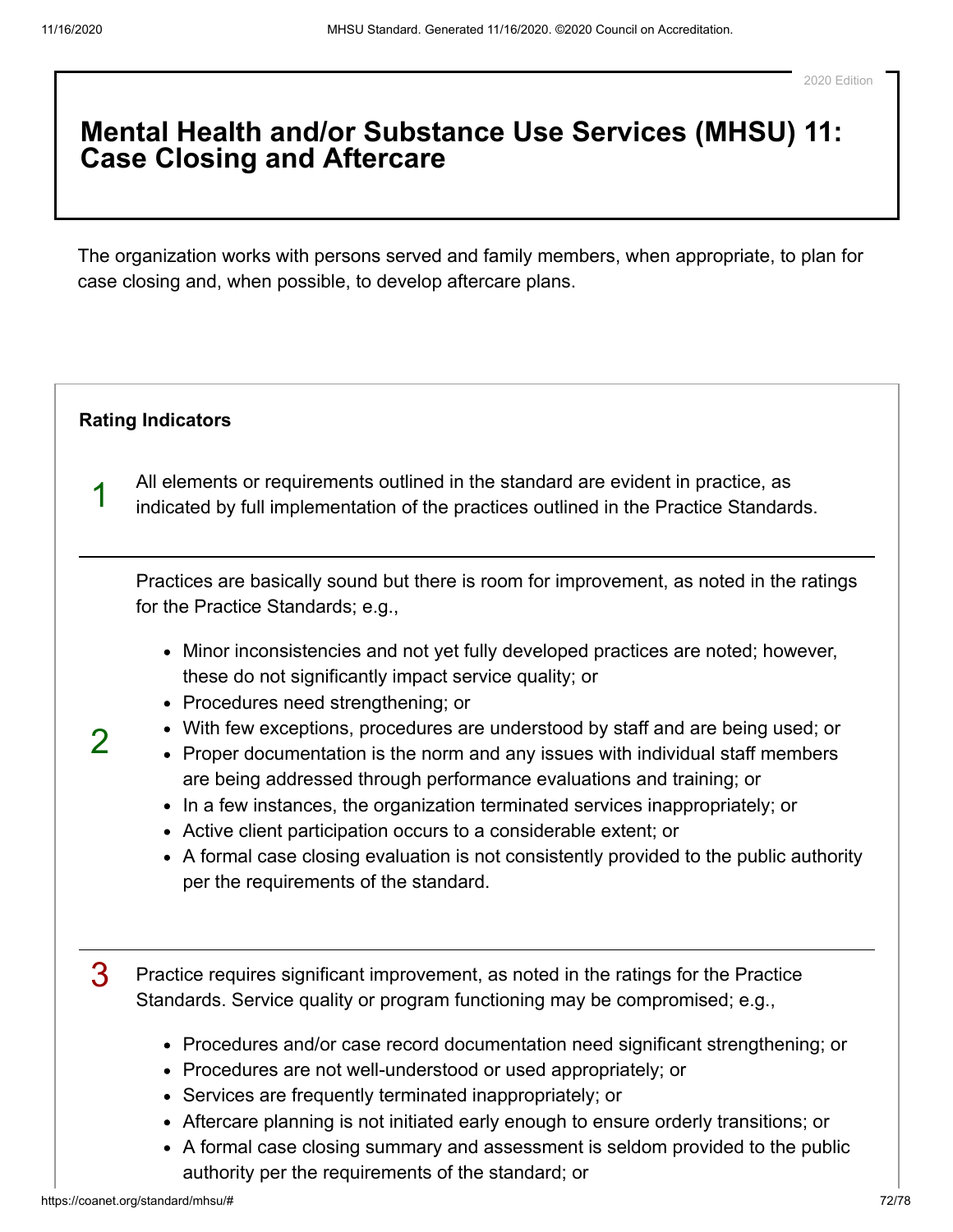2020 Edition

# Mental Health and/or Substance Use Services (MHSU) 11: Case Closing and Aftercare

The organization works with persons served and family members, when appropriate, to plan for case closing and, when possible, to develop aftercare plans.

**Rating Indicators**

1. All elements or requirements outlined in the standard are evident in practice, as indicated by full implementation of the practices outlined in the Practice Standards.

2. Practices are basically sound but there is room for improvement, as noted in the ratings for the Practice Standards; e.g.,
   - Minor inconsistencies and not yet fully developed practices are noted; however, these do not significantly impact service quality; or
   - Procedures need strengthening; or
   - With few exceptions, procedures are understood by staff and are being used; or
   - Proper documentation is the norm and any issues with individual staff members are being addressed through performance evaluations and training; or
   - In a few instances, the organization terminated services inappropriately; or
   - Active client participation occurs to a considerable extent; or
   - A formal case closing evaluation is not consistently provided to the public authority per the requirements of the standard.

3. Practice requires significant improvement, as noted in the ratings for the Practice Standards. Service quality or program functioning may be compromised; e.g.,
   - Procedures and/or case record documentation need significant strengthening; or
   - Procedures are not well-understood or used appropriately; or
   - Services are frequently terminated inappropriately; or
   - Aftercare planning is not initiated early enough to ensure orderly transitions; or
   - A formal case closing summary and assessment is seldom provided to the public authority per the requirements of the standard; or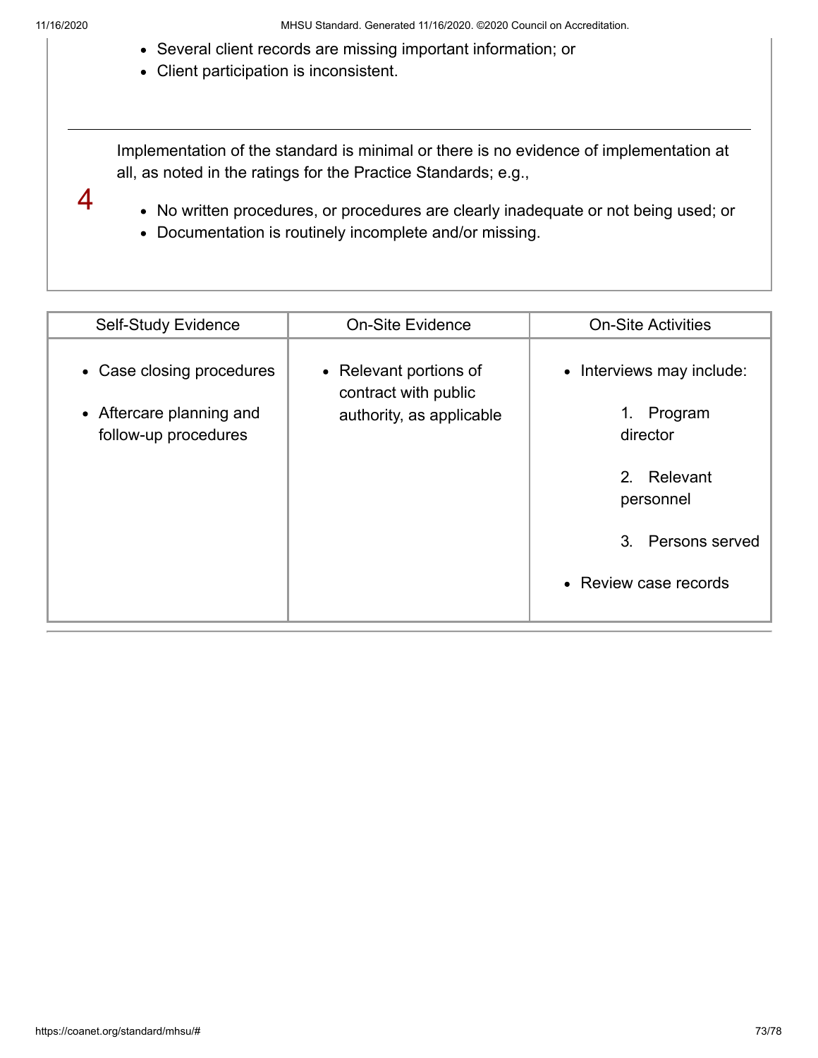- Several client records are missing important information; or
- Client participation is inconsistent.

---

**4**

Implementation of the standard is minimal or there is no evidence of implementation at all, as noted in the ratings for the Practice Standards; e.g.,

- No written procedures, or procedures are clearly inadequate or not being used; or
- Documentation is routinely incomplete and/or missing.

| Self-Study Evidence | On-Site Evidence | On-Site Activities |
| --- | --- | --- |
| • Case closing procedures<br>• Aftercare planning and follow-up procedures | • Relevant portions of contract with public authority, as applicable | • Interviews may include:<br>1. Program director<br>2. Relevant personnel<br>3. Persons served<br>• Review case records |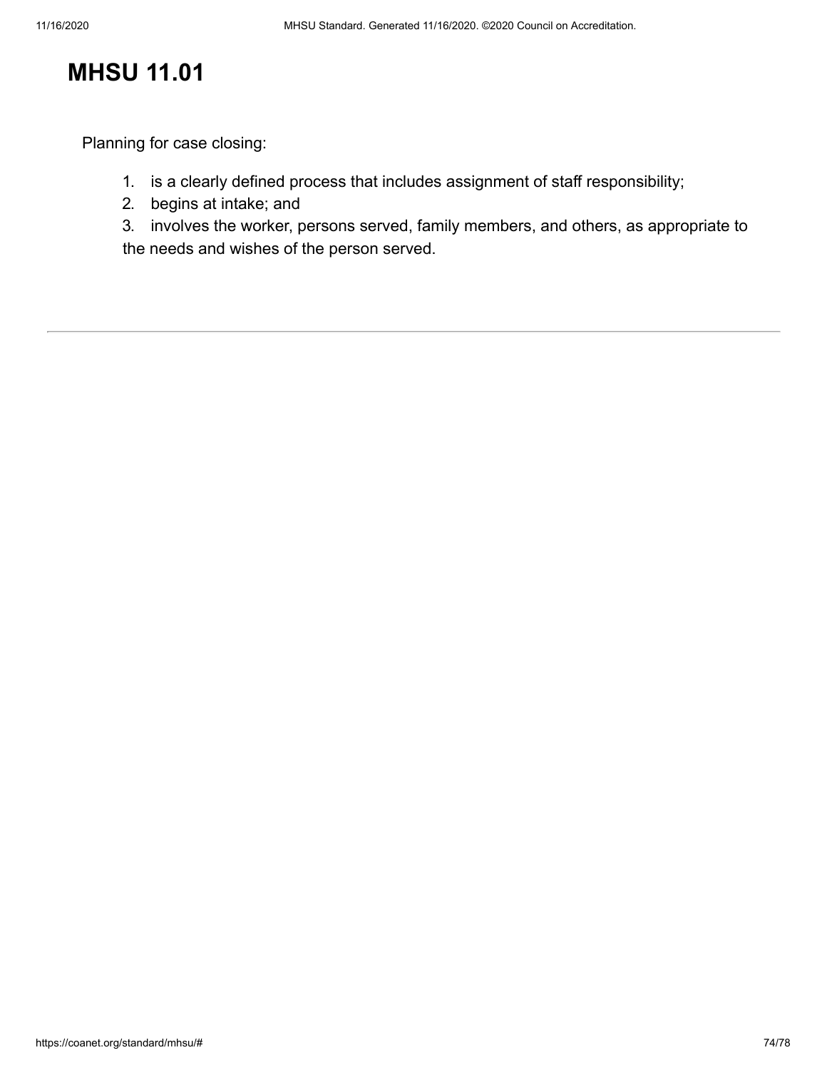# MHSU 11.01

Planning for case closing:

1. is a clearly defined process that includes assignment of staff responsibility;
2. begins at intake; and
3. involves the worker, persons served, family members, and others, as appropriate to the needs and wishes of the person served.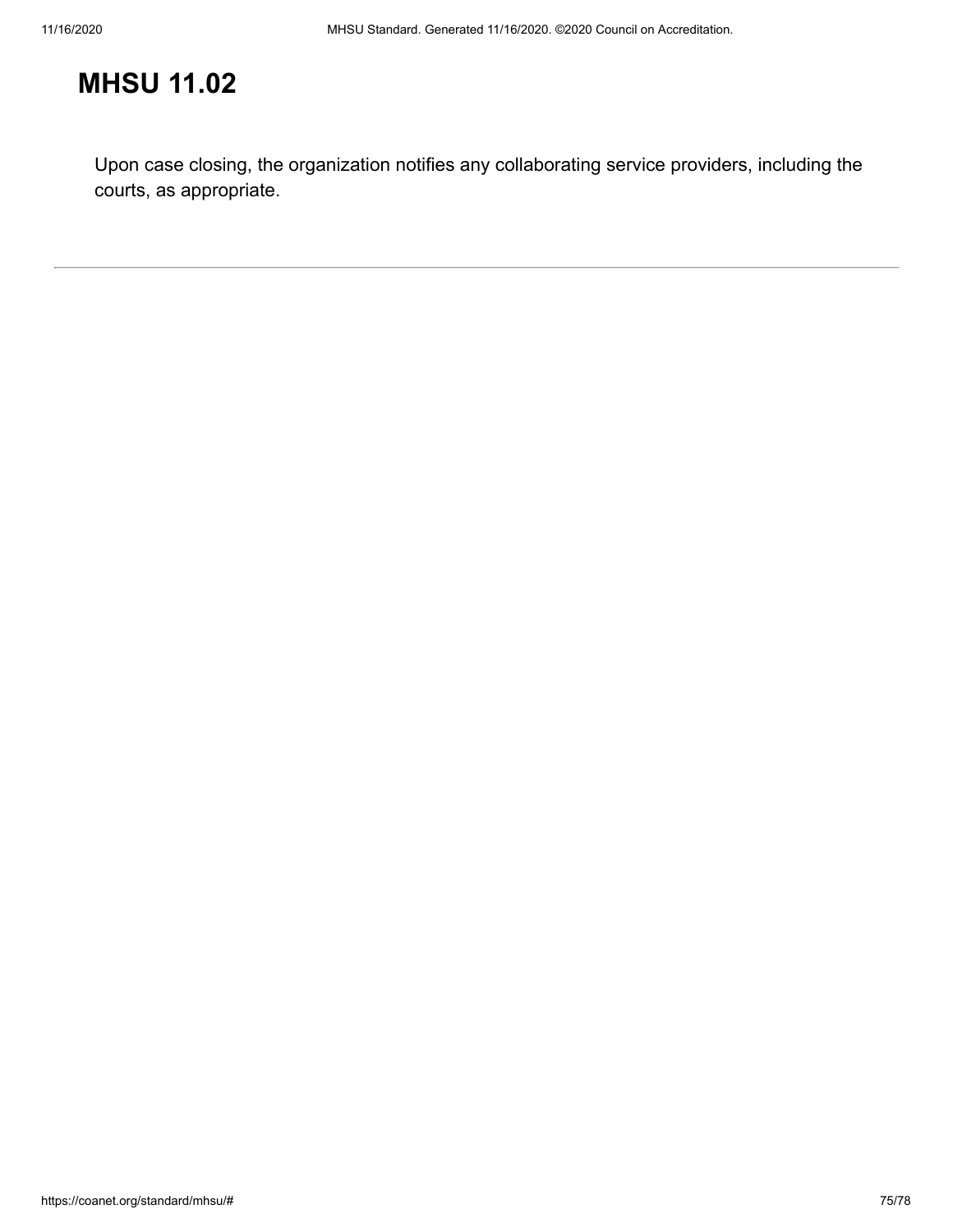# MHSU 11.02

Upon case closing, the organization notifies any collaborating service providers, including the courts, as appropriate.

---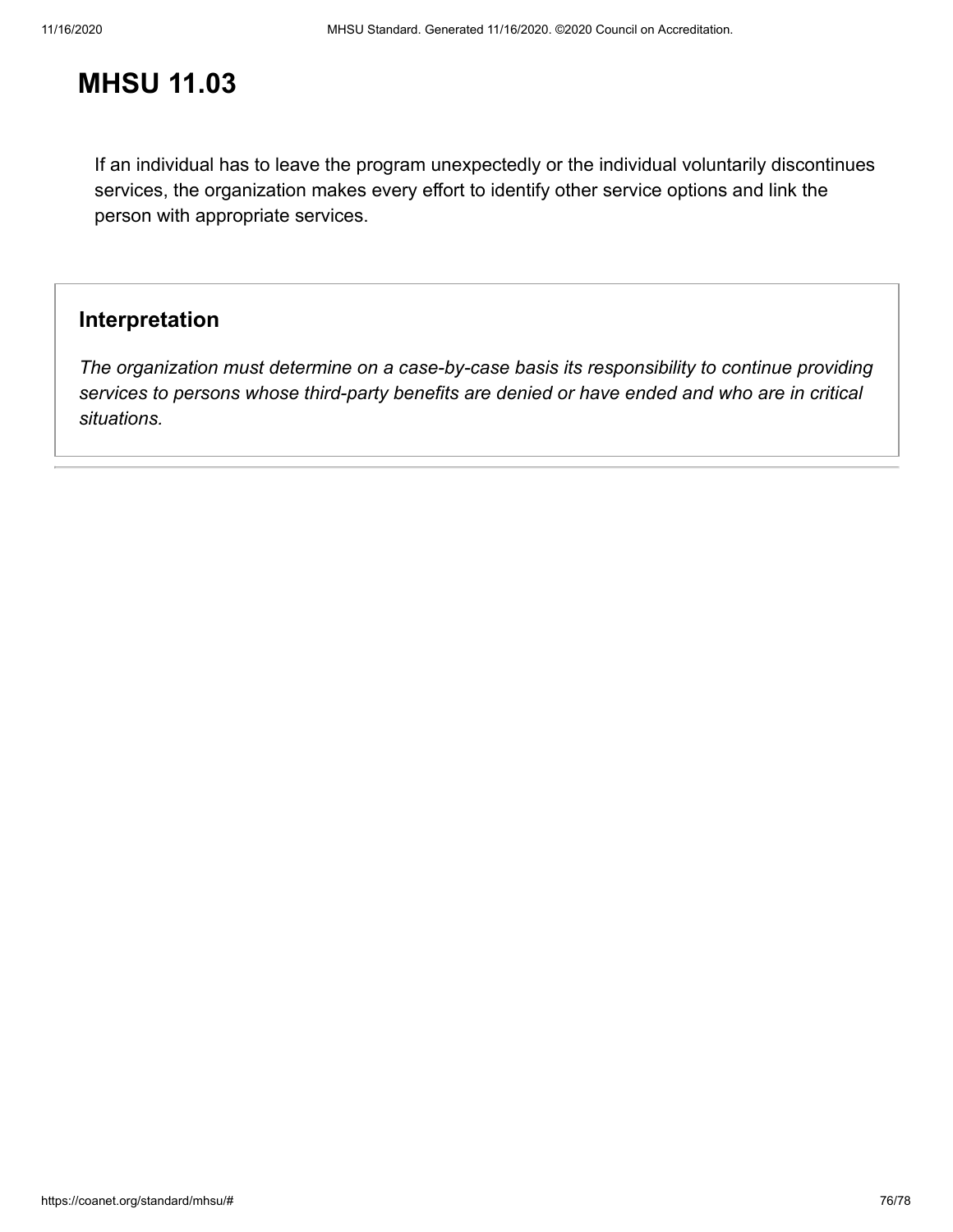# MHSU 11.03

If an individual has to leave the program unexpectedly or the individual voluntarily discontinues services, the organization makes every effort to identify other service options and link the person with appropriate services.

## Interpretation

*The organization must determine on a case-by-case basis its responsibility to continue providing services to persons whose third-party benefits are denied or have ended and who are in critical situations.*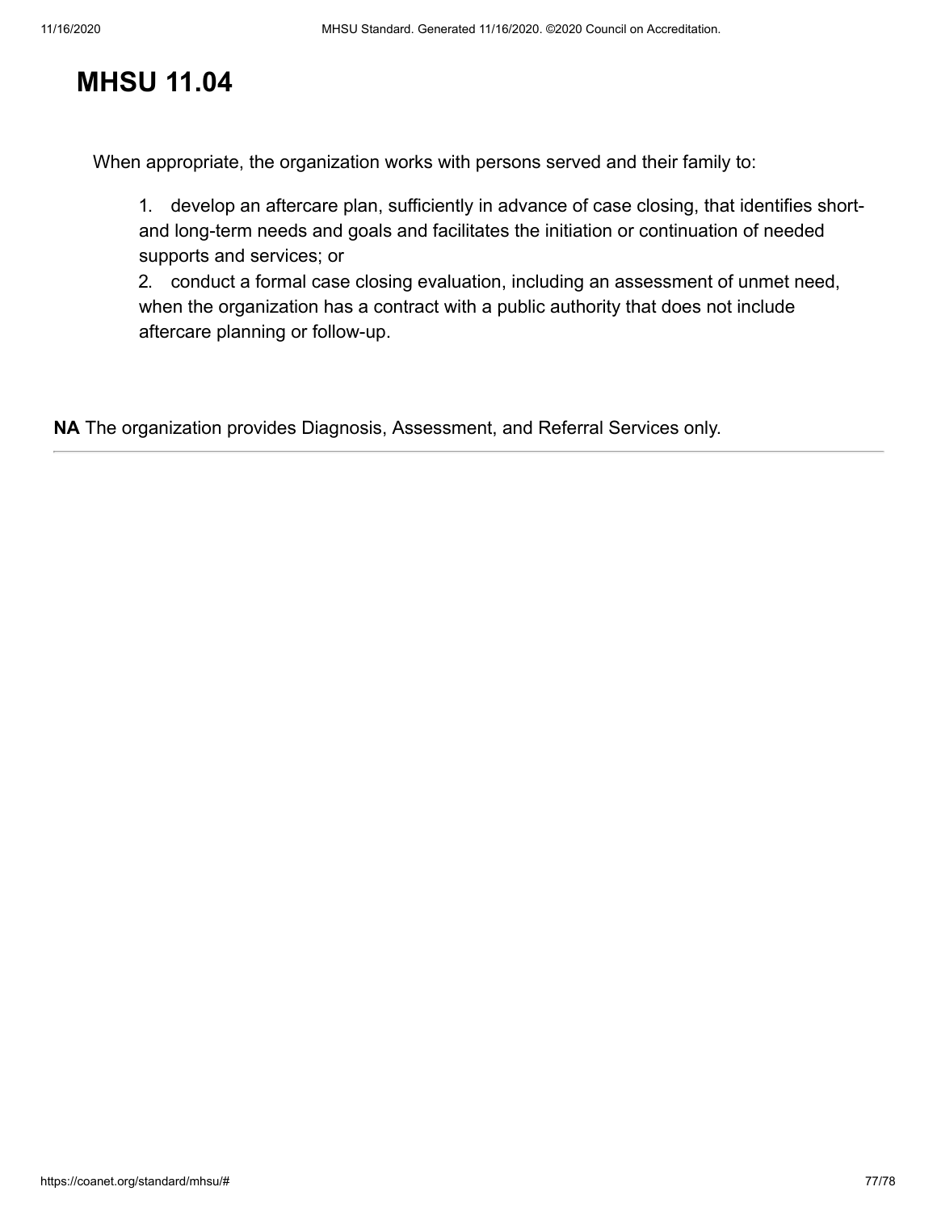# MHSU 11.04

When appropriate, the organization works with persons served and their family to:

1. develop an aftercare plan, sufficiently in advance of case closing, that identifies short- and long-term needs and goals and facilitates the initiation or continuation of needed supports and services; or
2. conduct a formal case closing evaluation, including an assessment of unmet need, when the organization has a contract with a public authority that does not include aftercare planning or follow-up.

**NA** The organization provides Diagnosis, Assessment, and Referral Services only.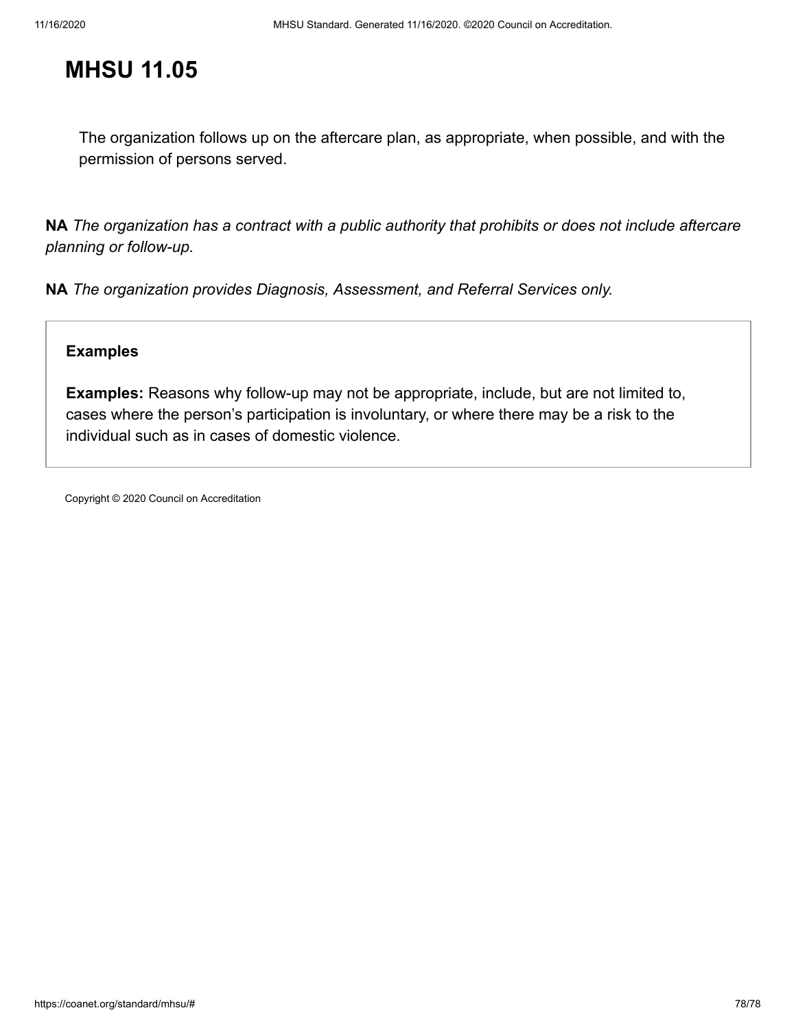# MHSU 11.05

The organization follows up on the aftercare plan, as appropriate, when possible, and with the permission of persons served.

**NA** *The organization has a contract with a public authority that prohibits or does not include aftercare planning or follow-up.*

**NA** *The organization provides Diagnosis, Assessment, and Referral Services only.*

**Examples**

**Examples:** Reasons why follow-up may not be appropriate, include, but are not limited to, cases where the person's participation is involuntary, or where there may be a risk to the individual such as in cases of domestic violence.

Copyright © 2020 Council on Accreditation